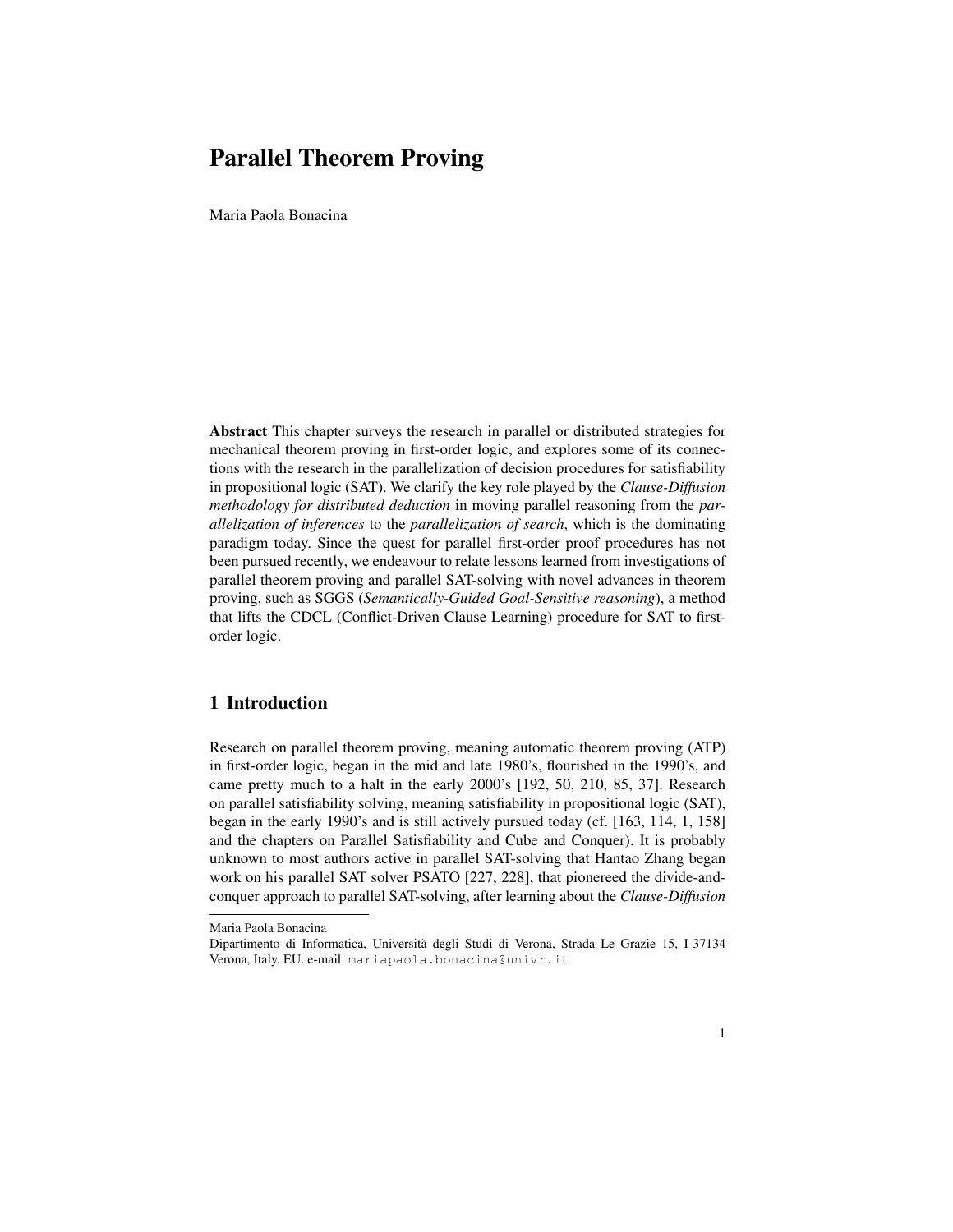# Parallel Theorem Proving

Maria Paola Bonacina

**Abstract** This chapter surveys the research in parallel or distributed strategies for mechanical theorem proving in first-order logic, and explores some of its connections with the research in the parallelization of decision procedures for satisfiability in propositional logic (SAT). We clarify the key role played by the *Clause-Diffusion methodology for distributed deduction* in moving parallel reasoning from the *parallelization of inferences* to the *parallelization of search*, which is the dominating paradigm today. Since the quest for parallel first-order proof procedures has not been pursued recently, we endeavour to relate lessons learned from investigations of parallel theorem proving and parallel SAT-solving with novel advances in theorem proving, such as SGGS (*Semantically-Guided Goal-Sensitive reasoning*), a method that lifts the CDCL (Conflict-Driven Clause Learning) procedure for SAT to first-order logic.

## 1 Introduction

Research on parallel theorem proving, meaning automatic theorem proving (ATP) in first-order logic, began in the mid and late 1980's, flourished in the 1990's, and came pretty much to a halt in the early 2000's [192, 50, 210, 85, 37]. Research on parallel satisfiability solving, meaning satisfiability in propositional logic (SAT), began in the early 1990's and is still actively pursued today (cf. [163, 114, 1, 158] and the chapters on Parallel Satisfiability and Cube and Conquer). It is probably unknown to most authors active in parallel SAT-solving that Hantao Zhang began work on his parallel SAT solver PSATO [227, 228], that pionereed the divide-and-conquer approach to parallel SAT-solving, after learning about the *Clause-Diffusion*

---

Maria Paola Bonacina

Dipartimento di Informatica, Università degli Studi di Verona, Strada Le Grazie 15, I-37134 Verona, Italy, EU. e-mail: mariapaola.bonacina@univr.it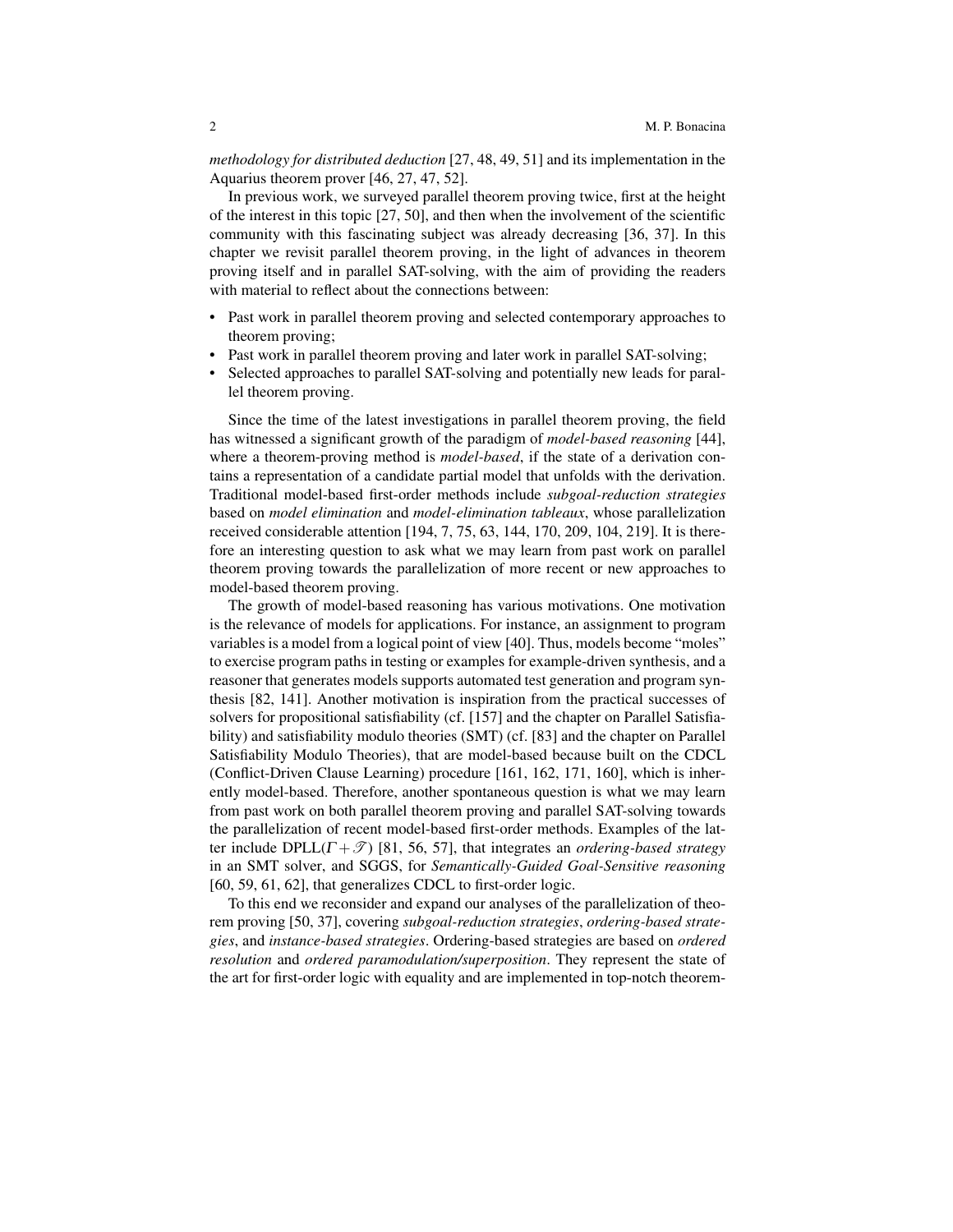*methodology for distributed deduction* [27, 48, 49, 51] and its implementation in the Aquarius theorem prover [46, 27, 47, 52].

In previous work, we surveyed parallel theorem proving twice, first at the height of the interest in this topic [27, 50], and then when the involvement of the scientific community with this fascinating subject was already decreasing [36, 37]. In this chapter we revisit parallel theorem proving, in the light of advances in theorem proving itself and in parallel SAT-solving, with the aim of providing the readers with material to reflect about the connections between:

- Past work in parallel theorem proving and selected contemporary approaches to theorem proving;
- Past work in parallel theorem proving and later work in parallel SAT-solving;
- Selected approaches to parallel SAT-solving and potentially new leads for parallel theorem proving.

Since the time of the latest investigations in parallel theorem proving, the field has witnessed a significant growth of the paradigm of *model-based reasoning* [44], where a theorem-proving method is *model-based*, if the state of a derivation contains a representation of a candidate partial model that unfolds with the derivation. Traditional model-based first-order methods include *subgoal-reduction strategies* based on *model elimination* and *model-elimination tableaux*, whose parallelization received considerable attention [194, 7, 75, 63, 144, 170, 209, 104, 219]. It is therefore an interesting question to ask what we may learn from past work on parallel theorem proving towards the parallelization of more recent or new approaches to model-based theorem proving.

The growth of model-based reasoning has various motivations. One motivation is the relevance of models for applications. For instance, an assignment to program variables is a model from a logical point of view [40]. Thus, models become "moles" to exercise program paths in testing or examples for example-driven synthesis, and a reasoner that generates models supports automated test generation and program synthesis [82, 141]. Another motivation is inspiration from the practical successes of solvers for propositional satisfiability (cf. [157] and the chapter on Parallel Satisfiability) and satisfiability modulo theories (SMT) (cf. [83] and the chapter on Parallel Satisfiability Modulo Theories), that are model-based because built on the CDCL (Conflict-Driven Clause Learning) procedure [161, 162, 171, 160], which is inherently model-based. Therefore, another spontaneous question is what we may learn from past work on both parallel theorem proving and parallel SAT-solving towards the parallelization of recent model-based first-order methods. Examples of the latter include DPLL($\Gamma + \mathscr{T}$) [81, 56, 57], that integrates an *ordering-based strategy* in an SMT solver, and SGGS, for *Semantically-Guided Goal-Sensitive reasoning* [60, 59, 61, 62], that generalizes CDCL to first-order logic.

To this end we reconsider and expand our analyses of the parallelization of theorem proving [50, 37], covering *subgoal-reduction strategies*, *ordering-based strategies*, and *instance-based strategies*. Ordering-based strategies are based on *ordered resolution* and *ordered paramodulation/superposition*. They represent the state of the art for first-order logic with equality and are implemented in top-notch theorem-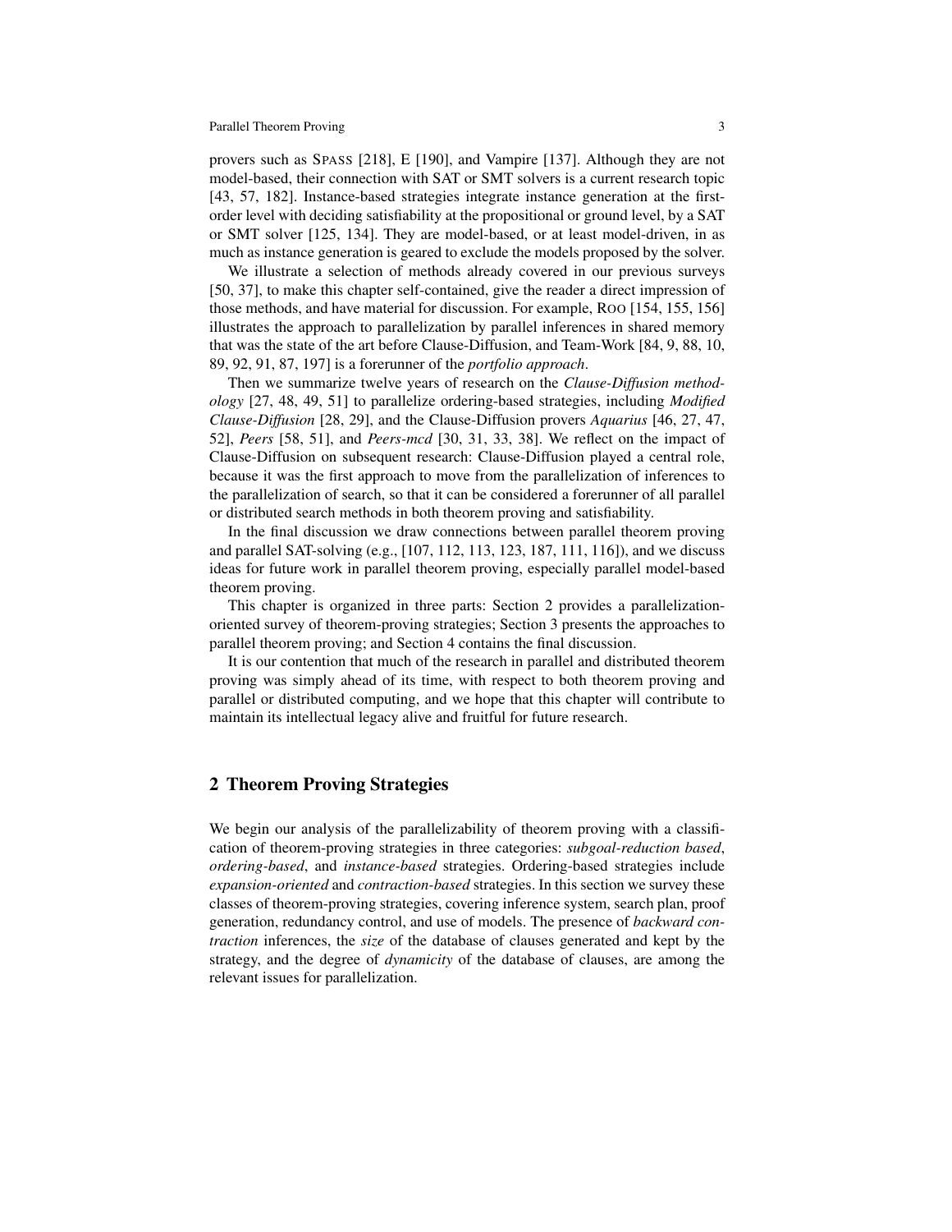provers such as SPASS [218], E [190], and Vampire [137]. Although they are not model-based, their connection with SAT or SMT solvers is a current research topic [43, 57, 182]. Instance-based strategies integrate instance generation at the first-order level with deciding satisfiability at the propositional or ground level, by a SAT or SMT solver [125, 134]. They are model-based, or at least model-driven, in as much as instance generation is geared to exclude the models proposed by the solver.

We illustrate a selection of methods already covered in our previous surveys [50, 37], to make this chapter self-contained, give the reader a direct impression of those methods, and have material for discussion. For example, ROO [154, 155, 156] illustrates the approach to parallelization by parallel inferences in shared memory that was the state of the art before Clause-Diffusion, and Team-Work [84, 9, 88, 10, 89, 92, 91, 87, 197] is a forerunner of the *portfolio approach*.

Then we summarize twelve years of research on the *Clause-Diffusion methodology* [27, 48, 49, 51] to parallelize ordering-based strategies, including *Modified Clause-Diffusion* [28, 29], and the Clause-Diffusion provers *Aquarius* [46, 27, 47, 52], *Peers* [58, 51], and *Peers-mcd* [30, 31, 33, 38]. We reflect on the impact of Clause-Diffusion on subsequent research: Clause-Diffusion played a central role, because it was the first approach to move from the parallelization of inferences to the parallelization of search, so that it can be considered a forerunner of all parallel or distributed search methods in both theorem proving and satisfiability.

In the final discussion we draw connections between parallel theorem proving and parallel SAT-solving (e.g., [107, 112, 113, 123, 187, 111, 116]), and we discuss ideas for future work in parallel theorem proving, especially parallel model-based theorem proving.

This chapter is organized in three parts: Section 2 provides a parallelization-oriented survey of theorem-proving strategies; Section 3 presents the approaches to parallel theorem proving; and Section 4 contains the final discussion.

It is our contention that much of the research in parallel and distributed theorem proving was simply ahead of its time, with respect to both theorem proving and parallel or distributed computing, and we hope that this chapter will contribute to maintain its intellectual legacy alive and fruitful for future research.

## 2 Theorem Proving Strategies

We begin our analysis of the parallelizability of theorem proving with a classification of theorem-proving strategies in three categories: *subgoal-reduction based*, *ordering-based*, and *instance-based* strategies. Ordering-based strategies include *expansion-oriented* and *contraction-based* strategies. In this section we survey these classes of theorem-proving strategies, covering inference system, search plan, proof generation, redundancy control, and use of models. The presence of *backward contraction* inferences, the *size* of the database of clauses generated and kept by the strategy, and the degree of *dynamicity* of the database of clauses, are among the relevant issues for parallelization.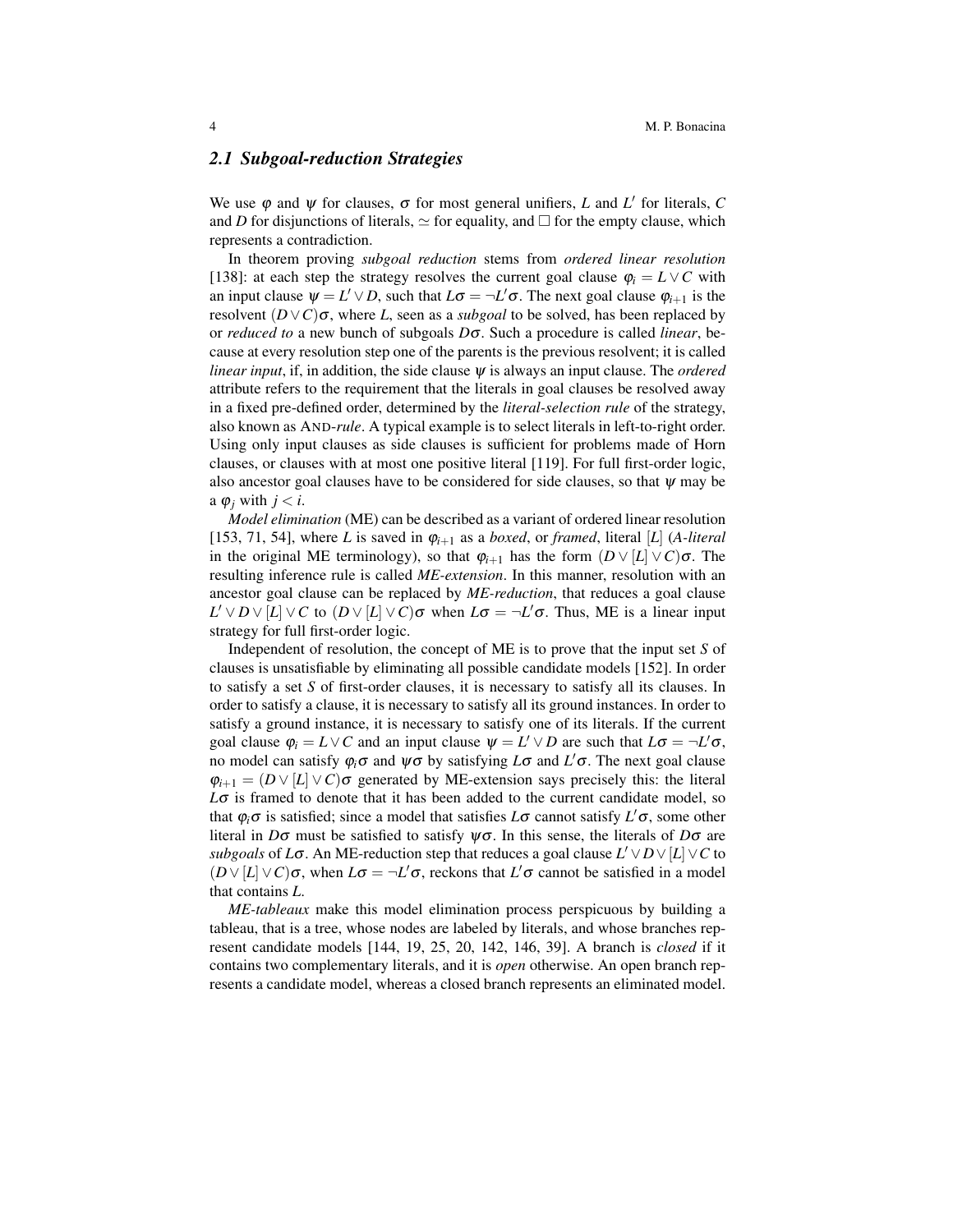### 2.1 Subgoal-reduction Strategies

We use $\varphi$ and $\psi$ for clauses, $\sigma$ for most general unifiers, $L$ and $L'$ for literals, $C$ and $D$ for disjunctions of literals, $\simeq$ for equality, and $\Box$ for the empty clause, which represents a contradiction.

In theorem proving *subgoal reduction* stems from *ordered linear resolution* [138]: at each step the strategy resolves the current goal clause $\varphi_i = L \vee C$ with an input clause $\psi = L' \vee D$, such that $L\sigma = \neg L'\sigma$. The next goal clause $\varphi_{i+1}$ is the resolvent $(D \vee C)\sigma$, where $L$, seen as a *subgoal* to be solved, has been replaced by or *reduced to* a new bunch of subgoals $D\sigma$. Such a procedure is called *linear*, because at every resolution step one of the parents is the previous resolvent; it is called *linear input*, if, in addition, the side clause $\psi$ is always an input clause. The *ordered* attribute refers to the requirement that the literals in goal clauses be resolved away in a fixed pre-defined order, determined by the *literal-selection rule* of the strategy, also known as *AND-rule*. A typical example is to select literals in left-to-right order. Using only input clauses as side clauses is sufficient for problems made of Horn clauses, or clauses with at most one positive literal [119]. For full first-order logic, also ancestor goal clauses have to be considered for side clauses, so that $\psi$ may be a $\varphi_j$ with $j < i$.

*Model elimination* (ME) can be described as a variant of ordered linear resolution [153, 71, 54], where $L$ is saved in $\varphi_{i+1}$ as a *boxed*, or *framed*, literal $[L]$ (*A-literal* in the original ME terminology), so that $\varphi_{i+1}$ has the form $(D \vee [L] \vee C)\sigma$. The resulting inference rule is called *ME-extension*. In this manner, resolution with an ancestor goal clause can be replaced by *ME-reduction*, that reduces a goal clause $L' \vee D \vee [L] \vee C$ to $(D \vee [L] \vee C)\sigma$ when $L\sigma = \neg L'\sigma$. Thus, ME is a linear input strategy for full first-order logic.

Independent of resolution, the concept of ME is to prove that the input set $S$ of clauses is unsatisfiable by eliminating all possible candidate models [152]. In order to satisfy a set $S$ of first-order clauses, it is necessary to satisfy all its clauses. In order to satisfy a clause, it is necessary to satisfy all its ground instances. In order to satisfy a ground instance, it is necessary to satisfy one of its literals. If the current goal clause $\varphi_i = L \vee C$ and an input clause $\psi = L' \vee D$ are such that $L\sigma = \neg L'\sigma$, no model can satisfy $\varphi_i\sigma$ and $\psi\sigma$ by satisfying $L\sigma$ and $L'\sigma$. The next goal clause $\varphi_{i+1} = (D \vee [L] \vee C)\sigma$ generated by ME-extension says precisely this: the literal $L\sigma$ is framed to denote that it has been added to the current candidate model, so that $\varphi_i\sigma$ is satisfied; since a model that satisfies $L\sigma$ cannot satisfy $L'\sigma$, some other literal in $D\sigma$ must be satisfied to satisfy $\psi\sigma$. In this sense, the literals of $D\sigma$ are *subgoals* of $L\sigma$. An ME-reduction step that reduces a goal clause $L' \vee D \vee [L] \vee C$ to $(D \vee [L] \vee C)\sigma$, when $L\sigma = \neg L'\sigma$, reckons that $L'\sigma$ cannot be satisfied in a model that contains $L$.

*ME-tableaux* make this model elimination process perspicuous by building a tableau, that is a tree, whose nodes are labeled by literals, and whose branches represent candidate models [144, 19, 25, 20, 142, 146, 39]. A branch is *closed* if it contains two complementary literals, and it is *open* otherwise. An open branch represents a candidate model, whereas a closed branch represents an eliminated model.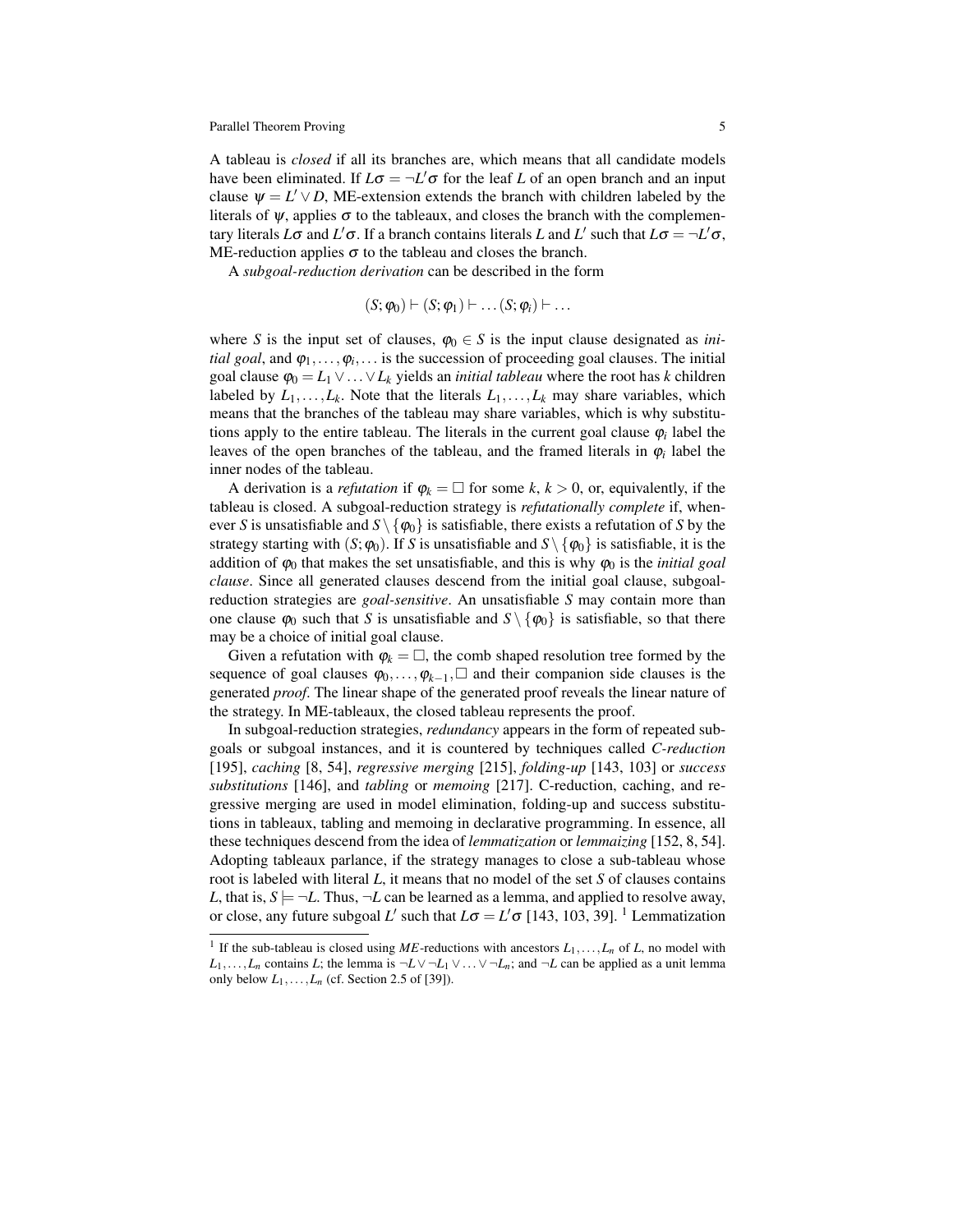A tableau is *closed* if all its branches are, which means that all candidate models have been eliminated. If $L\sigma = \neg L'\sigma$ for the leaf $L$ of an open branch and an input clause $\psi = L' \vee D$, ME-extension extends the branch with children labeled by the literals of $\psi$, applies $\sigma$ to the tableaux, and closes the branch with the complementary literals $L\sigma$ and $L'\sigma$. If a branch contains literals $L$ and $L'$ such that $L\sigma = \neg L'\sigma$, ME-reduction applies $\sigma$ to the tableau and closes the branch.

A *subgoal-reduction derivation* can be described in the form

$$(S;\varphi_0) \vdash (S;\varphi_1) \vdash \ldots (S;\varphi_i) \vdash \ldots$$

where $S$ is the input set of clauses, $\varphi_0 \in S$ is the input clause designated as *initial goal*, and $\varphi_1, \ldots, \varphi_i, \ldots$ is the succession of proceeding goal clauses. The initial goal clause $\varphi_0 = L_1 \vee \ldots \vee L_k$ yields an *initial tableau* where the root has $k$ children labeled by $L_1, \ldots, L_k$. Note that the literals $L_1, \ldots, L_k$ may share variables, which means that the branches of the tableau may share variables, which is why substitutions apply to the entire tableau. The literals in the current goal clause $\varphi_i$ label the leaves of the open branches of the tableau, and the framed literals in $\varphi_i$ label the inner nodes of the tableau.

A derivation is a *refutation* if $\varphi_k = \Box$ for some $k$, $k > 0$, or, equivalently, if the tableau is closed. A subgoal-reduction strategy is *refutationally complete* if, whenever $S$ is unsatisfiable and $S \setminus \{\varphi_0\}$ is satisfiable, there exists a refutation of $S$ by the strategy starting with $(S;\varphi_0)$. If $S$ is unsatisfiable and $S \setminus \{\varphi_0\}$ is satisfiable, it is the addition of $\varphi_0$ that makes the set unsatisfiable, and this is why $\varphi_0$ is the *initial goal clause*. Since all generated clauses descend from the initial goal clause, subgoal-reduction strategies are *goal-sensitive*. An unsatisfiable $S$ may contain more than one clause $\varphi_0$ such that $S$ is unsatisfiable and $S \setminus \{\varphi_0\}$ is satisfiable, so that there may be a choice of initial goal clause.

Given a refutation with $\varphi_k = \Box$, the comb shaped resolution tree formed by the sequence of goal clauses $\varphi_0, \ldots, \varphi_{k-1}, \Box$ and their companion side clauses is the generated *proof*. The linear shape of the generated proof reveals the linear nature of the strategy. In ME-tableaux, the closed tableau represents the proof.

In subgoal-reduction strategies, *redundancy* appears in the form of repeated subgoals or subgoal instances, and it is countered by techniques called *C-reduction* [195], *caching* [8, 54], *regressive merging* [215], *folding-up* [143, 103] or *success substitutions* [146], and *tabling* or *memoing* [217]. C-reduction, caching, and regressive merging are used in model elimination, folding-up and success substitutions in tableaux, tabling and memoing in declarative programming. In essence, all these techniques descend from the idea of *lemmatization* or *lemmaizing* [152, 8, 54]. Adopting tableaux parlance, if the strategy manages to close a sub-tableau whose root is labeled with literal $L$, it means that no model of the set $S$ of clauses contains $L$, that is, $S \models \neg L$. Thus, $\neg L$ can be learned as a lemma, and applied to resolve away, or close, any future subgoal $L'$ such that $L\sigma = L'\sigma$ [143, 103, 39]. [1] Lemmatization

[1] If the sub-tableau is closed using *ME*-reductions with ancestors $L_1, \ldots, L_n$ of $L$, no model with $L_1, \ldots, L_n$ contains $L$; the lemma is $\neg L \vee \neg L_1 \vee \ldots \vee \neg L_n$; and $\neg L$ can be applied as a unit lemma only below $L_1, \ldots, L_n$ (cf. Section 2.5 of [39]).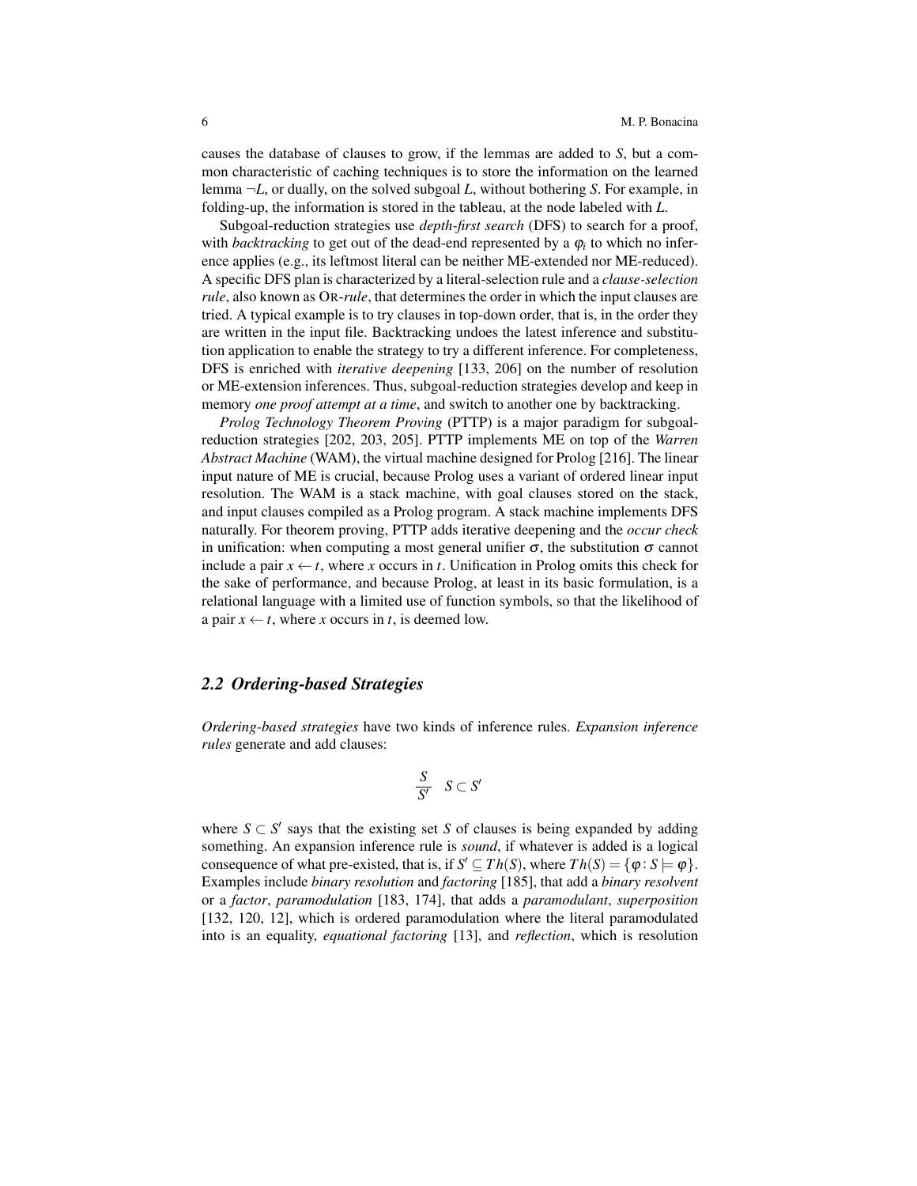causes the database of clauses to grow, if the lemmas are added to $S$, but a common characteristic of caching techniques is to store the information on the learned lemma $\neg L$, or dually, on the solved subgoal $L$, without bothering $S$. For example, in folding-up, the information is stored in the tableau, at the node labeled with $L$.

Subgoal-reduction strategies use *depth-first search* (DFS) to search for a proof, with *backtracking* to get out of the dead-end represented by a $\varphi_i$ to which no inference applies (e.g., its leftmost literal can be neither ME-extended nor ME-reduced). A specific DFS plan is characterized by a literal-selection rule and a *clause-selection rule*, also known as OR-*rule*, that determines the order in which the input clauses are tried. A typical example is to try clauses in top-down order, that is, in the order they are written in the input file. Backtracking undoes the latest inference and substitution application to enable the strategy to try a different inference. For completeness, DFS is enriched with *iterative deepening* [133, 206] on the number of resolution or ME-extension inferences. Thus, subgoal-reduction strategies develop and keep in memory *one proof attempt at a time*, and switch to another one by backtracking.

*Prolog Technology Theorem Proving* (PTTP) is a major paradigm for subgoal-reduction strategies [202, 203, 205]. PTTP implements ME on top of the *Warren Abstract Machine* (WAM), the virtual machine designed for Prolog [216]. The linear input nature of ME is crucial, because Prolog uses a variant of ordered linear input resolution. The WAM is a stack machine, with goal clauses stored on the stack, and input clauses compiled as a Prolog program. A stack machine implements DFS naturally. For theorem proving, PTTP adds iterative deepening and the *occur check* in unification: when computing a most general unifier $\sigma$, the substitution $\sigma$ cannot include a pair $x \leftarrow t$, where $x$ occurs in $t$. Unification in Prolog omits this check for the sake of performance, and because Prolog, at least in its basic formulation, is a relational language with a limited use of function symbols, so that the likelihood of a pair $x \leftarrow t$, where $x$ occurs in $t$, is deemed low.

## 2.2 Ordering-based Strategies

*Ordering-based strategies* have two kinds of inference rules. *Expansion inference rules* generate and add clauses:

$$\frac{S}{S'} \quad S \subset S'$$

where $S \subset S'$ says that the existing set $S$ of clauses is being expanded by adding something. An expansion inference rule is *sound*, if whatever is added is a logical consequence of what pre-existed, that is, if $S' \subseteq Th(S)$, where $Th(S) = \{\varphi : S \models \varphi\}$. Examples include *binary resolution* and *factoring* [185], that add a *binary resolvent* or a *factor*, *paramodulation* [183, 174], that adds a *paramodulant*, *superposition* [132, 120, 12], which is ordered paramodulation where the literal paramodulated into is an equality, *equational factoring* [13], and *reflection*, which is resolution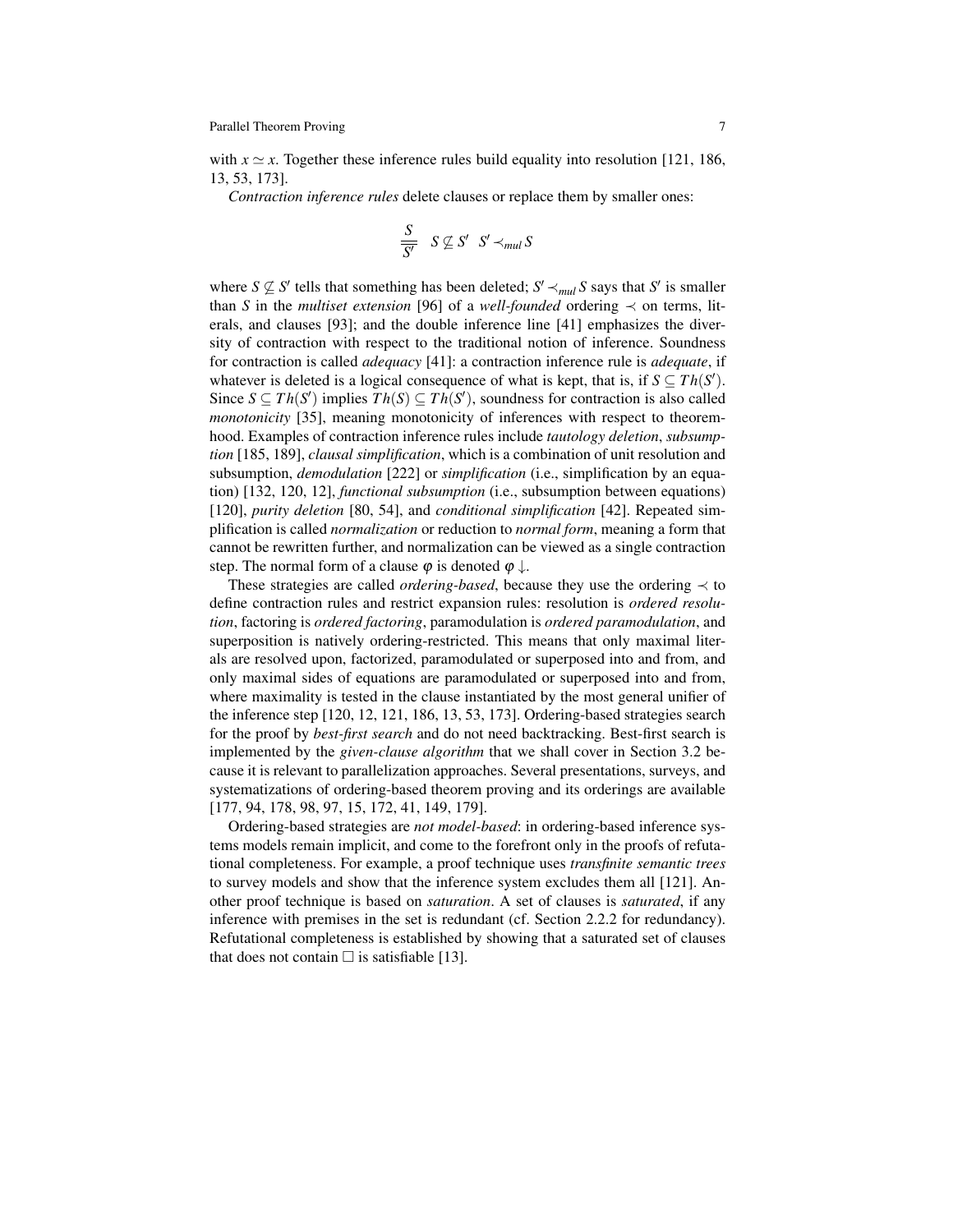with $x \simeq x$. Together these inference rules build equality into resolution [121, 186, 13, 53, 173].

*Contraction inference rules* delete clauses or replace them by smaller ones:

$$\frac{S}{\overline{\overline{S'}}} \quad S \not\subseteq S' \quad S' \prec_{mul} S$$

where $S \not\subseteq S'$ tells that something has been deleted; $S' \prec_{mul} S$ says that $S'$ is smaller than $S$ in the *multiset extension* [96] of a *well-founded* ordering $\prec$ on terms, literals, and clauses [93]; and the double inference line [41] emphasizes the diversity of contraction with respect to the traditional notion of inference. Soundness for contraction is called *adequacy* [41]: a contraction inference rule is *adequate*, if whatever is deleted is a logical consequence of what is kept, that is, if $S \subseteq Th(S')$. Since $S \subseteq Th(S')$ implies $Th(S) \subseteq Th(S')$, soundness for contraction is also called *monotonicity* [35], meaning monotonicity of inferences with respect to theoremhood. Examples of contraction inference rules include *tautology deletion*, *subsumption* [185, 189], *clausal simplification*, which is a combination of unit resolution and subsumption, *demodulation* [222] or *simplification* (i.e., simplification by an equation) [132, 120, 12], *functional subsumption* (i.e., subsumption between equations) [120], *purity deletion* [80, 54], and *conditional simplification* [42]. Repeated simplification is called *normalization* or reduction to *normal form*, meaning a form that cannot be rewritten further, and normalization can be viewed as a single contraction step. The normal form of a clause $\varphi$ is denoted $\varphi\downarrow$.

These strategies are called *ordering-based*, because they use the ordering $\prec$ to define contraction rules and restrict expansion rules: resolution is *ordered resolution*, factoring is *ordered factoring*, paramodulation is *ordered paramodulation*, and superposition is natively ordering-restricted. This means that only maximal literals are resolved upon, factorized, paramodulated or superposed into and from, and only maximal sides of equations are paramodulated or superposed into and from, where maximality is tested in the clause instantiated by the most general unifier of the inference step [120, 12, 121, 186, 13, 53, 173]. Ordering-based strategies search for the proof by *best-first search* and do not need backtracking. Best-first search is implemented by the *given-clause algorithm* that we shall cover in Section 3.2 because it is relevant to parallelization approaches. Several presentations, surveys, and systematizations of ordering-based theorem proving and its orderings are available [177, 94, 178, 98, 97, 15, 172, 41, 149, 179].

Ordering-based strategies are *not model-based*: in ordering-based inference systems models remain implicit, and come to the forefront only in the proofs of refutational completeness. For example, a proof technique uses *transfinite semantic trees* to survey models and show that the inference system excludes them all [121]. Another proof technique is based on *saturation*. A set of clauses is *saturated*, if any inference with premises in the set is redundant (cf. Section 2.2.2 for redundancy). Refutational completeness is established by showing that a saturated set of clauses that does not contain $\square$ is satisfiable [13].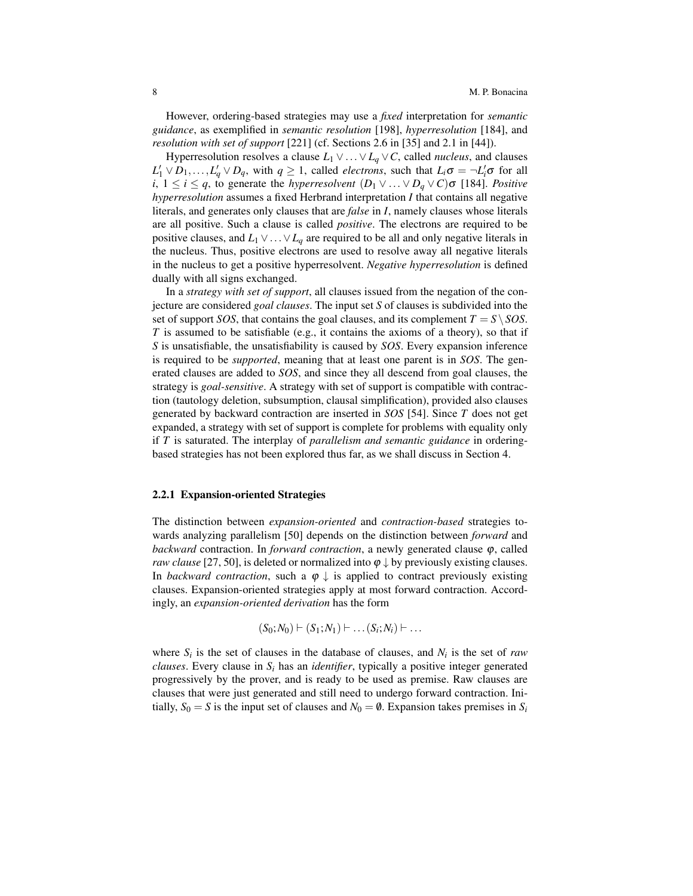However, ordering-based strategies may use a ***fixed*** interpretation for *semantic guidance*, as exemplified in *semantic resolution* [198], *hyperresolution* [184], and *resolution with set of support* [221] (cf. Sections 2.6 in [35] and 2.1 in [44]).

Hyperresolution resolves a clause $L_1 \vee \ldots \vee L_q \vee C$, called *nucleus*, and clauses $L_1' \vee D_1, \ldots, L_q' \vee D_q$, with $q \geq 1$, called *electrons*, such that $L_i\sigma = \neg L_i'\sigma$ for all $i$, $1 \leq i \leq q$, to generate the *hyperresolvent* $(D_1 \vee \ldots \vee D_q \vee C)\sigma$ [184]. *Positive hyperresolution* assumes a fixed Herbrand interpretation $I$ that contains all negative literals, and generates only clauses that are *false* in $I$, namely clauses whose literals are all positive. Such a clause is called *positive*. The electrons are required to be positive clauses, and $L_1 \vee \ldots \vee L_q$ are required to be all and only negative literals in the nucleus. Thus, positive electrons are used to resolve away all negative literals in the nucleus to get a positive hyperresolvent. *Negative hyperresolution* is defined dually with all signs exchanged.

In a *strategy with set of support*, all clauses issued from the negation of the conjecture are considered *goal clauses*. The input set $S$ of clauses is subdivided into the set of support *SOS*, that contains the goal clauses, and its complement $T = S \setminus SOS$. $T$ is assumed to be satisfiable (e.g., it contains the axioms of a theory), so that if $S$ is unsatisfiable, the unsatisfiability is caused by *SOS*. Every expansion inference is required to be *supported*, meaning that at least one parent is in *SOS*. The generated clauses are added to *SOS*, and since they all descend from goal clauses, the strategy is *goal-sensitive*. A strategy with set of support is compatible with contraction (tautology deletion, subsumption, clausal simplification), provided also clauses generated by backward contraction are inserted in *SOS* [54]. Since $T$ does not get expanded, a strategy with set of support is complete for problems with equality only if $T$ is saturated. The interplay of *parallelism and semantic guidance* in ordering-based strategies has not been explored thus far, as we shall discuss in Section 4.

### 2.2.1 Expansion-oriented Strategies

The distinction between *expansion-oriented* and *contraction-based* strategies towards analyzing parallelism [50] depends on the distinction between *forward* and *backward* contraction. In *forward contraction*, a newly generated clause $\varphi$, called *raw clause* [27, 50], is deleted or normalized into $\varphi\downarrow$ by previously existing clauses. In *backward contraction*, such a $\varphi\downarrow$ is applied to contract previously existing clauses. Expansion-oriented strategies apply at most forward contraction. Accordingly, an *expansion-oriented derivation* has the form

$$(S_0;N_0) \vdash (S_1;N_1) \vdash \ldots (S_i;N_i) \vdash \ldots$$

where $S_i$ is the set of clauses in the database of clauses, and $N_i$ is the set of *raw clauses*. Every clause in $S_i$ has an *identifier*, typically a positive integer generated progressively by the prover, and is ready to be used as premise. Raw clauses are clauses that were just generated and still need to undergo forward contraction. Initially, $S_0 = S$ is the input set of clauses and $N_0 = \emptyset$. Expansion takes premises in $S_i$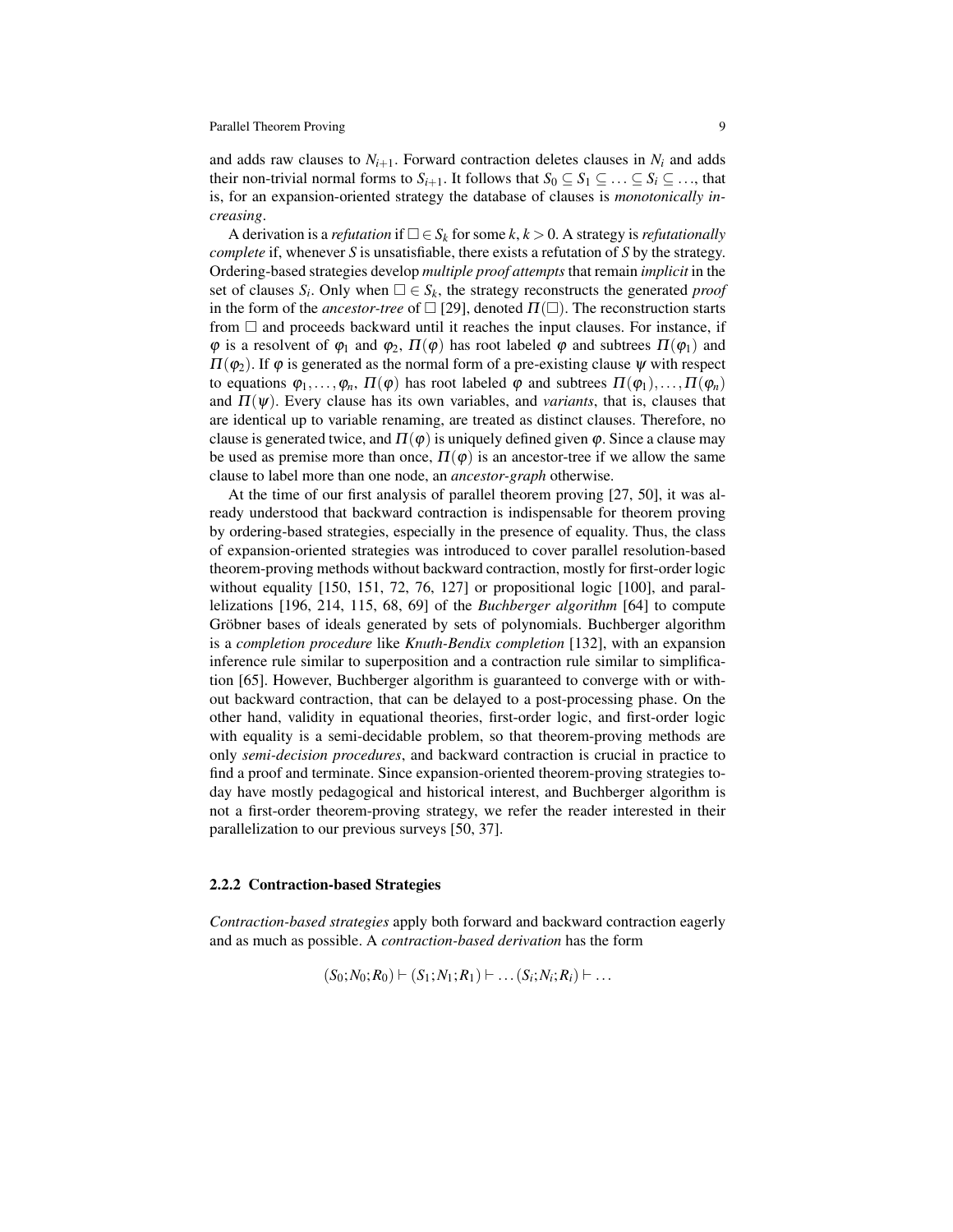and adds raw clauses to $N_{i+1}$. Forward contraction deletes clauses in $N_i$ and adds their non-trivial normal forms to $S_{i+1}$. It follows that $S_0 \subseteq S_1 \subseteq \ldots \subseteq S_i \subseteq \ldots$, that is, for an expansion-oriented strategy the database of clauses is *monotonically increasing*.

A derivation is a *refutation* if $\Box \in S_k$ for some $k$, $k > 0$. A strategy is *refutationally complete* if, whenever $S$ is unsatisfiable, there exists a refutation of $S$ by the strategy. Ordering-based strategies develop *multiple proof attempts* that remain *implicit* in the set of clauses $S_i$. Only when $\Box \in S_k$, the strategy reconstructs the generated *proof* in the form of the *ancestor-tree* of $\Box$ [29], denoted $\Pi(\Box)$. The reconstruction starts from $\Box$ and proceeds backward until it reaches the input clauses. For instance, if $\varphi$ is a resolvent of $\varphi_1$ and $\varphi_2$, $\Pi(\varphi)$ has root labeled $\varphi$ and subtrees $\Pi(\varphi_1)$ and $\Pi(\varphi_2)$. If $\varphi$ is generated as the normal form of a pre-existing clause $\psi$ with respect to equations $\varphi_1, \ldots, \varphi_n$, $\Pi(\varphi)$ has root labeled $\varphi$ and subtrees $\Pi(\varphi_1), \ldots, \Pi(\varphi_n)$ and $\Pi(\psi)$. Every clause has its own variables, and *variants*, that is, clauses that are identical up to variable renaming, are treated as distinct clauses. Therefore, no clause is generated twice, and $\Pi(\varphi)$ is uniquely defined given $\varphi$. Since a clause may be used as premise more than once, $\Pi(\varphi)$ is an ancestor-tree if we allow the same clause to label more than one node, an *ancestor-graph* otherwise.

At the time of our first analysis of parallel theorem proving [27, 50], it was already understood that backward contraction is indispensable for theorem proving by ordering-based strategies, especially in the presence of equality. Thus, the class of expansion-oriented strategies was introduced to cover parallel resolution-based theorem-proving methods without backward contraction, mostly for first-order logic without equality [150, 151, 72, 76, 127] or propositional logic [100], and parallelizations [196, 214, 115, 68, 69] of the *Buchberger algorithm* [64] to compute Gröbner bases of ideals generated by sets of polynomials. Buchberger algorithm is a *completion procedure* like *Knuth-Bendix completion* [132], with an expansion inference rule similar to superposition and a contraction rule similar to simplification [65]. However, Buchberger algorithm is guaranteed to converge with or without backward contraction, that can be delayed to a post-processing phase. On the other hand, validity in equational theories, first-order logic, and first-order logic with equality is a semi-decidable problem, so that theorem-proving methods are only *semi-decision procedures*, and backward contraction is crucial in practice to find a proof and terminate. Since expansion-oriented theorem-proving strategies today have mostly pedagogical and historical interest, and Buchberger algorithm is not a first-order theorem-proving strategy, we refer the reader interested in their parallelization to our previous surveys [50, 37].

### 2.2.2 Contraction-based Strategies

*Contraction-based strategies* apply both forward and backward contraction eagerly and as much as possible. A *contraction-based derivation* has the form

$$(S_0; N_0; R_0) \vdash (S_1; N_1; R_1) \vdash \ldots (S_i; N_i; R_i) \vdash \ldots$$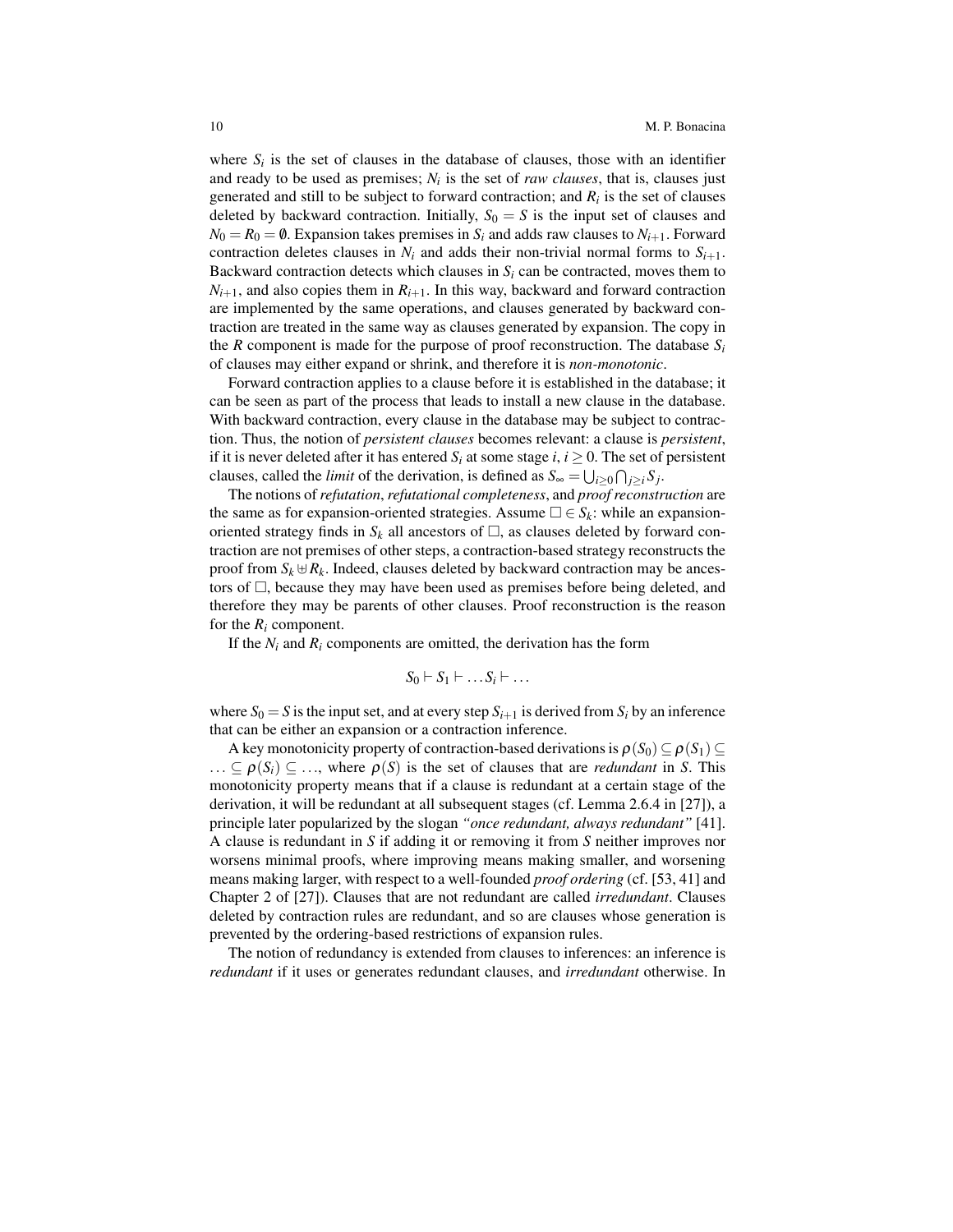where $S_i$ is the set of clauses in the database of clauses, those with an identifier and ready to be used as premises; $N_i$ is the set of *raw clauses*, that is, clauses just generated and still to be subject to forward contraction; and $R_i$ is the set of clauses deleted by backward contraction. Initially, $S_0 = S$ is the input set of clauses and $N_0 = R_0 = \emptyset$. Expansion takes premises in $S_i$ and adds raw clauses to $N_{i+1}$. Forward contraction deletes clauses in $N_i$ and adds their non-trivial normal forms to $S_{i+1}$. Backward contraction detects which clauses in $S_i$ can be contracted, moves them to $N_{i+1}$, and also copies them in $R_{i+1}$. In this way, backward and forward contraction are implemented by the same operations, and clauses generated by backward contraction are treated in the same way as clauses generated by expansion. The copy in the $R$ component is made for the purpose of proof reconstruction. The database $S_i$ of clauses may either expand or shrink, and therefore it is *non-monotonic*.

Forward contraction applies to a clause before it is established in the database; it can be seen as part of the process that leads to install a new clause in the database. With backward contraction, every clause in the database may be subject to contraction. Thus, the notion of *persistent clauses* becomes relevant: a clause is *persistent*, if it is never deleted after it has entered $S_i$ at some stage $i$, $i \geq 0$. The set of persistent clauses, called the *limit* of the derivation, is defined as $S_\infty = \bigcup_{i\geq 0} \bigcap_{j\geq i} S_j$.

The notions of *refutation*, *refutational completeness*, and *proof reconstruction* are the same as for expansion-oriented strategies. Assume $\Box \in S_k$: while an expansion-oriented strategy finds in $S_k$ all ancestors of $\Box$, as clauses deleted by forward contraction are not premises of other steps, a contraction-based strategy reconstructs the proof from $S_k \uplus R_k$. Indeed, clauses deleted by backward contraction may be ancestors of $\Box$, because they may have been used as premises before being deleted, and therefore they may be parents of other clauses. Proof reconstruction is the reason for the $R_i$ component.

If the $N_i$ and $R_i$ components are omitted, the derivation has the form

$$S_0 \vdash S_1 \vdash \ldots S_i \vdash \ldots$$

where $S_0 = S$ is the input set, and at every step $S_{i+1}$ is derived from $S_i$ by an inference that can be either an expansion or a contraction inference.

A key monotonicity property of contraction-based derivations is $\rho(S_0) \subseteq \rho(S_1) \subseteq \ldots \subseteq \rho(S_i) \subseteq \ldots$, where $\rho(S)$ is the set of clauses that are *redundant* in $S$. This monotonicity property means that if a clause is redundant at a certain stage of the derivation, it will be redundant at all subsequent stages (cf. Lemma 2.6.4 in [27]), a principle later popularized by the slogan *"once redundant, always redundant"* [41]. A clause is redundant in $S$ if adding it or removing it from $S$ neither improves nor worsens minimal proofs, where improving means making smaller, and worsening means making larger, with respect to a well-founded *proof ordering* (cf. [53, 41] and Chapter 2 of [27]). Clauses that are not redundant are called *irredundant*. Clauses deleted by contraction rules are redundant, and so are clauses whose generation is prevented by the ordering-based restrictions of expansion rules.

The notion of redundancy is extended from clauses to inferences: an inference is *redundant* if it uses or generates redundant clauses, and *irredundant* otherwise. In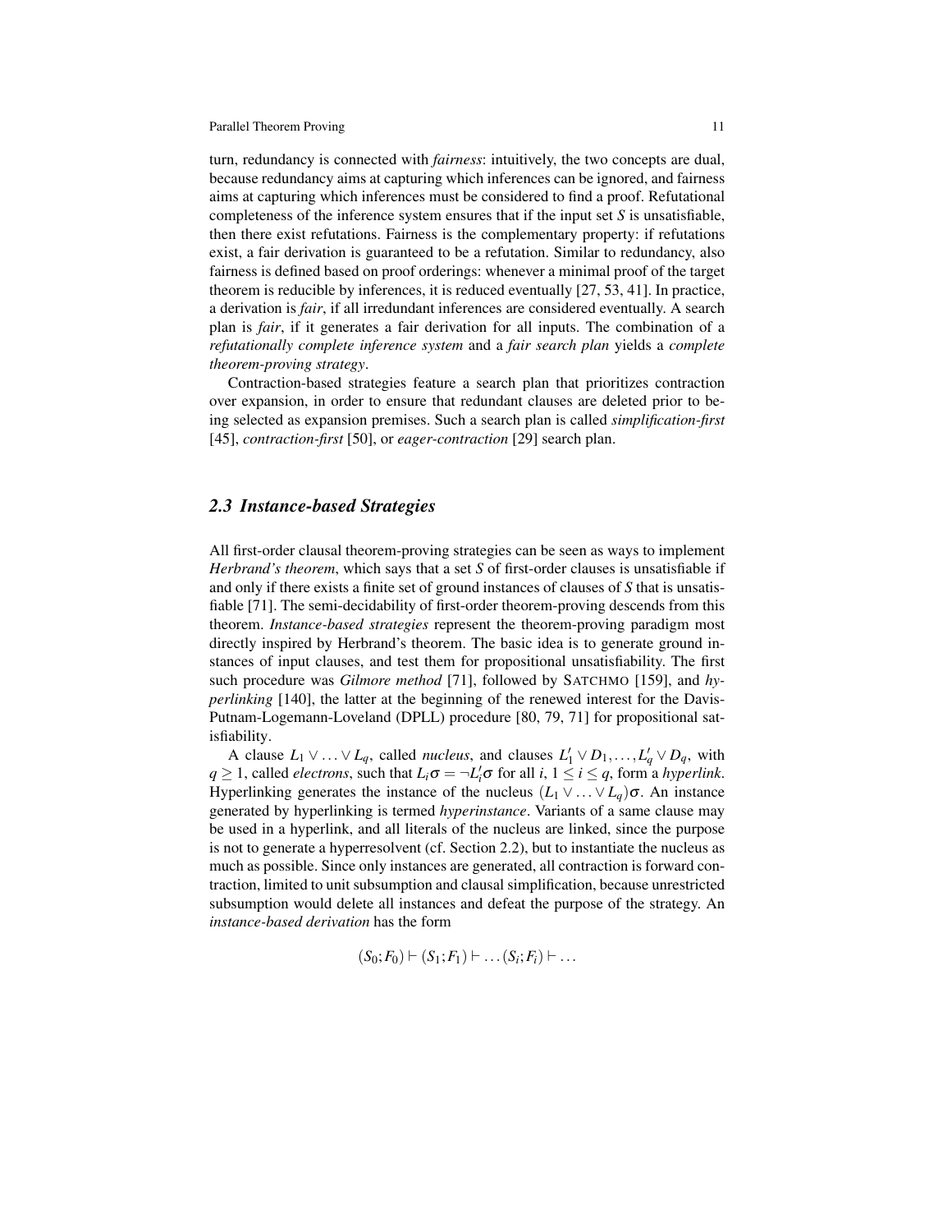turn, redundancy is connected with ***fairness***: intuitively, the two concepts are dual, because redundancy aims at capturing which inferences can be ignored, and fairness aims at capturing which inferences must be considered to find a proof. Refutational completeness of the inference system ensures that if the input set $S$ is unsatisfiable, then there exist refutations. Fairness is the complementary property: if refutations exist, a fair derivation is guaranteed to be a refutation. Similar to redundancy, also fairness is defined based on proof orderings: whenever a minimal proof of the target theorem is reducible by inferences, it is reduced eventually [27, 53, 41]. In practice, a derivation is *fair*, if all irredundant inferences are considered eventually. A search plan is *fair*, if it generates a fair derivation for all inputs. The combination of a *refutationally complete inference system* and a *fair search plan* yields a *complete theorem-proving strategy*.

Contraction-based strategies feature a search plan that prioritizes contraction over expansion, in order to ensure that redundant clauses are deleted prior to being selected as expansion premises. Such a search plan is called *simplification-first* [45], *contraction-first* [50], or *eager-contraction* [29] search plan.

### 2.3 Instance-based Strategies

All first-order clausal theorem-proving strategies can be seen as ways to implement *Herbrand's theorem*, which says that a set $S$ of first-order clauses is unsatisfiable if and only if there exists a finite set of ground instances of clauses of $S$ that is unsatisfiable [71]. The semi-decidability of first-order theorem-proving descends from this theorem. *Instance-based strategies* represent the theorem-proving paradigm most directly inspired by Herbrand's theorem. The basic idea is to generate ground instances of input clauses, and test them for propositional unsatisfiability. The first such procedure was *Gilmore method* [71], followed by SATCHMO [159], and *hyperlinking* [140], the latter at the beginning of the renewed interest for the Davis-Putnam-Logemann-Loveland (DPLL) procedure [80, 79, 71] for propositional satisfiability.

A clause $L_1 \vee \ldots \vee L_q$, called *nucleus*, and clauses $L'_1 \vee D_1, \ldots, L'_q \vee D_q$, with $q \geq 1$, called *electrons*, such that $L_i\sigma = \neg L'_i\sigma$ for all $i$, $1 \leq i \leq q$, form a *hyperlink*. Hyperlinking generates the instance of the nucleus $(L_1 \vee \ldots \vee L_q)\sigma$. An instance generated by hyperlinking is termed *hyperinstance*. Variants of a same clause may be used in a hyperlink, and all literals of the nucleus are linked, since the purpose is not to generate a hyperresolvent (cf. Section 2.2), but to instantiate the nucleus as much as possible. Since only instances are generated, all contraction is forward contraction, limited to unit subsumption and clausal simplification, because unrestricted subsumption would delete all instances and defeat the purpose of the strategy. An *instance-based derivation* has the form

$$(S_0; F_0) \vdash (S_1; F_1) \vdash \ldots (S_i; F_i) \vdash \ldots$$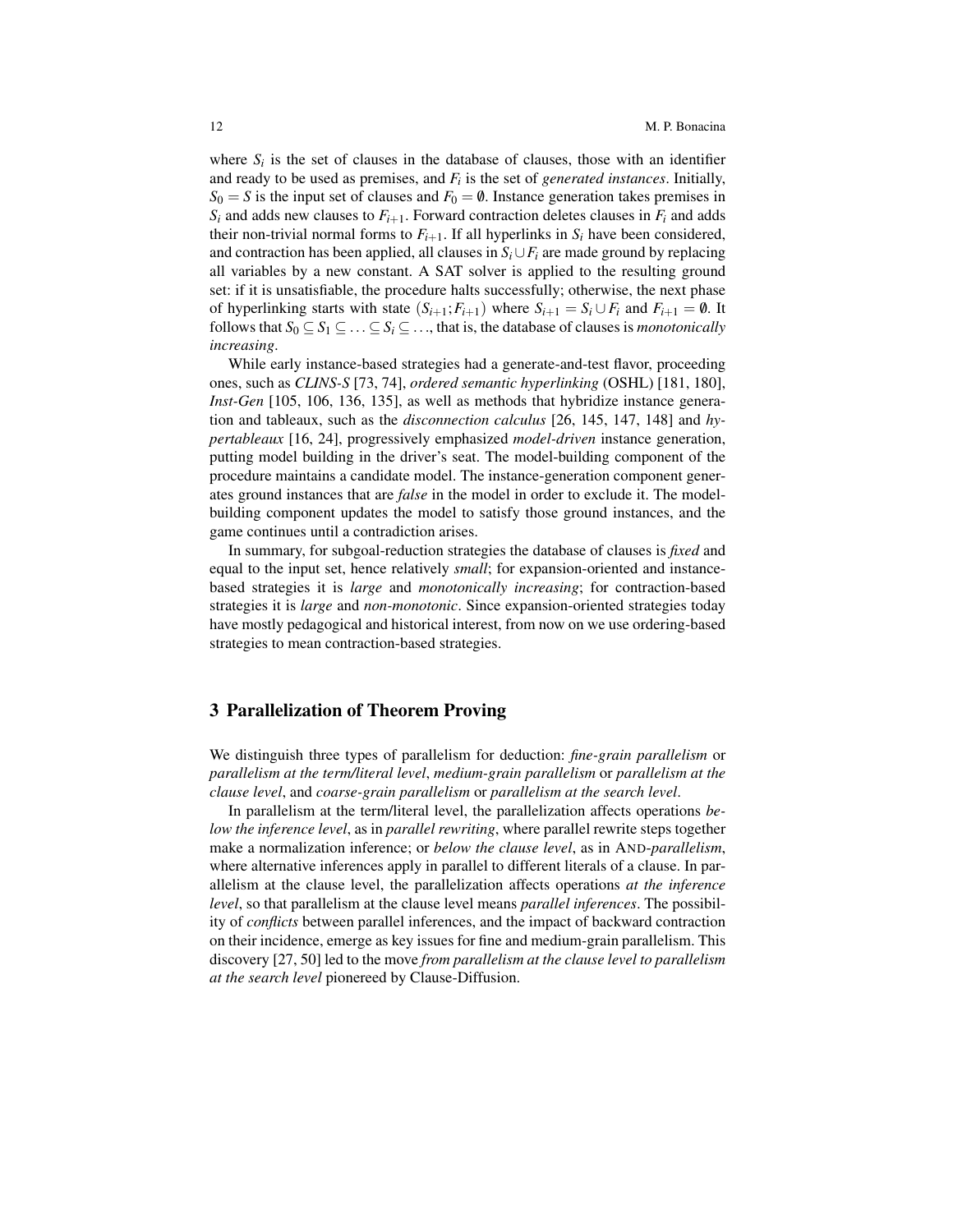where $S_i$ is the set of clauses in the database of clauses, those with an identifier and ready to be used as premises, and $F_i$ is the set of *generated instances*. Initially, $S_0 = S$ is the input set of clauses and $F_0 = \emptyset$. Instance generation takes premises in $S_i$ and adds new clauses to $F_{i+1}$. Forward contraction deletes clauses in $F_i$ and adds their non-trivial normal forms to $F_{i+1}$. If all hyperlinks in $S_i$ have been considered, and contraction has been applied, all clauses in $S_i \cup F_i$ are made ground by replacing all variables by a new constant. A SAT solver is applied to the resulting ground set: if it is unsatisfiable, the procedure halts successfully; otherwise, the next phase of hyperlinking starts with state $(S_{i+1}; F_{i+1})$ where $S_{i+1} = S_i \cup F_i$ and $F_{i+1} = \emptyset$. It follows that $S_0 \subseteq S_1 \subseteq \ldots \subseteq S_i \subseteq \ldots$, that is, the database of clauses is *monotonically increasing*.

While early instance-based strategies had a generate-and-test flavor, proceeding ones, such as *CLINS-S* [73, 74], *ordered semantic hyperlinking* (OSHL) [181, 180], *Inst-Gen* [105, 106, 136, 135], as well as methods that hybridize instance generation and tableaux, such as the *disconnection calculus* [26, 145, 147, 148] and *hypertableaux* [16, 24], progressively emphasized *model-driven* instance generation, putting model building in the driver's seat. The model-building component of the procedure maintains a candidate model. The instance-generation component generates ground instances that are *false* in the model in order to exclude it. The model-building component updates the model to satisfy those ground instances, and the game continues until a contradiction arises.

In summary, for subgoal-reduction strategies the database of clauses is *fixed* and equal to the input set, hence relatively *small*; for expansion-oriented and instance-based strategies it is *large* and *monotonically increasing*; for contraction-based strategies it is *large* and *non-monotonic*. Since expansion-oriented strategies today have mostly pedagogical and historical interest, from now on we use ordering-based strategies to mean contraction-based strategies.

## 3 Parallelization of Theorem Proving

We distinguish three types of parallelism for deduction: *fine-grain parallelism* or *parallelism at the term/literal level*, *medium-grain parallelism* or *parallelism at the clause level*, and *coarse-grain parallelism* or *parallelism at the search level*.

In parallelism at the term/literal level, the parallelization affects operations *below the inference level*, as in *parallel rewriting*, where parallel rewrite steps together make a normalization inference; or *below the clause level*, as in AND*-parallelism*, where alternative inferences apply in parallel to different literals of a clause. In parallelism at the clause level, the parallelization affects operations *at the inference level*, so that parallelism at the clause level means *parallel inferences*. The possibility of *conflicts* between parallel inferences, and the impact of backward contraction on their incidence, emerge as key issues for fine and medium-grain parallelism. This discovery [27, 50] led to the move *from parallelism at the clause level to parallelism at the search level* pionereed by Clause-Diffusion.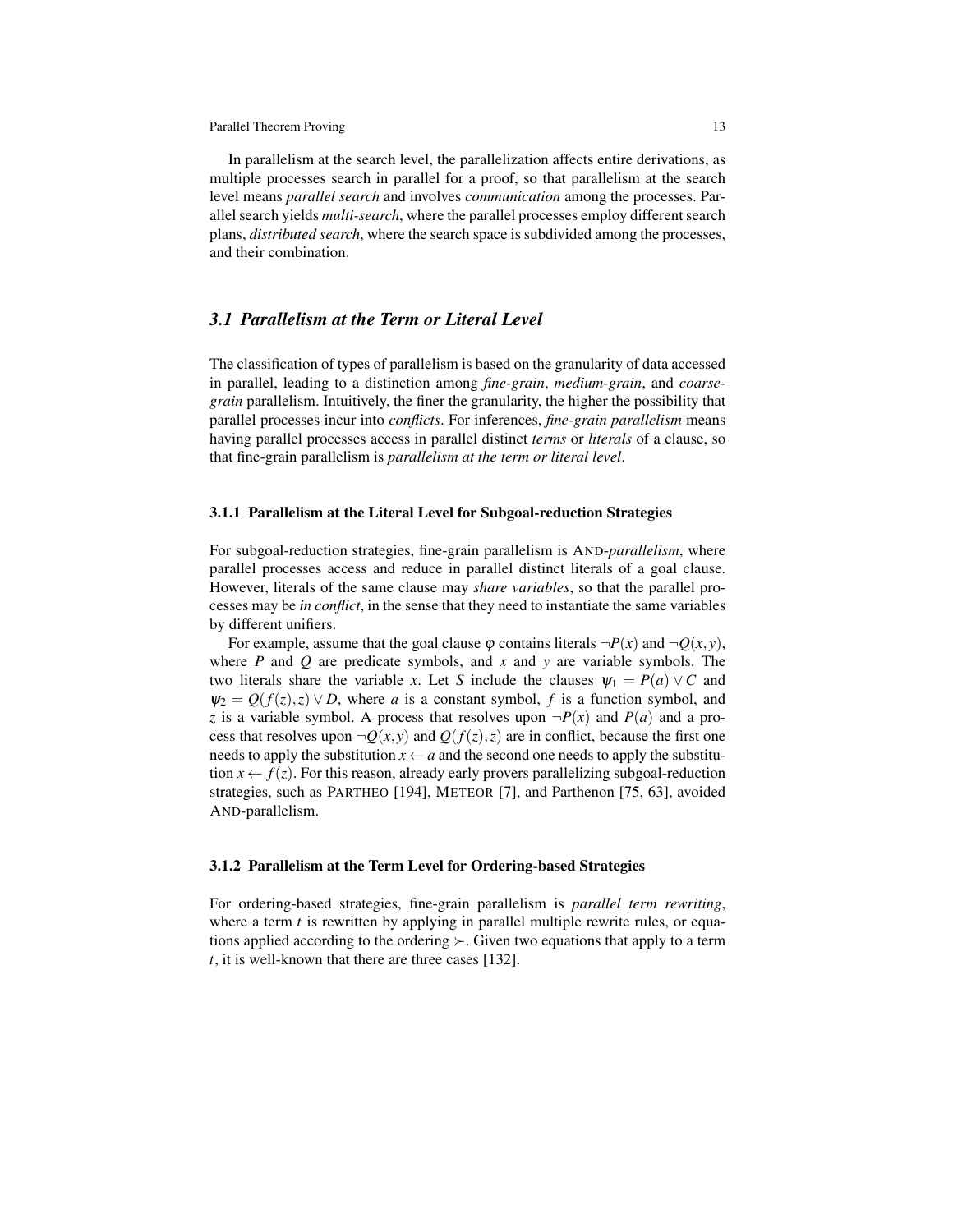In parallelism at the search level, the parallelization affects entire derivations, as multiple processes search in parallel for a proof, so that parallelism at the search level means *parallel search* and involves *communication* among the processes. Parallel search yields *multi-search*, where the parallel processes employ different search plans, *distributed search*, where the search space is subdivided among the processes, and their combination.

## *3.1 Parallelism at the Term or Literal Level*

The classification of types of parallelism is based on the granularity of data accessed in parallel, leading to a distinction among *fine-grain*, *medium-grain*, and *coarse-grain* parallelism. Intuitively, the finer the granularity, the higher the possibility that parallel processes incur into *conflicts*. For inferences, *fine-grain parallelism* means having parallel processes access in parallel distinct *terms* or *literals* of a clause, so that fine-grain parallelism is *parallelism at the term or literal level*.

### 3.1.1 Parallelism at the Literal Level for Subgoal-reduction Strategies

For subgoal-reduction strategies, fine-grain parallelism is AND-*parallelism*, where parallel processes access and reduce in parallel distinct literals of a goal clause. However, literals of the same clause may *share variables*, so that the parallel processes may be *in conflict*, in the sense that they need to instantiate the same variables by different unifiers.

For example, assume that the goal clause $\varphi$ contains literals $\neg P(x)$ and $\neg Q(x,y)$, where $P$ and $Q$ are predicate symbols, and $x$ and $y$ are variable symbols. The two literals share the variable $x$. Let $S$ include the clauses $\psi_1 = P(a) \vee C$ and $\psi_2 = Q(f(z),z) \vee D$, where $a$ is a constant symbol, $f$ is a function symbol, and $z$ is a variable symbol. A process that resolves upon $\neg P(x)$ and $P(a)$ and a process that resolves upon $\neg Q(x,y)$ and $Q(f(z),z)$ are in conflict, because the first one needs to apply the substitution $x \leftarrow a$ and the second one needs to apply the substitution $x \leftarrow f(z)$. For this reason, already early provers parallelizing subgoal-reduction strategies, such as PARTHEO [194], METEOR [7], and Parthenon [75, 63], avoided AND-parallelism.

### 3.1.2 Parallelism at the Term Level for Ordering-based Strategies

For ordering-based strategies, fine-grain parallelism is *parallel term rewriting*, where a term $t$ is rewritten by applying in parallel multiple rewrite rules, or equations applied according to the ordering $\succ$. Given two equations that apply to a term $t$, it is well-known that there are three cases [132].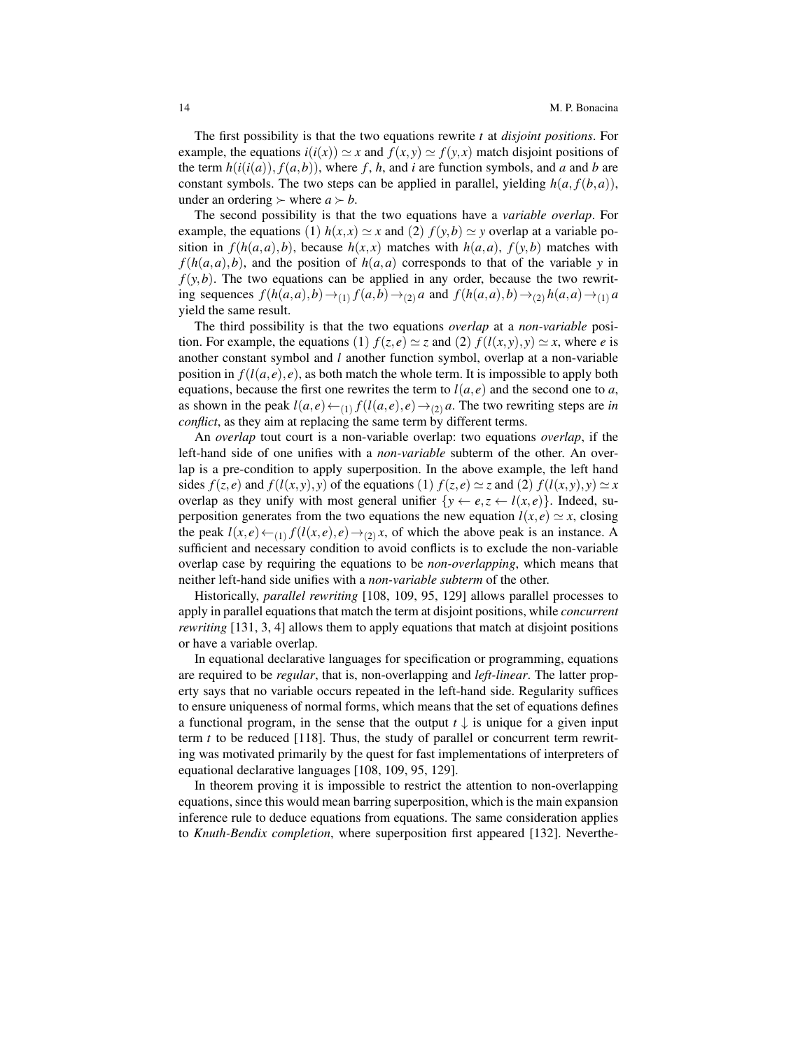The first possibility is that the two equations rewrite $t$ at *disjoint positions*. For example, the equations $i(i(x)) \simeq x$ and $f(x,y) \simeq f(y,x)$ match disjoint positions of the term $h(i(i(a)), f(a,b))$, where $f$, $h$, and $i$ are function symbols, and $a$ and $b$ are constant symbols. The two steps can be applied in parallel, yielding $h(a, f(b,a))$, under an ordering $\succ$ where $a \succ b$.

The second possibility is that the two equations have a *variable overlap*. For example, the equations (1) $h(x,x) \simeq x$ and (2) $f(y,b) \simeq y$ overlap at a variable position in $f(h(a,a),b)$, because $h(x,x)$ matches with $h(a,a)$, $f(y,b)$ matches with $f(h(a,a),b)$, and the position of $h(a,a)$ corresponds to that of the variable $y$ in $f(y,b)$. The two equations can be applied in any order, because the two rewriting sequences $f(h(a,a),b) \rightarrow_{(1)} f(a,b) \rightarrow_{(2)} a$ and $f(h(a,a),b) \rightarrow_{(2)} h(a,a) \rightarrow_{(1)} a$ yield the same result.

The third possibility is that the two equations *overlap* at a *non-variable* position. For example, the equations (1) $f(z,e) \simeq z$ and (2) $f(l(x,y),y) \simeq x$, where $e$ is another constant symbol and $l$ another function symbol, overlap at a non-variable position in $f(l(a,e),e)$, as both match the whole term. It is impossible to apply both equations, because the first one rewrites the term to $l(a,e)$ and the second one to $a$, as shown in the peak $l(a,e) \leftarrow_{(1)} f(l(a,e),e) \rightarrow_{(2)} a$. The two rewriting steps are *in conflict*, as they aim at replacing the same term by different terms.

An *overlap* tout court is a non-variable overlap: two equations *overlap*, if the left-hand side of one unifies with a *non-variable* subterm of the other. An overlap is a pre-condition to apply superposition. In the above example, the left hand sides $f(z,e)$ and $f(l(x,y),y)$ of the equations (1) $f(z,e) \simeq z$ and (2) $f(l(x,y),y) \simeq x$ overlap as they unify with most general unifier $\{y \leftarrow e, z \leftarrow l(x,e)\}$. Indeed, superposition generates from the two equations the new equation $l(x,e) \simeq x$, closing the peak $l(x,e) \leftarrow_{(1)} f(l(x,e),e) \rightarrow_{(2)} x$, of which the above peak is an instance. A sufficient and necessary condition to avoid conflicts is to exclude the non-variable overlap case by requiring the equations to be *non-overlapping*, which means that neither left-hand side unifies with a *non-variable subterm* of the other.

Historically, *parallel rewriting* [108, 109, 95, 129] allows parallel processes to apply in parallel equations that match the term at disjoint positions, while *concurrent rewriting* [131, 3, 4] allows them to apply equations that match at disjoint positions or have a variable overlap.

In equational declarative languages for specification or programming, equations are required to be *regular*, that is, non-overlapping and *left-linear*. The latter property says that no variable occurs repeated in the left-hand side. Regularity suffices to ensure uniqueness of normal forms, which means that the set of equations defines a functional program, in the sense that the output $t\downarrow$ is unique for a given input term $t$ to be reduced [118]. Thus, the study of parallel or concurrent term rewriting was motivated primarily by the quest for fast implementations of interpreters of equational declarative languages [108, 109, 95, 129].

In theorem proving it is impossible to restrict the attention to non-overlapping equations, since this would mean barring superposition, which is the main expansion inference rule to deduce equations from equations. The same consideration applies to *Knuth-Bendix completion*, where superposition first appeared [132]. Neverthe-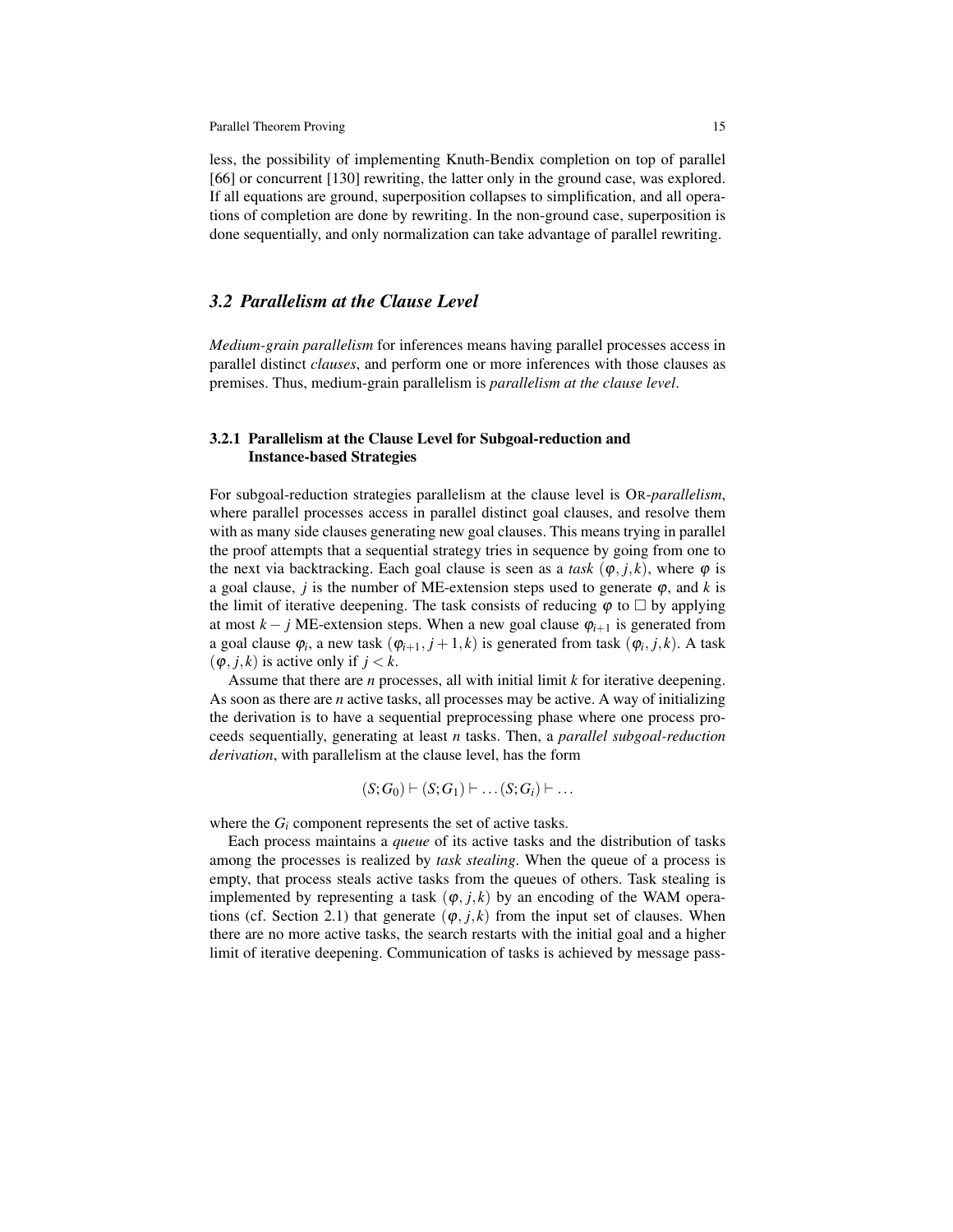less, the possibility of implementing Knuth-Bendix completion on top of parallel [66] or concurrent [130] rewriting, the latter only in the ground case, was explored. If all equations are ground, superposition collapses to simplification, and all operations of completion are done by rewriting. In the non-ground case, superposition is done sequentially, and only normalization can take advantage of parallel rewriting.

## 3.2 Parallelism at the Clause Level

*Medium-grain parallelism* for inferences means having parallel processes access in parallel distinct *clauses*, and perform one or more inferences with those clauses as premises. Thus, medium-grain parallelism is *parallelism at the clause level*.

### 3.2.1 Parallelism at the Clause Level for Subgoal-reduction and Instance-based Strategies

For subgoal-reduction strategies parallelism at the clause level is OR-*parallelism*, where parallel processes access in parallel distinct goal clauses, and resolve them with as many side clauses generating new goal clauses. This means trying in parallel the proof attempts that a sequential strategy tries in sequence by going from one to the next via backtracking. Each goal clause is seen as a *task* $(\varphi, j, k)$, where $\varphi$ is a goal clause, $j$ is the number of ME-extension steps used to generate $\varphi$, and $k$ is the limit of iterative deepening. The task consists of reducing $\varphi$ to $\square$ by applying at most $k-j$ ME-extension steps. When a new goal clause $\varphi_{i+1}$ is generated from a goal clause $\varphi_i$, a new task $(\varphi_{i+1}, j+1, k)$ is generated from task $(\varphi_i, j, k)$. A task $(\varphi, j, k)$ is active only if $j < k$.

Assume that there are $n$ processes, all with initial limit $k$ for iterative deepening. As soon as there are $n$ active tasks, all processes may be active. A way of initializing the derivation is to have a sequential preprocessing phase where one process proceeds sequentially, generating at least $n$ tasks. Then, a *parallel subgoal-reduction derivation*, with parallelism at the clause level, has the form

$$(S;G_0) \vdash (S;G_1) \vdash \ldots (S;G_i) \vdash \ldots$$

where the $G_i$ component represents the set of active tasks.

Each process maintains a *queue* of its active tasks and the distribution of tasks among the processes is realized by *task stealing*. When the queue of a process is empty, that process steals active tasks from the queues of others. Task stealing is implemented by representing a task $(\varphi, j, k)$ by an encoding of the WAM operations (cf. Section 2.1) that generate $(\varphi, j, k)$ from the input set of clauses. When there are no more active tasks, the search restarts with the initial goal and a higher limit of iterative deepening. Communication of tasks is achieved by message pass-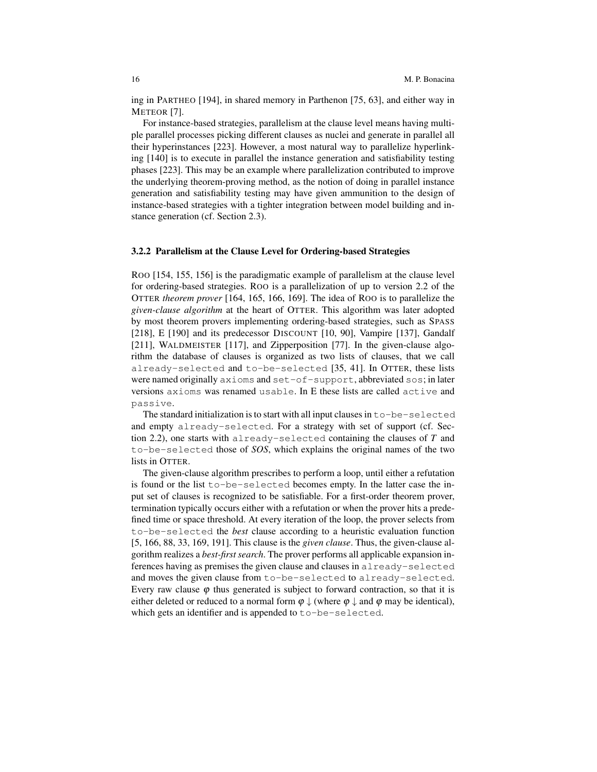ing in PARTHEO [194], in shared memory in Parthenon [75, 63], and either way in METEOR [7].

For instance-based strategies, parallelism at the clause level means having multiple parallel processes picking different clauses as nuclei and generate in parallel all their hyperinstances [223]. However, a most natural way to parallelize hyperlinking [140] is to execute in parallel the instance generation and satisfiability testing phases [223]. This may be an example where parallelization contributed to improve the underlying theorem-proving method, as the notion of doing in parallel instance generation and satisfiability testing may have given ammunition to the design of instance-based strategies with a tighter integration between model building and instance generation (cf. Section 2.3).

### 3.2.2 Parallelism at the Clause Level for Ordering-based Strategies

ROO [154, 155, 156] is the paradigmatic example of parallelism at the clause level for ordering-based strategies. ROO is a parallelization of up to version 2.2 of the OTTER *theorem prover* [164, 165, 166, 169]. The idea of ROO is to parallelize the *given-clause algorithm* at the heart of OTTER. This algorithm was later adopted by most theorem provers implementing ordering-based strategies, such as SPASS [218], E [190] and its predecessor DISCOUNT [10, 90], Vampire [137], Gandalf [211], WALDMEISTER [117], and Zipperposition [77]. In the given-clause algorithm the database of clauses is organized as two lists of clauses, that we call `already-selected` and `to-be-selected` [35, 41]. In OTTER, these lists were named originally `axioms` and `set-of-support`, abbreviated `sos`; in later versions `axioms` was renamed `usable`. In E these lists are called `active` and `passive`.

The standard initialization is to start with all input clauses in `to-be-selected` and empty `already-selected`. For a strategy with set of support (cf. Section 2.2), one starts with `already-selected` containing the clauses of $T$ and `to-be-selected` those of *SOS*, which explains the original names of the two lists in OTTER.

The given-clause algorithm prescribes to perform a loop, until either a refutation is found or the list `to-be-selected` becomes empty. In the latter case the input set of clauses is recognized to be satisfiable. For a first-order theorem prover, termination typically occurs either with a refutation or when the prover hits a predefined time or space threshold. At every iteration of the loop, the prover selects from `to-be-selected` the *best* clause according to a heuristic evaluation function [5, 166, 88, 33, 169, 191]. This clause is the *given clause*. Thus, the given-clause algorithm realizes a *best-first search*. The prover performs all applicable expansion inferences having as premises the given clause and clauses in `already-selected` and moves the given clause from `to-be-selected` to `already-selected`. Every raw clause $\varphi$ thus generated is subject to forward contraction, so that it is either deleted or reduced to a normal form $\varphi\downarrow$ (where $\varphi\downarrow$ and $\varphi$ may be identical), which gets an identifier and is appended to `to-be-selected`.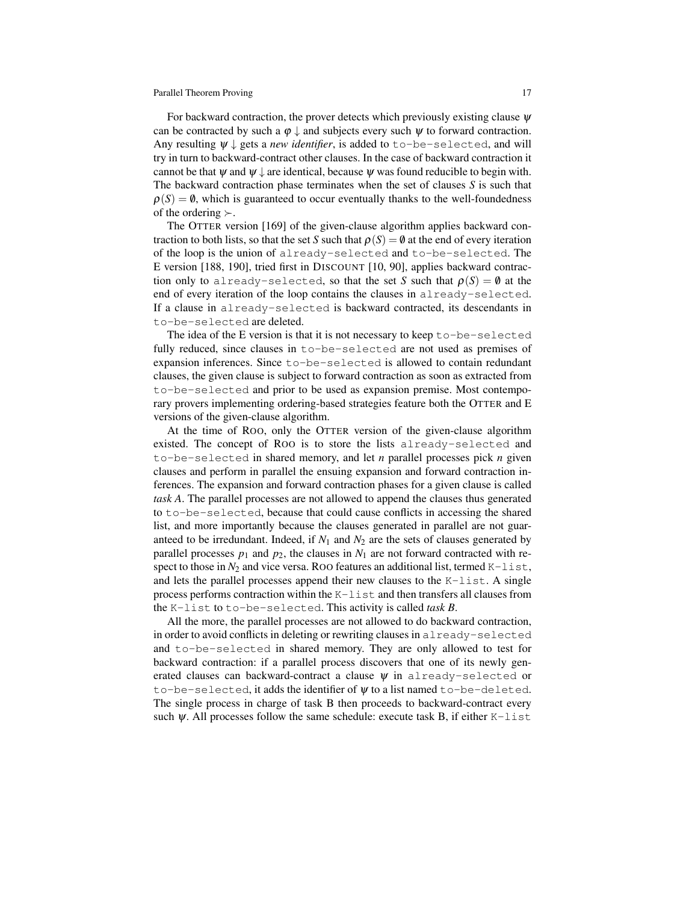For backward contraction, the prover detects which previously existing clause $\psi$ can be contracted by such a $\varphi\downarrow$ and subjects every such $\psi$ to forward contraction. Any resulting $\psi\downarrow$ gets a *new identifier*, is added to `to-be-selected`, and will try in turn to backward-contract other clauses. In the case of backward contraction it cannot be that $\psi$ and $\psi\downarrow$ are identical, because $\psi$ was found reducible to begin with. The backward contraction phase terminates when the set of clauses $S$ is such that $\rho(S) = \emptyset$, which is guaranteed to occur eventually thanks to the well-foundedness of the ordering $\succ$.

The OTTER version [169] of the given-clause algorithm applies backward contraction to both lists, so that the set $S$ such that $\rho(S) = \emptyset$ at the end of every iteration of the loop is the union of `already-selected` and `to-be-selected`. The E version [188, 190], tried first in DISCOUNT [10, 90], applies backward contraction only to `already-selected`, so that the set $S$ such that $\rho(S) = \emptyset$ at the end of every iteration of the loop contains the clauses in `already-selected`. If a clause in `already-selected` is backward contracted, its descendants in `to-be-selected` are deleted.

The idea of the E version is that it is not necessary to keep `to-be-selected` fully reduced, since clauses in `to-be-selected` are not used as premises of expansion inferences. Since `to-be-selected` is allowed to contain redundant clauses, the given clause is subject to forward contraction as soon as extracted from `to-be-selected` and prior to be used as expansion premise. Most contemporary provers implementing ordering-based strategies feature both the OTTER and E versions of the given-clause algorithm.

At the time of ROO, only the OTTER version of the given-clause algorithm existed. The concept of ROO is to store the lists `already-selected` and `to-be-selected` in shared memory, and let $n$ parallel processes pick $n$ given clauses and perform in parallel the ensuing expansion and forward contraction inferences. The expansion and forward contraction phases for a given clause is called *task A*. The parallel processes are not allowed to append the clauses thus generated to `to-be-selected`, because that could cause conflicts in accessing the shared list, and more importantly because the clauses generated in parallel are not guaranteed to be irredundant. Indeed, if $N_1$ and $N_2$ are the sets of clauses generated by parallel processes $p_1$ and $p_2$, the clauses in $N_1$ are not forward contracted with respect to those in $N_2$ and vice versa. ROO features an additional list, termed `K-list`, and lets the parallel processes append their new clauses to the `K-list`. A single process performs contraction within the `K-list` and then transfers all clauses from the `K-list` to `to-be-selected`. This activity is called *task B*.

All the more, the parallel processes are not allowed to do backward contraction, in order to avoid conflicts in deleting or rewriting clauses in `already-selected` and `to-be-selected` in shared memory. They are only allowed to test for backward contraction: if a parallel process discovers that one of its newly generated clauses can backward-contract a clause $\psi$ in `already-selected` or `to-be-selected`, it adds the identifier of $\psi$ to a list named `to-be-deleted`. The single process in charge of task B then proceeds to backward-contract every such $\psi$. All processes follow the same schedule: execute task B, if either `K-list`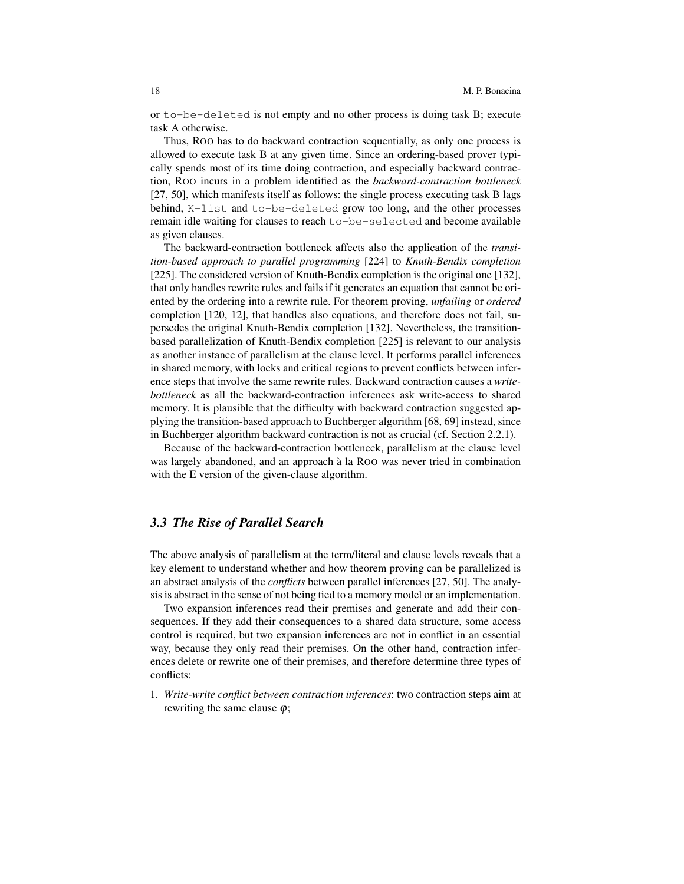or `to-be-deleted` is not empty and no other process is doing task B; execute task A otherwise.

Thus, ROO has to do backward contraction sequentially, as only one process is allowed to execute task B at any given time. Since an ordering-based prover typically spends most of its time doing contraction, and especially backward contraction, ROO incurs in a problem identified as the *backward-contraction bottleneck* [27, 50], which manifests itself as follows: the single process executing task B lags behind, `K-list` and `to-be-deleted` grow too long, and the other processes remain idle waiting for clauses to reach `to-be-selected` and become available as given clauses.

The backward-contraction bottleneck affects also the application of the *transition-based approach to parallel programming* [224] to *Knuth-Bendix completion* [225]. The considered version of Knuth-Bendix completion is the original one [132], that only handles rewrite rules and fails if it generates an equation that cannot be oriented by the ordering into a rewrite rule. For theorem proving, *unfailing* or *ordered* completion [120, 12], that handles also equations, and therefore does not fail, supersedes the original Knuth-Bendix completion [132]. Nevertheless, the transition-based parallelization of Knuth-Bendix completion [225] is relevant to our analysis as another instance of parallelism at the clause level. It performs parallel inferences in shared memory, with locks and critical regions to prevent conflicts between inference steps that involve the same rewrite rules. Backward contraction causes a *write-bottleneck* as all the backward-contraction inferences ask write-access to shared memory. It is plausible that the difficulty with backward contraction suggested applying the transition-based approach to Buchberger algorithm [68, 69] instead, since in Buchberger algorithm backward contraction is not as crucial (cf. Section 2.2.1).

Because of the backward-contraction bottleneck, parallelism at the clause level was largely abandoned, and an approach à la ROO was never tried in combination with the E version of the given-clause algorithm.

### 3.3 The Rise of Parallel Search

The above analysis of parallelism at the term/literal and clause levels reveals that a key element to understand whether and how theorem proving can be parallelized is an abstract analysis of the *conflicts* between parallel inferences [27, 50]. The analysis is abstract in the sense of not being tied to a memory model or an implementation.

Two expansion inferences read their premises and generate and add their consequences. If they add their consequences to a shared data structure, some access control is required, but two expansion inferences are not in conflict in an essential way, because they only read their premises. On the other hand, contraction inferences delete or rewrite one of their premises, and therefore determine three types of conflicts:

1. *Write-write conflict between contraction inferences*: two contraction steps aim at rewriting the same clause $\varphi$;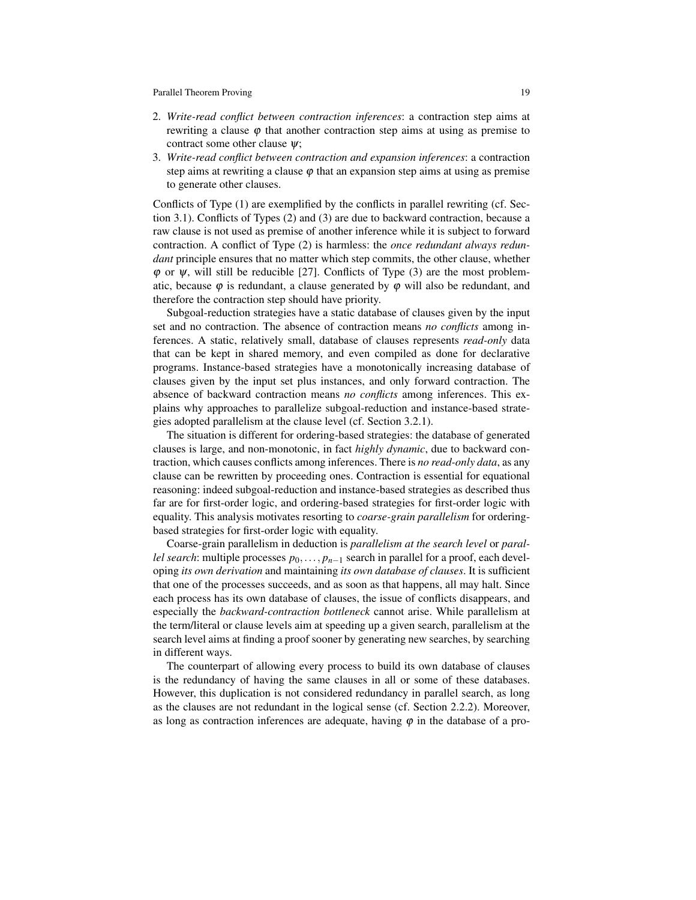2. *Write-read conflict between contraction inferences*: a contraction step aims at rewriting a clause $\varphi$ that another contraction step aims at using as premise to contract some other clause $\psi$;
3. *Write-read conflict between contraction and expansion inferences*: a contraction step aims at rewriting a clause $\varphi$ that an expansion step aims at using as premise to generate other clauses.

Conflicts of Type (1) are exemplified by the conflicts in parallel rewriting (cf. Section 3.1). Conflicts of Types (2) and (3) are due to backward contraction, because a raw clause is not used as premise of another inference while it is subject to forward contraction. A conflict of Type (2) is harmless: the *once redundant always redundant* principle ensures that no matter which step commits, the other clause, whether $\varphi$ or $\psi$, will still be reducible [27]. Conflicts of Type (3) are the most problematic, because $\varphi$ is redundant, a clause generated by $\varphi$ will also be redundant, and therefore the contraction step should have priority.

Subgoal-reduction strategies have a static database of clauses given by the input set and no contraction. The absence of contraction means *no conflicts* among inferences. A static, relatively small, database of clauses represents *read-only* data that can be kept in shared memory, and even compiled as done for declarative programs. Instance-based strategies have a monotonically increasing database of clauses given by the input set plus instances, and only forward contraction. The absence of backward contraction means *no conflicts* among inferences. This explains why approaches to parallelize subgoal-reduction and instance-based strategies adopted parallelism at the clause level (cf. Section 3.2.1).

The situation is different for ordering-based strategies: the database of generated clauses is large, and non-monotonic, in fact *highly dynamic*, due to backward contraction, which causes conflicts among inferences. There is *no read-only data*, as any clause can be rewritten by proceeding ones. Contraction is essential for equational reasoning: indeed subgoal-reduction and instance-based strategies as described thus far are for first-order logic, and ordering-based strategies for first-order logic with equality. This analysis motivates resorting to *coarse-grain parallelism* for ordering-based strategies for first-order logic with equality.

Coarse-grain parallelism in deduction is *parallelism at the search level* or *parallel search*: multiple processes $p_0, \ldots, p_{n-1}$ search in parallel for a proof, each developing *its own derivation* and maintaining *its own database of clauses*. It is sufficient that one of the processes succeeds, and as soon as that happens, all may halt. Since each process has its own database of clauses, the issue of conflicts disappears, and especially the *backward-contraction bottleneck* cannot arise. While parallelism at the term/literal or clause levels aim at speeding up a given search, parallelism at the search level aims at finding a proof sooner by generating new searches, by searching in different ways.

The counterpart of allowing every process to build its own database of clauses is the redundancy of having the same clauses in all or some of these databases. However, this duplication is not considered redundancy in parallel search, as long as the clauses are not redundant in the logical sense (cf. Section 2.2.2). Moreover, as long as contraction inferences are adequate, having $\varphi$ in the database of a pro-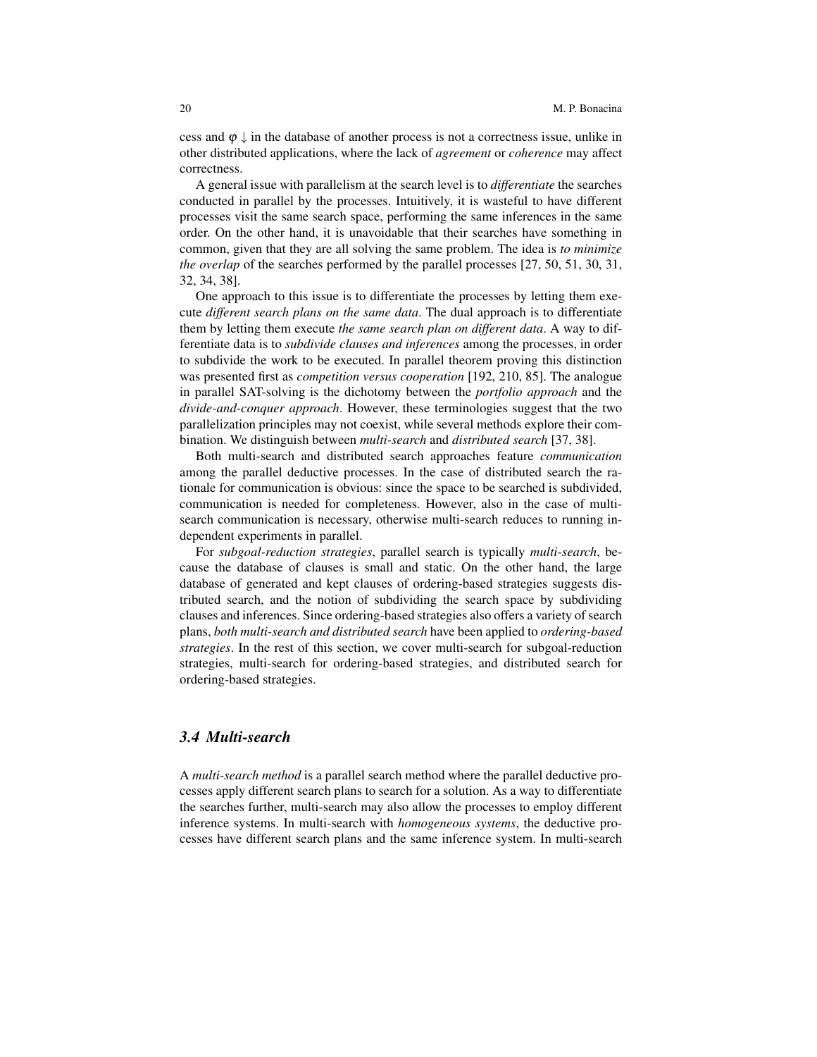cess and $\varphi\downarrow$ in the database of another process is not a correctness issue, unlike in other distributed applications, where the lack of *agreement* or *coherence* may affect correctness.

A general issue with parallelism at the search level is to *differentiate* the searches conducted in parallel by the processes. Intuitively, it is wasteful to have different processes visit the same search space, performing the same inferences in the same order. On the other hand, it is unavoidable that their searches have something in common, given that they are all solving the same problem. The idea is *to minimize the overlap* of the searches performed by the parallel processes [27, 50, 51, 30, 31, 32, 34, 38].

One approach to this issue is to differentiate the processes by letting them execute *different search plans on the same data*. The dual approach is to differentiate them by letting them execute *the same search plan on different data*. A way to differentiate data is to *subdivide clauses and inferences* among the processes, in order to subdivide the work to be executed. In parallel theorem proving this distinction was presented first as *competition versus cooperation* [192, 210, 85]. The analogue in parallel SAT-solving is the dichotomy between the *portfolio approach* and the *divide-and-conquer approach*. However, these terminologies suggest that the two parallelization principles may not coexist, while several methods explore their combination. We distinguish between *multi-search* and *distributed search* [37, 38].

Both multi-search and distributed search approaches feature *communication* among the parallel deductive processes. In the case of distributed search the rationale for communication is obvious: since the space to be searched is subdivided, communication is needed for completeness. However, also in the case of multi-search communication is necessary, otherwise multi-search reduces to running independent experiments in parallel.

For *subgoal-reduction strategies*, parallel search is typically *multi-search*, because the database of clauses is small and static. On the other hand, the large database of generated and kept clauses of ordering-based strategies suggests distributed search, and the notion of subdividing the search space by subdividing clauses and inferences. Since ordering-based strategies also offers a variety of search plans, *both multi-search and distributed search* have been applied to *ordering-based strategies*. In the rest of this section, we cover multi-search for subgoal-reduction strategies, multi-search for ordering-based strategies, and distributed search for ordering-based strategies.

### 3.4 Multi-search

A *multi-search method* is a parallel search method where the parallel deductive processes apply different search plans to search for a solution. As a way to differentiate the searches further, multi-search may also allow the processes to employ different inference systems. In multi-search with *homogeneous systems*, the deductive processes have different search plans and the same inference system. In multi-search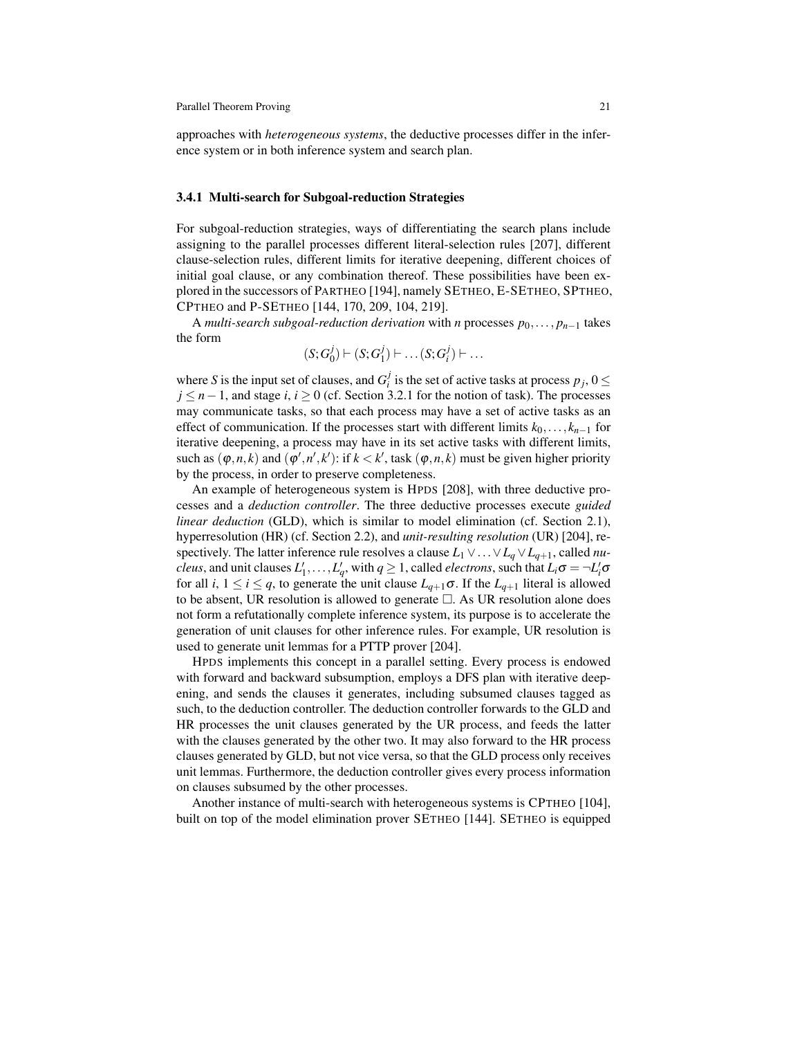approaches with *heterogeneous systems*, the deductive processes differ in the inference system or in both inference system and search plan.

### 3.4.1 Multi-search for Subgoal-reduction Strategies

For subgoal-reduction strategies, ways of differentiating the search plans include assigning to the parallel processes different literal-selection rules [207], different clause-selection rules, different limits for iterative deepening, different choices of initial goal clause, or any combination thereof. These possibilities have been explored in the successors of PARTHEO [194], namely SETHEO, E-SETHEO, SPTHEO, CPTHEO and P-SETHEO [144, 170, 209, 104, 219].

A *multi-search subgoal-reduction derivation* with $n$ processes $p_0, \ldots, p_{n-1}$ takes the form

$$(S; G_0^j) \vdash (S; G_1^j) \vdash \ldots (S; G_i^j) \vdash \ldots$$

where $S$ is the input set of clauses, and $G_i^j$ is the set of active tasks at process $p_j$, $0 \leq j \leq n-1$, and stage $i$, $i \geq 0$ (cf. Section 3.2.1 for the notion of task). The processes may communicate tasks, so that each process may have a set of active tasks as an effect of communication. If the processes start with different limits $k_0, \ldots, k_{n-1}$ for iterative deepening, a process may have in its set active tasks with different limits, such as $(\varphi, n, k)$ and $(\varphi', n', k')$: if $k < k'$, task $(\varphi, n, k)$ must be given higher priority by the process, in order to preserve completeness.

An example of heterogeneous system is HPDS [208], with three deductive processes and a *deduction controller*. The three deductive processes execute *guided linear deduction* (GLD), which is similar to model elimination (cf. Section 2.1), hyperresolution (HR) (cf. Section 2.2), and *unit-resulting resolution* (UR) [204], respectively. The latter inference rule resolves a clause $L_1 \vee \ldots \vee L_q \vee L_{q+1}$, called *nucleus*, and unit clauses $L'_1, \ldots, L'_q$, with $q \geq 1$, called *electrons*, such that $L_i\sigma = \neg L'_i\sigma$ for all $i$, $1 \leq i \leq q$, to generate the unit clause $L_{q+1}\sigma$. If the $L_{q+1}$ literal is allowed to be absent, UR resolution is allowed to generate $\Box$. As UR resolution alone does not form a refutationally complete inference system, its purpose is to accelerate the generation of unit clauses for other inference rules. For example, UR resolution is used to generate unit lemmas for a PTTP prover [204].

HPDS implements this concept in a parallel setting. Every process is endowed with forward and backward subsumption, employs a DFS plan with iterative deepening, and sends the clauses it generates, including subsumed clauses tagged as such, to the deduction controller. The deduction controller forwards to the GLD and HR processes the unit clauses generated by the UR process, and feeds the latter with the clauses generated by the other two. It may also forward to the HR process clauses generated by GLD, but not vice versa, so that the GLD process only receives unit lemmas. Furthermore, the deduction controller gives every process information on clauses subsumed by the other processes.

Another instance of multi-search with heterogeneous systems is CPTHEO [104], built on top of the model elimination prover SETHEO [144]. SETHEO is equipped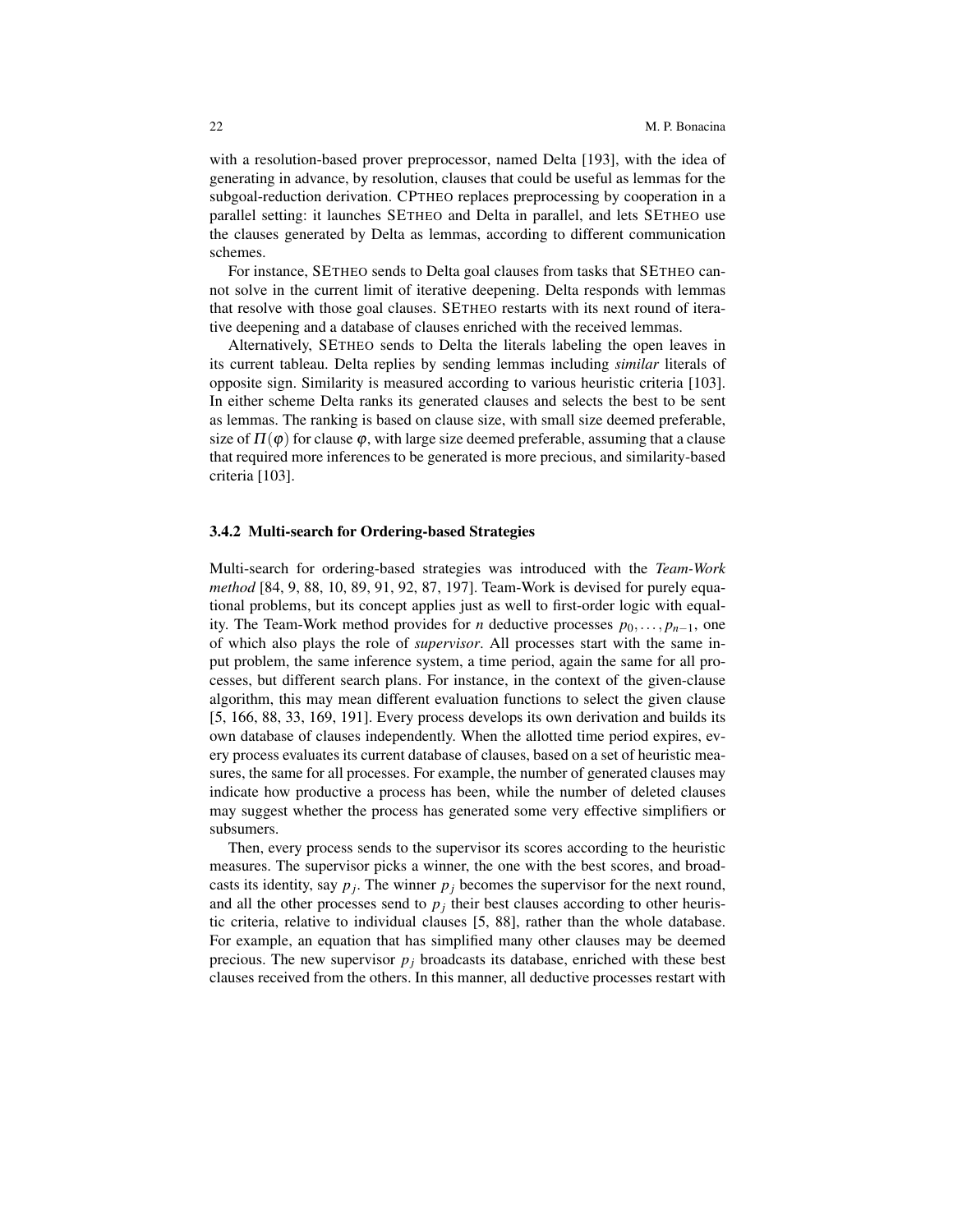with a resolution-based prover preprocessor, named Delta [193], with the idea of generating in advance, by resolution, clauses that could be useful as lemmas for the subgoal-reduction derivation. CPTHEO replaces preprocessing by cooperation in a parallel setting: it launches SETHEO and Delta in parallel, and lets SETHEO use the clauses generated by Delta as lemmas, according to different communication schemes.

For instance, SETHEO sends to Delta goal clauses from tasks that SETHEO cannot solve in the current limit of iterative deepening. Delta responds with lemmas that resolve with those goal clauses. SETHEO restarts with its next round of iterative deepening and a database of clauses enriched with the received lemmas.

Alternatively, SETHEO sends to Delta the literals labeling the open leaves in its current tableau. Delta replies by sending lemmas including *similar* literals of opposite sign. Similarity is measured according to various heuristic criteria [103]. In either scheme Delta ranks its generated clauses and selects the best to be sent as lemmas. The ranking is based on clause size, with small size deemed preferable, size of $\Pi(\varphi)$ for clause $\varphi$, with large size deemed preferable, assuming that a clause that required more inferences to be generated is more precious, and similarity-based criteria [103].

### 3.4.2 Multi-search for Ordering-based Strategies

Multi-search for ordering-based strategies was introduced with the *Team-Work method* [84, 9, 88, 10, 89, 91, 92, 87, 197]. Team-Work is devised for purely equational problems, but its concept applies just as well to first-order logic with equality. The Team-Work method provides for *n* deductive processes $p_0, \ldots, p_{n-1}$, one of which also plays the role of *supervisor*. All processes start with the same input problem, the same inference system, a time period, again the same for all processes, but different search plans. For instance, in the context of the given-clause algorithm, this may mean different evaluation functions to select the given clause [5, 166, 88, 33, 169, 191]. Every process develops its own derivation and builds its own database of clauses independently. When the allotted time period expires, every process evaluates its current database of clauses, based on a set of heuristic measures, the same for all processes. For example, the number of generated clauses may indicate how productive a process has been, while the number of deleted clauses may suggest whether the process has generated some very effective simplifiers or subsumers.

Then, every process sends to the supervisor its scores according to the heuristic measures. The supervisor picks a winner, the one with the best scores, and broadcasts its identity, say $p_j$. The winner $p_j$ becomes the supervisor for the next round, and all the other processes send to $p_j$ their best clauses according to other heuristic criteria, relative to individual clauses [5, 88], rather than the whole database. For example, an equation that has simplified many other clauses may be deemed precious. The new supervisor $p_j$ broadcasts its database, enriched with these best clauses received from the others. In this manner, all deductive processes restart with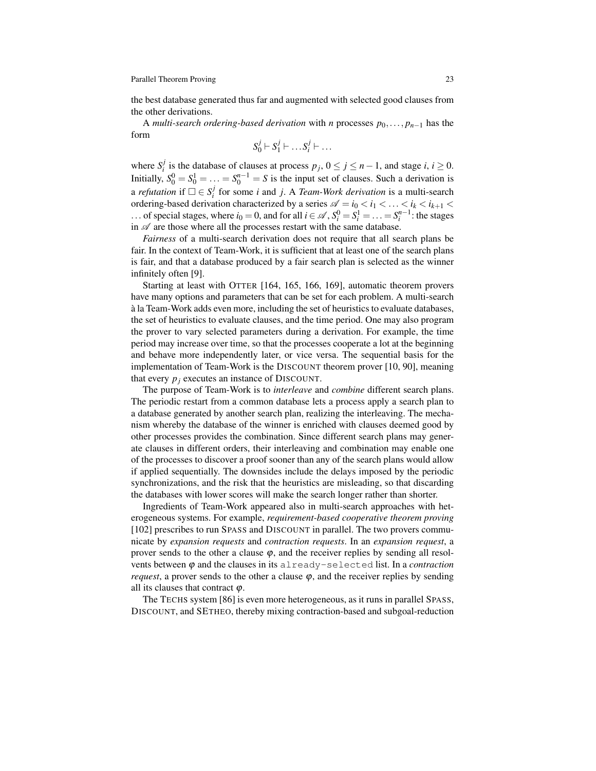the best database generated thus far and augmented with selected good clauses from the other derivations.

A *multi-search ordering-based derivation* with $n$ processes $p_0, \ldots, p_{n-1}$ has the form

$$S_0^j \vdash S_1^j \vdash \ldots S_i^j \vdash \ldots$$

where $S_i^j$ is the database of clauses at process $p_j$, $0 \le j \le n-1$, and stage $i$, $i \ge 0$. Initially, $S_0^0 = S_0^1 = \ldots = S_0^{n-1} = S$ is the input set of clauses. Such a derivation is a *refutation* if $\Box \in S_i^j$ for some $i$ and $j$. A *Team-Work derivation* is a multi-search ordering-based derivation characterized by a series $\mathscr{A} = i_0 < i_1 < \ldots < i_k < i_{k+1} < \ldots$ of special stages, where $i_0 = 0$, and for all $i \in \mathscr{A}$, $S_i^0 = S_i^1 = \ldots = S_i^{n-1}$: the stages in $\mathscr{A}$ are those where all the processes restart with the same database.

*Fairness* of a multi-search derivation does not require that all search plans be fair. In the context of Team-Work, it is sufficient that at least one of the search plans is fair, and that a database produced by a fair search plan is selected as the winner infinitely often [9].

Starting at least with OTTER [164, 165, 166, 169], automatic theorem provers have many options and parameters that can be set for each problem. A multi-search à la Team-Work adds even more, including the set of heuristics to evaluate databases, the set of heuristics to evaluate clauses, and the time period. One may also program the prover to vary selected parameters during a derivation. For example, the time period may increase over time, so that the processes cooperate a lot at the beginning and behave more independently later, or vice versa. The sequential basis for the implementation of Team-Work is the DISCOUNT theorem prover [10, 90], meaning that every $p_j$ executes an instance of DISCOUNT.

The purpose of Team-Work is to *interleave* and *combine* different search plans. The periodic restart from a common database lets a process apply a search plan to a database generated by another search plan, realizing the interleaving. The mechanism whereby the database of the winner is enriched with clauses deemed good by other processes provides the combination. Since different search plans may generate clauses in different orders, their interleaving and combination may enable one of the processes to discover a proof sooner than any of the search plans would allow if applied sequentially. The downsides include the delays imposed by the periodic synchronizations, and the risk that the heuristics are misleading, so that discarding the databases with lower scores will make the search longer rather than shorter.

Ingredients of Team-Work appeared also in multi-search approaches with heterogeneous systems. For example, *requirement-based cooperative theorem proving* [102] prescribes to run SPASS and DISCOUNT in parallel. The two provers communicate by *expansion requests* and *contraction requests*. In an *expansion request*, a prover sends to the other a clause $\varphi$, and the receiver replies by sending all resolvents between $\varphi$ and the clauses in its `already-selected` list. In a *contraction request*, a prover sends to the other a clause $\varphi$, and the receiver replies by sending all its clauses that contract $\varphi$.

The TECHS system [86] is even more heterogeneous, as it runs in parallel SPASS, DISCOUNT, and SETHEO, thereby mixing contraction-based and subgoal-reduction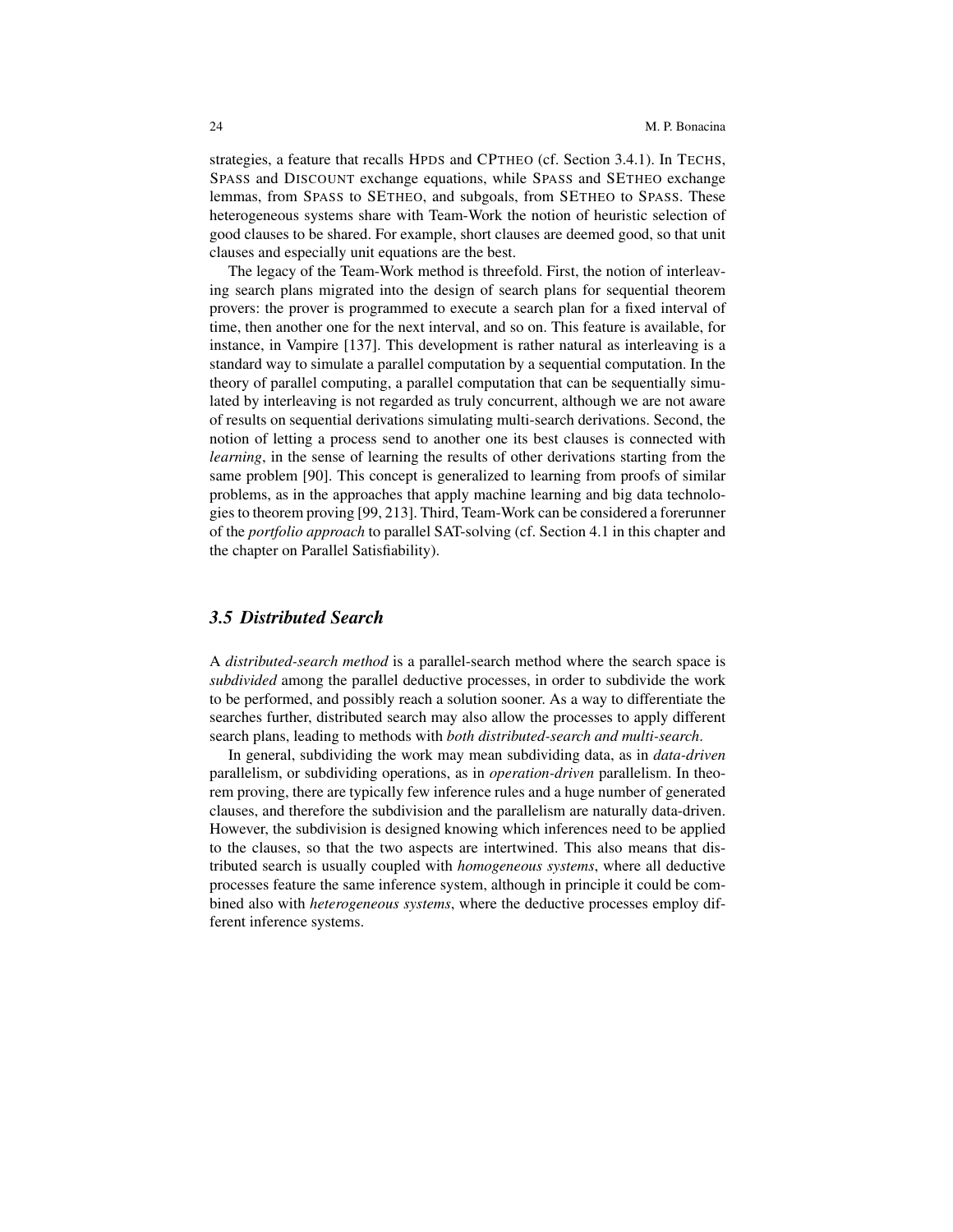strategies, a feature that recalls HPDS and CPTHEO (cf. Section 3.4.1). In TECHS, SPASS and DISCOUNT exchange equations, while SPASS and SETHEO exchange lemmas, from SPASS to SETHEO, and subgoals, from SETHEO to SPASS. These heterogeneous systems share with Team-Work the notion of heuristic selection of good clauses to be shared. For example, short clauses are deemed good, so that unit clauses and especially unit equations are the best.

The legacy of the Team-Work method is threefold. First, the notion of interleaving search plans migrated into the design of search plans for sequential theorem provers: the prover is programmed to execute a search plan for a fixed interval of time, then another one for the next interval, and so on. This feature is available, for instance, in Vampire [137]. This development is rather natural as interleaving is a standard way to simulate a parallel computation by a sequential computation. In the theory of parallel computing, a parallel computation that can be sequentially simulated by interleaving is not regarded as truly concurrent, although we are not aware of results on sequential derivations simulating multi-search derivations. Second, the notion of letting a process send to another one its best clauses is connected with *learning*, in the sense of learning the results of other derivations starting from the same problem [90]. This concept is generalized to learning from proofs of similar problems, as in the approaches that apply machine learning and big data technologies to theorem proving [99, 213]. Third, Team-Work can be considered a forerunner of the *portfolio approach* to parallel SAT-solving (cf. Section 4.1 in this chapter and the chapter on Parallel Satisfiability).

### *3.5 Distributed Search*

A *distributed-search method* is a parallel-search method where the search space is *subdivided* among the parallel deductive processes, in order to subdivide the work to be performed, and possibly reach a solution sooner. As a way to differentiate the searches further, distributed search may also allow the processes to apply different search plans, leading to methods with *both distributed-search and multi-search*.

In general, subdividing the work may mean subdividing data, as in *data-driven* parallelism, or subdividing operations, as in *operation-driven* parallelism. In theorem proving, there are typically few inference rules and a huge number of generated clauses, and therefore the subdivision and the parallelism are naturally data-driven. However, the subdivision is designed knowing which inferences need to be applied to the clauses, so that the two aspects are intertwined. This also means that distributed search is usually coupled with *homogeneous systems*, where all deductive processes feature the same inference system, although in principle it could be combined also with *heterogeneous systems*, where the deductive processes employ different inference systems.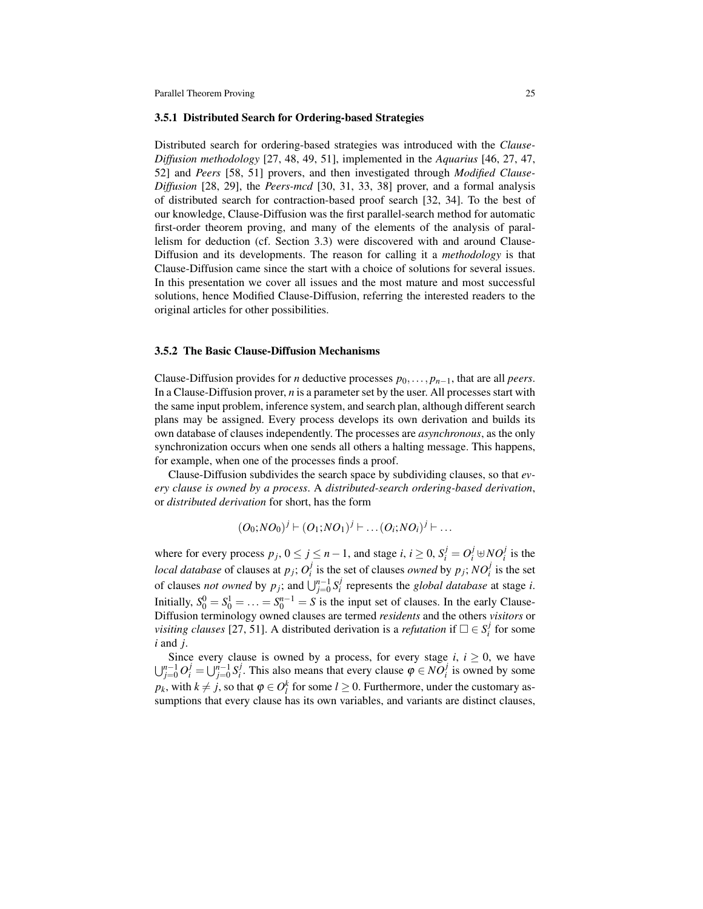### 3.5.1 Distributed Search for Ordering-based Strategies

Distributed search for ordering-based strategies was introduced with the *Clause-Diffusion methodology* [27, 48, 49, 51], implemented in the *Aquarius* [46, 27, 47, 52] and *Peers* [58, 51] provers, and then investigated through *Modified Clause-Diffusion* [28, 29], the *Peers-mcd* [30, 31, 33, 38] prover, and a formal analysis of distributed search for contraction-based proof search [32, 34]. To the best of our knowledge, Clause-Diffusion was the first parallel-search method for automatic first-order theorem proving, and many of the elements of the analysis of parallelism for deduction (cf. Section 3.3) were discovered with and around Clause-Diffusion and its developments. The reason for calling it a *methodology* is that Clause-Diffusion came since the start with a choice of solutions for several issues. In this presentation we cover all issues and the most mature and most successful solutions, hence Modified Clause-Diffusion, referring the interested readers to the original articles for other possibilities.

### 3.5.2 The Basic Clause-Diffusion Mechanisms

Clause-Diffusion provides for $n$ deductive processes $p_0, \ldots, p_{n-1}$, that are all *peers*. In a Clause-Diffusion prover, $n$ is a parameter set by the user. All processes start with the same input problem, inference system, and search plan, although different search plans may be assigned. Every process develops its own derivation and builds its own database of clauses independently. The processes are *asynchronous*, as the only synchronization occurs when one sends all others a halting message. This happens, for example, when one of the processes finds a proof.

Clause-Diffusion subdivides the search space by subdividing clauses, so that *every clause is owned by a process*. A *distributed-search ordering-based derivation*, or *distributed derivation* for short, has the form

$$(O_0; NO_0)^j \vdash (O_1; NO_1)^j \vdash \ldots (O_i; NO_i)^j \vdash \ldots$$

where for every process $p_j$, $0 \leq j \leq n-1$, and stage $i$, $i \geq 0$, $S_i^j = O_i^j \uplus NO_i^j$ is the *local database* of clauses at $p_j$; $O_i^j$ is the set of clauses *owned* by $p_j$; $NO_i^j$ is the set of clauses *not owned* by $p_j$; and $\bigcup_{j=0}^{n-1} S_i^j$ represents the *global database* at stage $i$. Initially, $S_0^0 = S_0^1 = \ldots = S_0^{n-1} = S$ is the input set of clauses. In the early Clause-Diffusion terminology owned clauses are termed *residents* and the others *visitors* or *visiting clauses* [27, 51]. A distributed derivation is a *refutation* if $\Box \in S_i^j$ for some $i$ and $j$.

Since every clause is owned by a process, for every stage $i$, $i \geq 0$, we have $\bigcup_{j=0}^{n-1} O_i^j = \bigcup_{j=0}^{n-1} S_i^j$. This also means that every clause $\varphi \in NO_i^j$ is owned by some $p_k$, with $k \neq j$, so that $\varphi \in O_l^k$ for some $l \geq 0$. Furthermore, under the customary assumptions that every clause has its own variables, and variants are distinct clauses,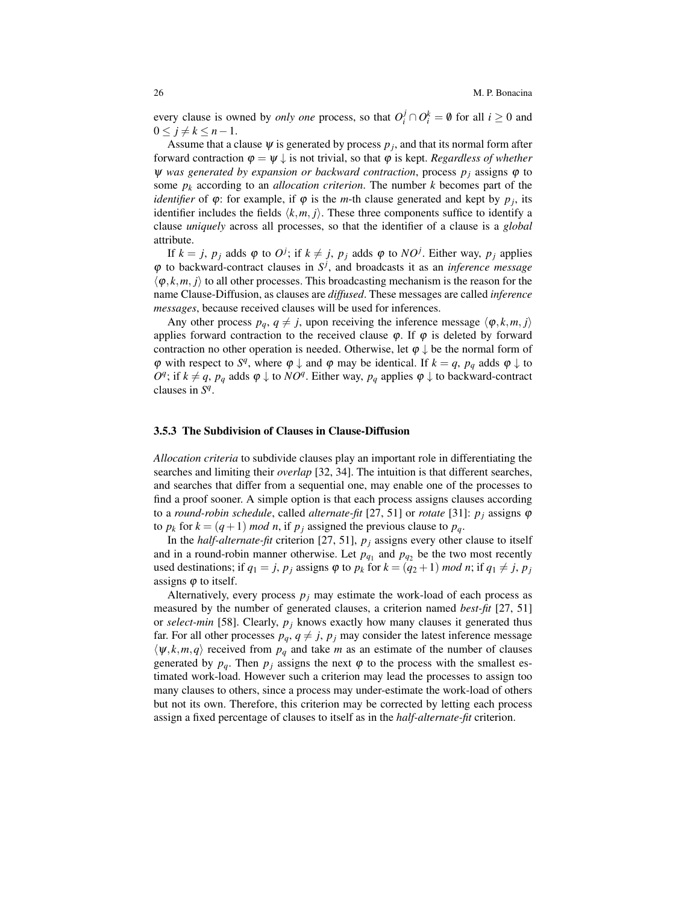every clause is owned by *only one* process, so that $O_i^j \cap O_i^k = \emptyset$ for all $i \geq 0$ and $0 \leq j \neq k \leq n-1$.

Assume that a clause $\psi$ is generated by process $p_j$, and that its normal form after forward contraction $\varphi = \psi\downarrow$ is not trivial, so that $\varphi$ is kept. *Regardless of whether $\psi$ was generated by expansion or backward contraction*, process $p_j$ assigns $\varphi$ to some $p_k$ according to an *allocation criterion*. The number $k$ becomes part of the *identifier* of $\varphi$: for example, if $\varphi$ is the $m$-th clause generated and kept by $p_j$, its identifier includes the fields $\langle k, m, j\rangle$. These three components suffice to identify a clause *uniquely* across all processes, so that the identifier of a clause is a *global* attribute.

If $k = j$, $p_j$ adds $\varphi$ to $O^j$; if $k \neq j$, $p_j$ adds $\varphi$ to $NO^j$. Either way, $p_j$ applies $\varphi$ to backward-contract clauses in $S^j$, and broadcasts it as an *inference message* $\langle \varphi, k, m, j\rangle$ to all other processes. This broadcasting mechanism is the reason for the name Clause-Diffusion, as clauses are *diffused*. These messages are called *inference messages*, because received clauses will be used for inferences.

Any other process $p_q$, $q \neq j$, upon receiving the inference message $\langle \varphi, k, m, j\rangle$ applies forward contraction to the received clause $\varphi$. If $\varphi$ is deleted by forward contraction no other operation is needed. Otherwise, let $\varphi\downarrow$ be the normal form of $\varphi$ with respect to $S^q$, where $\varphi\downarrow$ and $\varphi$ may be identical. If $k = q$, $p_q$ adds $\varphi\downarrow$ to $O^q$; if $k \neq q$, $p_q$ adds $\varphi\downarrow$ to $NO^q$. Either way, $p_q$ applies $\varphi\downarrow$ to backward-contract clauses in $S^q$.

### 3.5.3 The Subdivision of Clauses in Clause-Diffusion

*Allocation criteria* to subdivide clauses play an important role in differentiating the searches and limiting their *overlap* [32, 34]. The intuition is that different searches, and searches that differ from a sequential one, may enable one of the processes to find a proof sooner. A simple option is that each process assigns clauses according to a *round-robin schedule*, called *alternate-fit* [27, 51] or *rotate* [31]: $p_j$ assigns $\varphi$ to $p_k$ for $k = (q+1)$ *mod* $n$, if $p_j$ assigned the previous clause to $p_q$.

In the *half-alternate-fit* criterion [27, 51], $p_j$ assigns every other clause to itself and in a round-robin manner otherwise. Let $p_{q_1}$ and $p_{q_2}$ be the two most recently used destinations; if $q_1 = j$, $p_j$ assigns $\varphi$ to $p_k$ for $k = (q_2+1)$ *mod* $n$; if $q_1 \neq j$, $p_j$ assigns $\varphi$ to itself.

Alternatively, every process $p_j$ may estimate the work-load of each process as measured by the number of generated clauses, a criterion named *best-fit* [27, 51] or *select-min* [58]. Clearly, $p_j$ knows exactly how many clauses it generated thus far. For all other processes $p_q$, $q \neq j$, $p_j$ may consider the latest inference message $\langle \psi, k, m, q\rangle$ received from $p_q$ and take $m$ as an estimate of the number of clauses generated by $p_q$. Then $p_j$ assigns the next $\varphi$ to the process with the smallest estimated work-load. However such a criterion may lead the processes to assign too many clauses to others, since a process may under-estimate the work-load of others but not its own. Therefore, this criterion may be corrected by letting each process assign a fixed percentage of clauses to itself as in the *half-alternate-fit* criterion.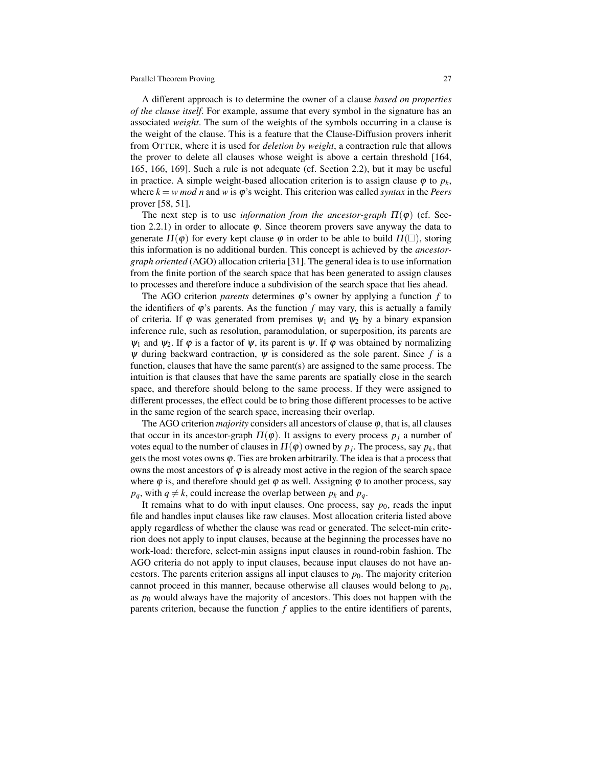A different approach is to determine the owner of a clause *based on properties of the clause itself*. For example, assume that every symbol in the signature has an associated *weight*. The sum of the weights of the symbols occurring in a clause is the weight of the clause. This is a feature that the Clause-Diffusion provers inherit from OTTER, where it is used for *deletion by weight*, a contraction rule that allows the prover to delete all clauses whose weight is above a certain threshold [164, 165, 166, 169]. Such a rule is not adequate (cf. Section 2.2), but it may be useful in practice. A simple weight-based allocation criterion is to assign clause $\varphi$ to $p_k$, where $k = w \text{ } mod \text{ } n$ and $w$ is $\varphi$'s weight. This criterion was called *syntax* in the *Peers* prover [58, 51].

The next step is to use *information from the ancestor-graph* $\Pi(\varphi)$ (cf. Section 2.2.1) in order to allocate $\varphi$. Since theorem provers save anyway the data to generate $\Pi(\varphi)$ for every kept clause $\varphi$ in order to be able to build $\Pi(\Box)$, storing this information is no additional burden. This concept is achieved by the *ancestor-graph oriented* (AGO) allocation criteria [31]. The general idea is to use information from the finite portion of the search space that has been generated to assign clauses to processes and therefore induce a subdivision of the search space that lies ahead.

The AGO criterion *parents* determines $\varphi$'s owner by applying a function $f$ to the identifiers of $\varphi$'s parents. As the function $f$ may vary, this is actually a family of criteria. If $\varphi$ was generated from premises $\psi_1$ and $\psi_2$ by a binary expansion inference rule, such as resolution, paramodulation, or superposition, its parents are $\psi_1$ and $\psi_2$. If $\varphi$ is a factor of $\psi$, its parent is $\psi$. If $\varphi$ was obtained by normalizing $\psi$ during backward contraction, $\psi$ is considered as the sole parent. Since $f$ is a function, clauses that have the same parent(s) are assigned to the same process. The intuition is that clauses that have the same parents are spatially close in the search space, and therefore should belong to the same process. If they were assigned to different processes, the effect could be to bring those different processes to be active in the same region of the search space, increasing their overlap.

The AGO criterion *majority* considers all ancestors of clause $\varphi$, that is, all clauses that occur in its ancestor-graph $\Pi(\varphi)$. It assigns to every process $p_j$ a number of votes equal to the number of clauses in $\Pi(\varphi)$ owned by $p_j$. The process, say $p_k$, that gets the most votes owns $\varphi$. Ties are broken arbitrarily. The idea is that a process that owns the most ancestors of $\varphi$ is already most active in the region of the search space where $\varphi$ is, and therefore should get $\varphi$ as well. Assigning $\varphi$ to another process, say $p_q$, with $q \neq k$, could increase the overlap between $p_k$ and $p_q$.

It remains what to do with input clauses. One process, say $p_0$, reads the input file and handles input clauses like raw clauses. Most allocation criteria listed above apply regardless of whether the clause was read or generated. The select-min criterion does not apply to input clauses, because at the beginning the processes have no work-load: therefore, select-min assigns input clauses in round-robin fashion. The AGO criteria do not apply to input clauses, because input clauses do not have ancestors. The parents criterion assigns all input clauses to $p_0$. The majority criterion cannot proceed in this manner, because otherwise all clauses would belong to $p_0$, as $p_0$ would always have the majority of ancestors. This does not happen with the parents criterion, because the function $f$ applies to the entire identifiers of parents,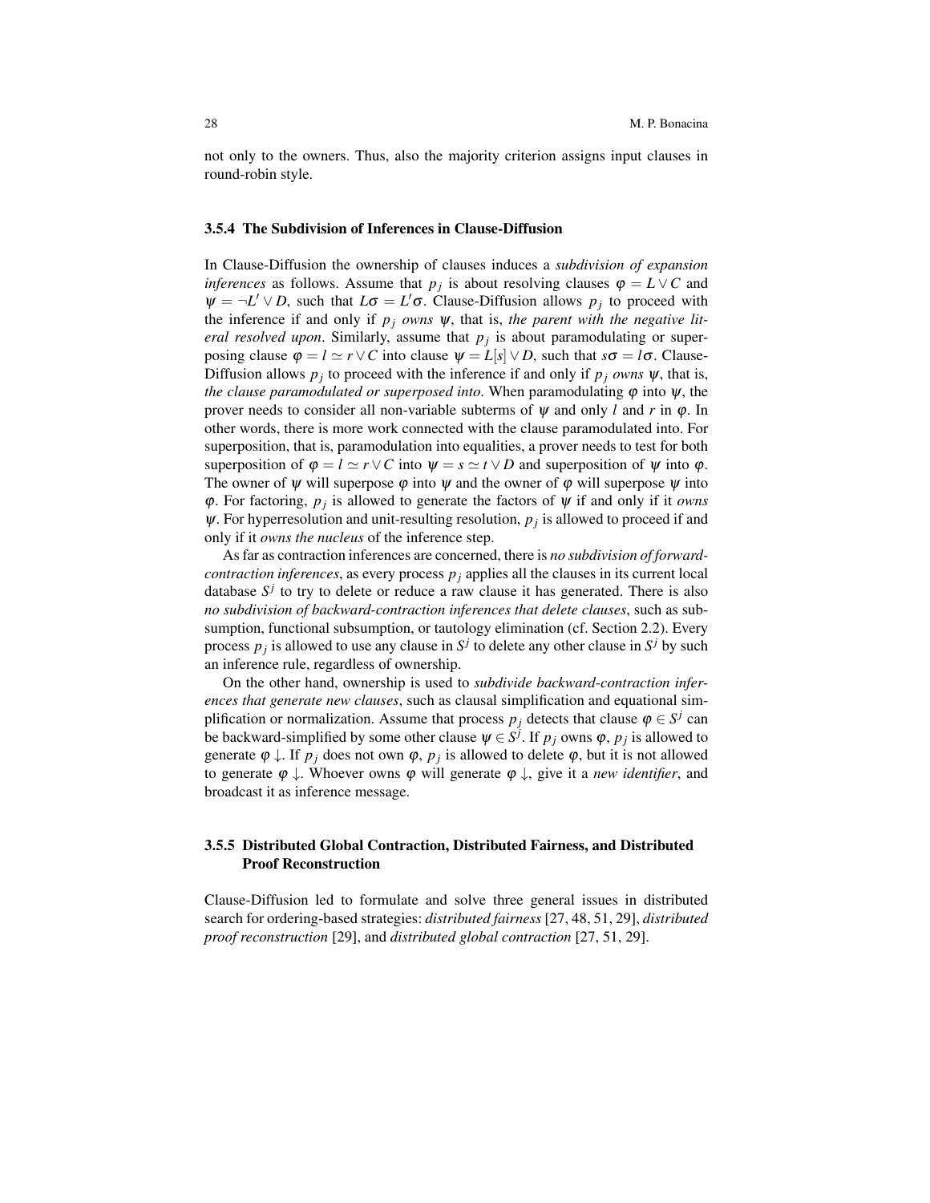not only to the owners. Thus, also the majority criterion assigns input clauses in round-robin style.

### 3.5.4 The Subdivision of Inferences in Clause-Diffusion

In Clause-Diffusion the ownership of clauses induces a *subdivision of expansion inferences* as follows. Assume that $p_j$ is about resolving clauses $\varphi = L \vee C$ and $\psi = \neg L' \vee D$, such that $L\sigma = L'\sigma$. Clause-Diffusion allows $p_j$ to proceed with the inference if and only if $p_j$ *owns* $\psi$, that is, *the parent with the negative literal resolved upon*. Similarly, assume that $p_j$ is about paramodulating or superposing clause $\varphi = l \simeq r \vee C$ into clause $\psi = L[s] \vee D$, such that $s\sigma = l\sigma$. Clause-Diffusion allows $p_j$ to proceed with the inference if and only if $p_j$ *owns* $\psi$, that is, *the clause paramodulated or superposed into*. When paramodulating $\varphi$ into $\psi$, the prover needs to consider all non-variable subterms of $\psi$ and only $l$ and $r$ in $\varphi$. In other words, there is more work connected with the clause paramodulated into. For superposition, that is, paramodulation into equalities, a prover needs to test for both superposition of $\varphi = l \simeq r \vee C$ into $\psi = s \simeq t \vee D$ and superposition of $\psi$ into $\varphi$. The owner of $\psi$ will superpose $\varphi$ into $\psi$ and the owner of $\varphi$ will superpose $\psi$ into $\varphi$. For factoring, $p_j$ is allowed to generate the factors of $\psi$ if and only if it *owns* $\psi$. For hyperresolution and unit-resulting resolution, $p_j$ is allowed to proceed if and only if it *owns the nucleus* of the inference step.

As far as contraction inferences are concerned, there is *no subdivision of forward-contraction inferences*, as every process $p_j$ applies all the clauses in its current local database $S^j$ to try to delete or reduce a raw clause it has generated. There is also *no subdivision of backward-contraction inferences that delete clauses*, such as subsumption, functional subsumption, or tautology elimination (cf. Section 2.2). Every process $p_j$ is allowed to use any clause in $S^j$ to delete any other clause in $S^j$ by such an inference rule, regardless of ownership.

On the other hand, ownership is used to *subdivide backward-contraction inferences that generate new clauses*, such as clausal simplification and equational simplification or normalization. Assume that process $p_j$ detects that clause $\varphi \in S^j$ can be backward-simplified by some other clause $\psi \in S^j$. If $p_j$ owns $\varphi$, $p_j$ is allowed to generate $\varphi\downarrow$. If $p_j$ does not own $\varphi$, $p_j$ is allowed to delete $\varphi$, but it is not allowed to generate $\varphi\downarrow$. Whoever owns $\varphi$ will generate $\varphi\downarrow$, give it a *new identifier*, and broadcast it as inference message.

### 3.5.5 Distributed Global Contraction, Distributed Fairness, and Distributed Proof Reconstruction

Clause-Diffusion led to formulate and solve three general issues in distributed search for ordering-based strategies: *distributed fairness* [27, 48, 51, 29], *distributed proof reconstruction* [29], and *distributed global contraction* [27, 51, 29].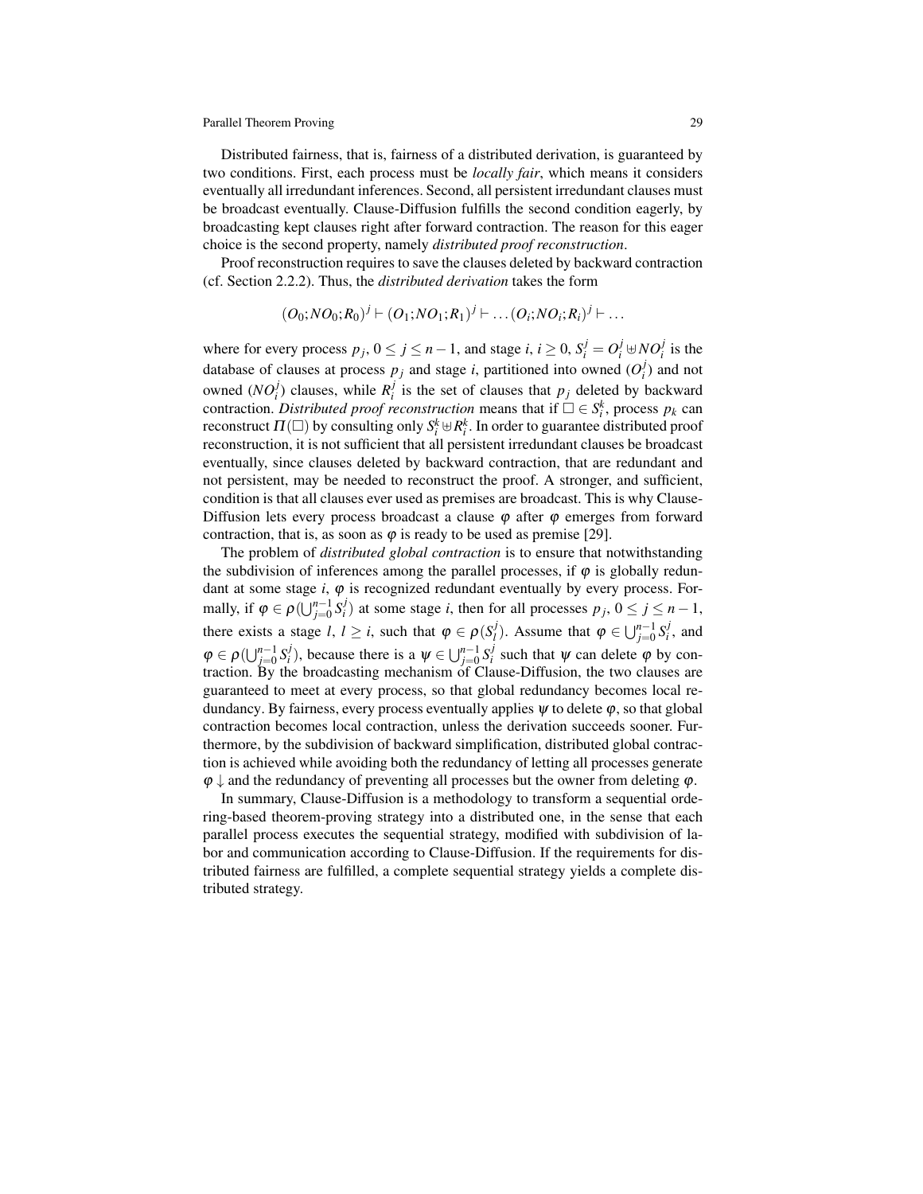Distributed fairness, that is, fairness of a distributed derivation, is guaranteed by two conditions. First, each process must be *locally fair*, which means it considers eventually all irredundant inferences. Second, all persistent irredundant clauses must be broadcast eventually. Clause-Diffusion fulfills the second condition eagerly, by broadcasting kept clauses right after forward contraction. The reason for this eager choice is the second property, namely *distributed proof reconstruction*.

Proof reconstruction requires to save the clauses deleted by backward contraction (cf. Section 2.2.2). Thus, the *distributed derivation* takes the form

$$(O_0;NO_0;R_0)^j \vdash (O_1;NO_1;R_1)^j \vdash \dots (O_i;NO_i;R_i)^j \vdash \dots$$

where for every process $p_j$, $0 \leq j \leq n-1$, and stage $i$, $i \geq 0$, $S_i^j = O_i^j \uplus NO_i^j$ is the database of clauses at process $p_j$ and stage $i$, partitioned into owned ($O_i^j$) and not owned ($NO_i^j$) clauses, while $R_i^j$ is the set of clauses that $p_j$ deleted by backward contraction. *Distributed proof reconstruction* means that if $\Box \in S_i^k$, process $p_k$ can reconstruct $\Pi(\Box)$ by consulting only $S_i^k \uplus R_i^k$. In order to guarantee distributed proof reconstruction, it is not sufficient that all persistent irredundant clauses be broadcast eventually, since clauses deleted by backward contraction, that are redundant and not persistent, may be needed to reconstruct the proof. A stronger, and sufficient, condition is that all clauses ever used as premises are broadcast. This is why Clause-Diffusion lets every process broadcast a clause $\varphi$ after $\varphi$ emerges from forward contraction, that is, as soon as $\varphi$ is ready to be used as premise [29].

The problem of *distributed global contraction* is to ensure that notwithstanding the subdivision of inferences among the parallel processes, if $\varphi$ is globally redundant at some stage $i$, $\varphi$ is recognized redundant eventually by every process. Formally, if $\varphi \in \rho(\bigcup_{j=0}^{n-1} S_i^j)$ at some stage $i$, then for all processes $p_j$, $0 \leq j \leq n-1$, there exists a stage $l$, $l \geq i$, such that $\varphi \in \rho(S_l^j)$. Assume that $\varphi \in \bigcup_{j=0}^{n-1} S_i^j$, and $\varphi \in \rho(\bigcup_{j=0}^{n-1} S_i^j)$, because there is a $\psi \in \bigcup_{j=0}^{n-1} S_i^j$ such that $\psi$ can delete $\varphi$ by contraction. By the broadcasting mechanism of Clause-Diffusion, the two clauses are guaranteed to meet at every process, so that global redundancy becomes local redundancy. By fairness, every process eventually applies $\psi$ to delete $\varphi$, so that global contraction becomes local contraction, unless the derivation succeeds sooner. Furthermore, by the subdivision of backward simplification, distributed global contraction is achieved while avoiding both the redundancy of letting all processes generate $\varphi\downarrow$ and the redundancy of preventing all processes but the owner from deleting $\varphi$.

In summary, Clause-Diffusion is a methodology to transform a sequential ordering-based theorem-proving strategy into a distributed one, in the sense that each parallel process executes the sequential strategy, modified with subdivision of labor and communication according to Clause-Diffusion. If the requirements for distributed fairness are fulfilled, a complete sequential strategy yields a complete distributed strategy.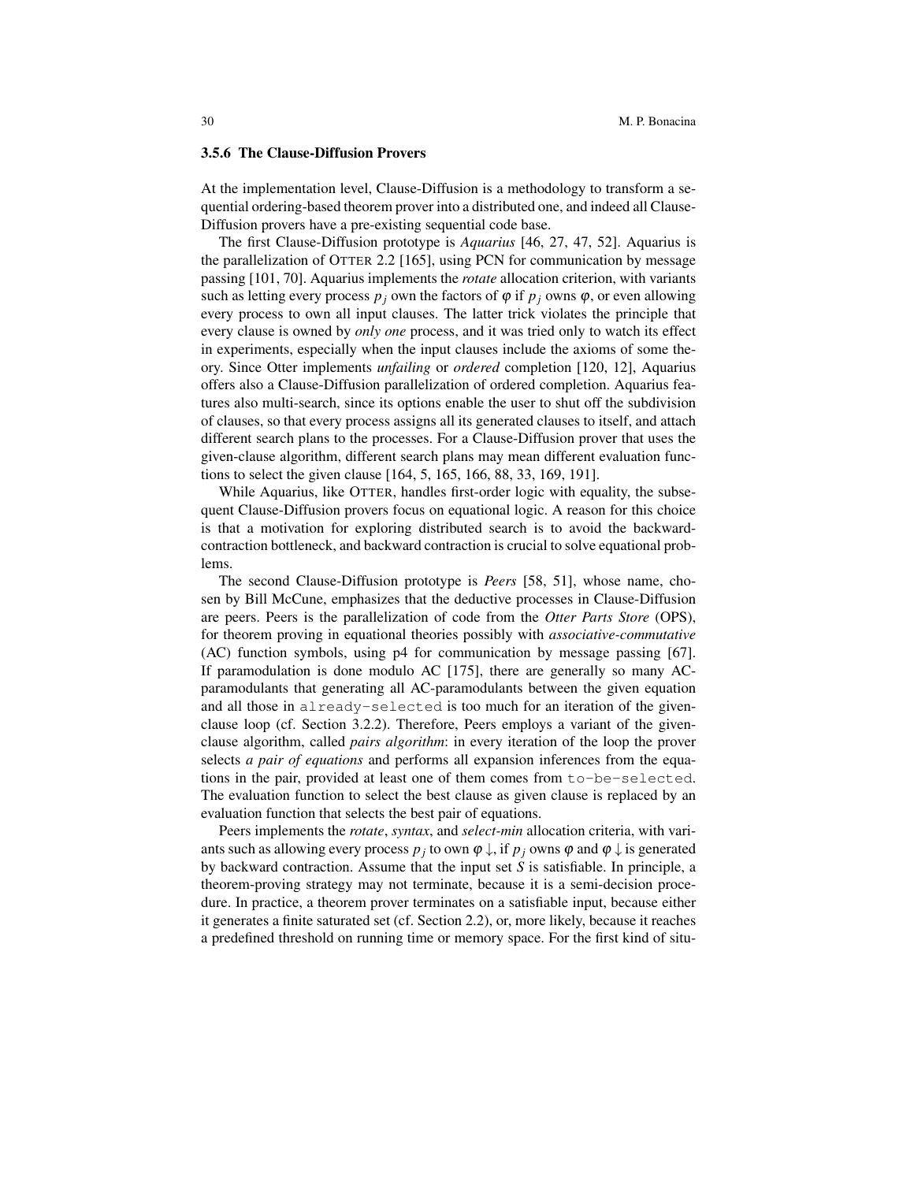### 3.5.6 The Clause-Diffusion Provers

At the implementation level, Clause-Diffusion is a methodology to transform a sequential ordering-based theorem prover into a distributed one, and indeed all Clause-Diffusion provers have a pre-existing sequential code base.

The first Clause-Diffusion prototype is *Aquarius* [46, 27, 47, 52]. Aquarius is the parallelization of OTTER 2.2 [165], using PCN for communication by message passing [101, 70]. Aquarius implements the *rotate* allocation criterion, with variants such as letting every process $p_j$ own the factors of $\varphi$ if $p_j$ owns $\varphi$, or even allowing every process to own all input clauses. The latter trick violates the principle that every clause is owned by *only one* process, and it was tried only to watch its effect in experiments, especially when the input clauses include the axioms of some theory. Since Otter implements *unfailing* or *ordered* completion [120, 12], Aquarius offers also a Clause-Diffusion parallelization of ordered completion. Aquarius features also multi-search, since its options enable the user to shut off the subdivision of clauses, so that every process assigns all its generated clauses to itself, and attach different search plans to the processes. For a Clause-Diffusion prover that uses the given-clause algorithm, different search plans may mean different evaluation functions to select the given clause [164, 5, 165, 166, 88, 33, 169, 191].

While Aquarius, like OTTER, handles first-order logic with equality, the subsequent Clause-Diffusion provers focus on equational logic. A reason for this choice is that a motivation for exploring distributed search is to avoid the backward-contraction bottleneck, and backward contraction is crucial to solve equational problems.

The second Clause-Diffusion prototype is *Peers* [58, 51], whose name, chosen by Bill McCune, emphasizes that the deductive processes in Clause-Diffusion are peers. Peers is the parallelization of code from the *Otter Parts Store* (OPS), for theorem proving in equational theories possibly with *associative-commutative* (AC) function symbols, using p4 for communication by message passing [67]. If paramodulation is done modulo AC [175], there are generally so many AC-paramodulants that generating all AC-paramodulants between the given equation and all those in `already-selected` is too much for an iteration of the given-clause loop (cf. Section 3.2.2). Therefore, Peers employs a variant of the given-clause algorithm, called *pairs algorithm*: in every iteration of the loop the prover selects *a pair of equations* and performs all expansion inferences from the equations in the pair, provided at least one of them comes from `to-be-selected`. The evaluation function to select the best clause as given clause is replaced by an evaluation function that selects the best pair of equations.

Peers implements the *rotate*, *syntax*, and *select-min* allocation criteria, with variants such as allowing every process $p_j$ to own $\varphi\downarrow$, if $p_j$ owns $\varphi$ and $\varphi\downarrow$ is generated by backward contraction. Assume that the input set $S$ is satisfiable. In principle, a theorem-proving strategy may not terminate, because it is a semi-decision procedure. In practice, a theorem prover terminates on a satisfiable input, because either it generates a finite saturated set (cf. Section 2.2), or, more likely, because it reaches a predefined threshold on running time or memory space. For the first kind of situ-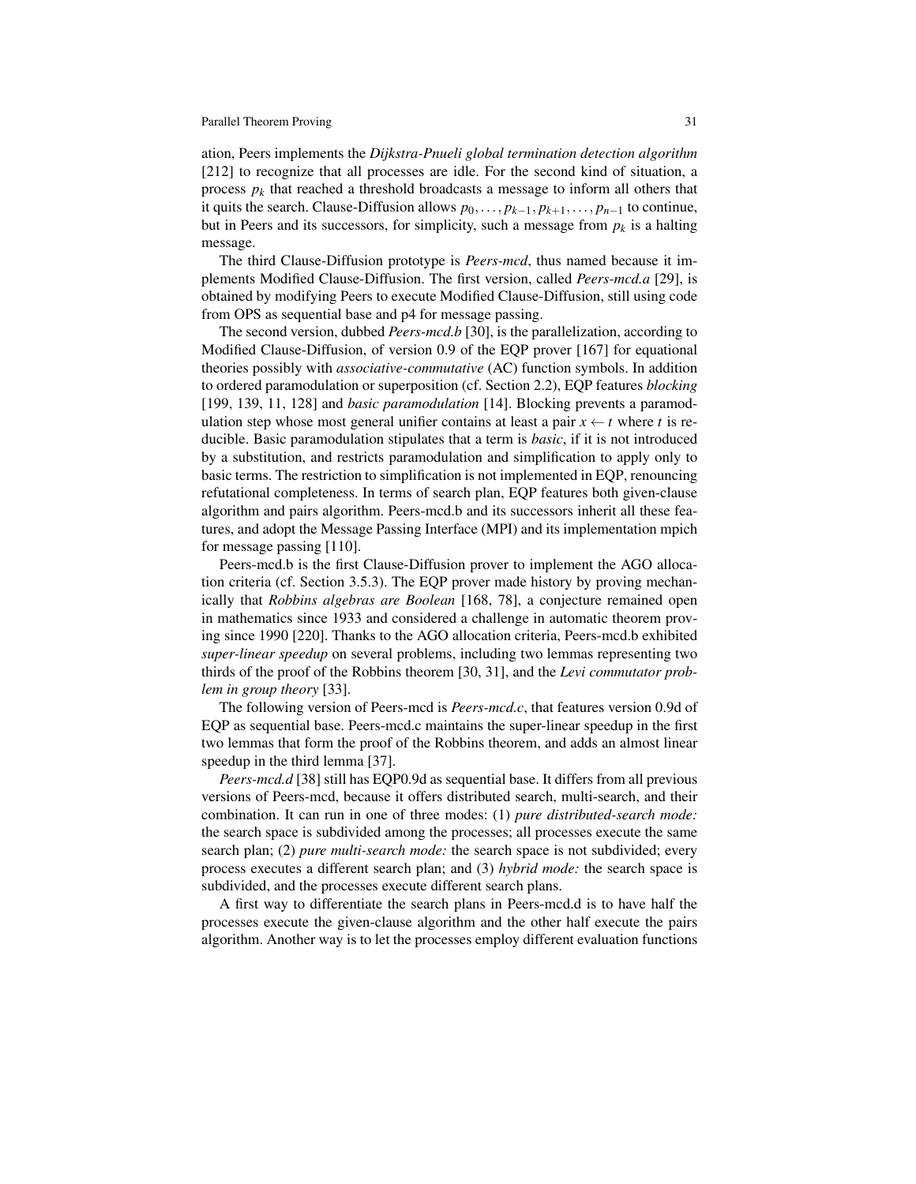ation, Peers implements the *Dijkstra-Pnueli global termination detection algorithm* [212] to recognize that all processes are idle. For the second kind of situation, a process $p_k$ that reached a threshold broadcasts a message to inform all others that it quits the search. Clause-Diffusion allows $p_0, \ldots, p_{k-1}, p_{k+1}, \ldots, p_{n-1}$ to continue, but in Peers and its successors, for simplicity, such a message from $p_k$ is a halting message.

The third Clause-Diffusion prototype is *Peers-mcd*, thus named because it implements Modified Clause-Diffusion. The first version, called *Peers-mcd.a* [29], is obtained by modifying Peers to execute Modified Clause-Diffusion, still using code from OPS as sequential base and p4 for message passing.

The second version, dubbed *Peers-mcd.b* [30], is the parallelization, according to Modified Clause-Diffusion, of version 0.9 of the EQP prover [167] for equational theories possibly with *associative-commutative* (AC) function symbols. In addition to ordered paramodulation or superposition (cf. Section 2.2), EQP features *blocking* [199, 139, 11, 128] and *basic paramodulation* [14]. Blocking prevents a paramodulation step whose most general unifier contains at least a pair $x \leftarrow t$ where $t$ is reducible. Basic paramodulation stipulates that a term is *basic*, if it is not introduced by a substitution, and restricts paramodulation and simplification to apply only to basic terms. The restriction to simplification is not implemented in EQP, renouncing refutational completeness. In terms of search plan, EQP features both given-clause algorithm and pairs algorithm. Peers-mcd.b and its successors inherit all these features, and adopt the Message Passing Interface (MPI) and its implementation mpich for message passing [110].

Peers-mcd.b is the first Clause-Diffusion prover to implement the AGO allocation criteria (cf. Section 3.5.3). The EQP prover made history by proving mechanically that *Robbins algebras are Boolean* [168, 78], a conjecture remained open in mathematics since 1933 and considered a challenge in automatic theorem proving since 1990 [220]. Thanks to the AGO allocation criteria, Peers-mcd.b exhibited *super-linear speedup* on several problems, including two lemmas representing two thirds of the proof of the Robbins theorem [30, 31], and the *Levi commutator problem in group theory* [33].

The following version of Peers-mcd is *Peers-mcd.c*, that features version 0.9d of EQP as sequential base. Peers-mcd.c maintains the super-linear speedup in the first two lemmas that form the proof of the Robbins theorem, and adds an almost linear speedup in the third lemma [37].

*Peers-mcd.d* [38] still has EQP0.9d as sequential base. It differs from all previous versions of Peers-mcd, because it offers distributed search, multi-search, and their combination. It can run in one of three modes: (1) *pure distributed-search mode:* the search space is subdivided among the processes; all processes execute the same search plan; (2) *pure multi-search mode:* the search space is not subdivided; every process executes a different search plan; and (3) *hybrid mode:* the search space is subdivided, and the processes execute different search plans.

A first way to differentiate the search plans in Peers-mcd.d is to have half the processes execute the given-clause algorithm and the other half execute the pairs algorithm. Another way is to let the processes employ different evaluation functions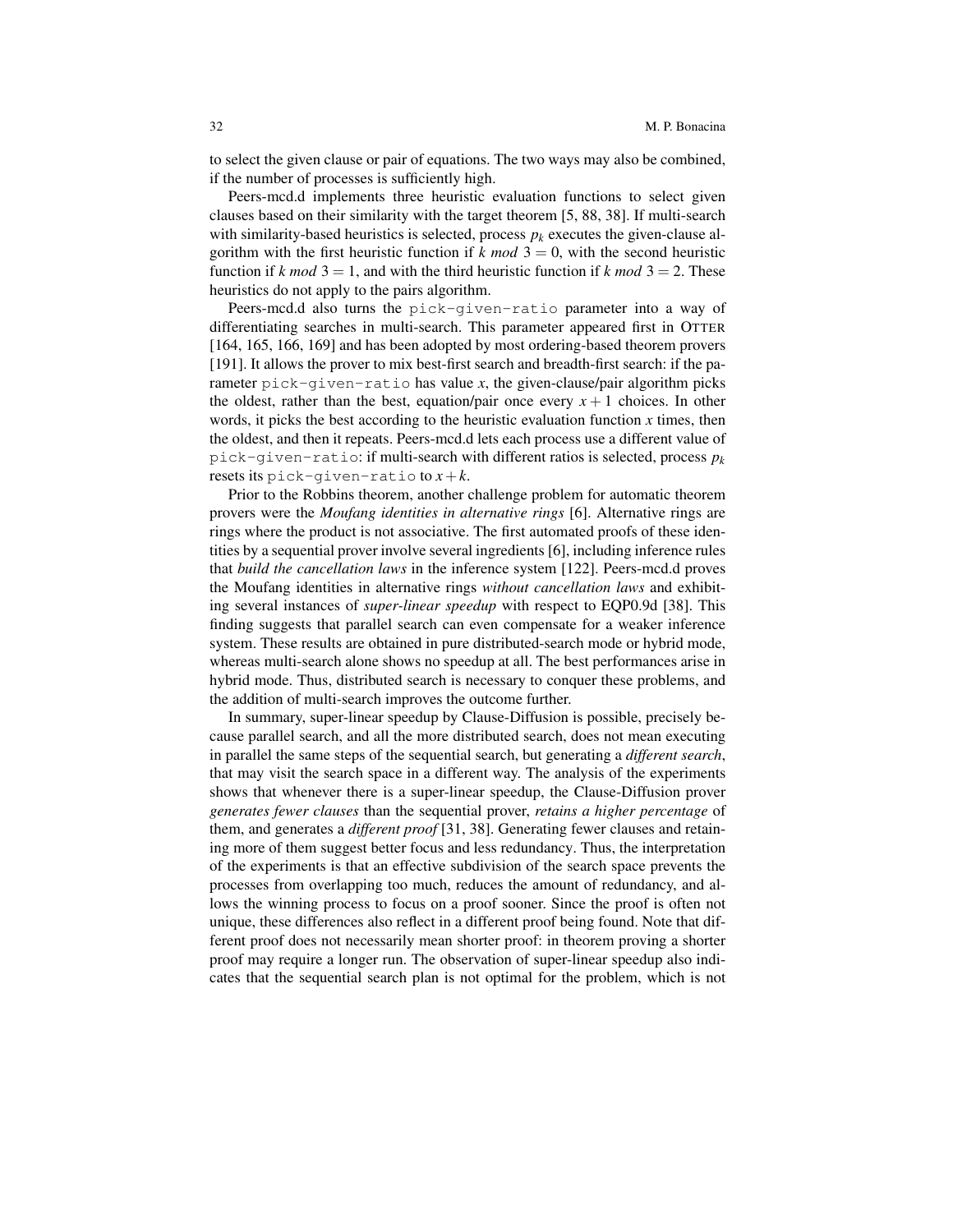to select the given clause or pair of equations. The two ways may also be combined, if the number of processes is sufficiently high.

Peers-mcd.d implements three heuristic evaluation functions to select given clauses based on their similarity with the target theorem [5, 88, 38]. If multi-search with similarity-based heuristics is selected, process $p_k$ executes the given-clause algorithm with the first heuristic function if $k \bmod 3 = 0$, with the second heuristic function if $k \bmod 3 = 1$, and with the third heuristic function if $k \bmod 3 = 2$. These heuristics do not apply to the pairs algorithm.

Peers-mcd.d also turns the `pick-given-ratio` parameter into a way of differentiating searches in multi-search. This parameter appeared first in OTTER [164, 165, 166, 169] and has been adopted by most ordering-based theorem provers [191]. It allows the prover to mix best-first search and breadth-first search: if the parameter `pick-given-ratio` has value $x$, the given-clause/pair algorithm picks the oldest, rather than the best, equation/pair once every $x+1$ choices. In other words, it picks the best according to the heuristic evaluation function $x$ times, then the oldest, and then it repeats. Peers-mcd.d lets each process use a different value of `pick-given-ratio`: if multi-search with different ratios is selected, process $p_k$ resets its `pick-given-ratio` to $x+k$.

Prior to the Robbins theorem, another challenge problem for automatic theorem provers were the *Moufang identities in alternative rings* [6]. Alternative rings are rings where the product is not associative. The first automated proofs of these identities by a sequential prover involve several ingredients [6], including inference rules that *build the cancellation laws* in the inference system [122]. Peers-mcd.d proves the Moufang identities in alternative rings *without cancellation laws* and exhibiting several instances of *super-linear speedup* with respect to EQP0.9d [38]. This finding suggests that parallel search can even compensate for a weaker inference system. These results are obtained in pure distributed-search mode or hybrid mode, whereas multi-search alone shows no speedup at all. The best performances arise in hybrid mode. Thus, distributed search is necessary to conquer these problems, and the addition of multi-search improves the outcome further.

In summary, super-linear speedup by Clause-Diffusion is possible, precisely because parallel search, and all the more distributed search, does not mean executing in parallel the same steps of the sequential search, but generating a *different search*, that may visit the search space in a different way. The analysis of the experiments shows that whenever there is a super-linear speedup, the Clause-Diffusion prover *generates fewer clauses* than the sequential prover, *retains a higher percentage* of them, and generates a *different proof* [31, 38]. Generating fewer clauses and retaining more of them suggest better focus and less redundancy. Thus, the interpretation of the experiments is that an effective subdivision of the search space prevents the processes from overlapping too much, reduces the amount of redundancy, and allows the winning process to focus on a proof sooner. Since the proof is often not unique, these differences also reflect in a different proof being found. Note that different proof does not necessarily mean shorter proof: in theorem proving a shorter proof may require a longer run. The observation of super-linear speedup also indicates that the sequential search plan is not optimal for the problem, which is not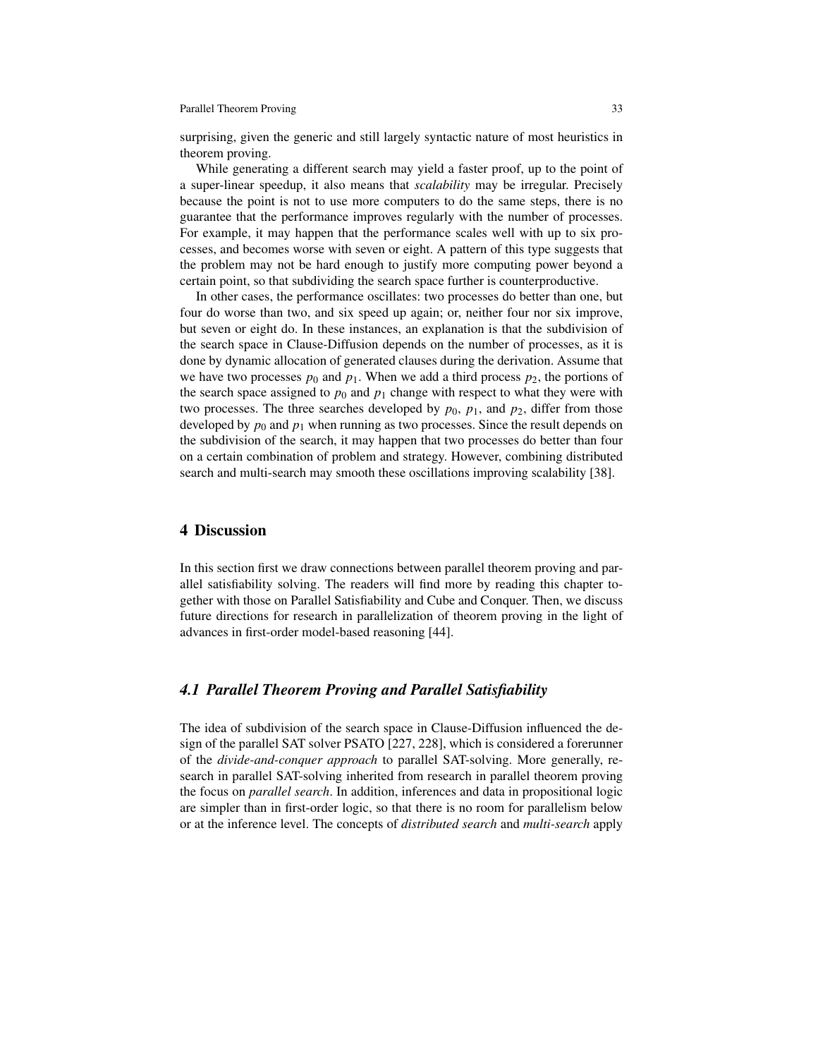surprising, given the generic and still largely syntactic nature of most heuristics in theorem proving.

While generating a different search may yield a faster proof, up to the point of a super-linear speedup, it also means that *scalability* may be irregular. Precisely because the point is not to use more computers to do the same steps, there is no guarantee that the performance improves regularly with the number of processes. For example, it may happen that the performance scales well with up to six processes, and becomes worse with seven or eight. A pattern of this type suggests that the problem may not be hard enough to justify more computing power beyond a certain point, so that subdividing the search space further is counterproductive.

In other cases, the performance oscillates: two processes do better than one, but four do worse than two, and six speed up again; or, neither four nor six improve, but seven or eight do. In these instances, an explanation is that the subdivision of the search space in Clause-Diffusion depends on the number of processes, as it is done by dynamic allocation of generated clauses during the derivation. Assume that we have two processes $p_0$ and $p_1$. When we add a third process $p_2$, the portions of the search space assigned to $p_0$ and $p_1$ change with respect to what they were with two processes. The three searches developed by $p_0$, $p_1$, and $p_2$, differ from those developed by $p_0$ and $p_1$ when running as two processes. Since the result depends on the subdivision of the search, it may happen that two processes do better than four on a certain combination of problem and strategy. However, combining distributed search and multi-search may smooth these oscillations improving scalability [38].

## 4 Discussion

In this section first we draw connections between parallel theorem proving and parallel satisfiability solving. The readers will find more by reading this chapter together with those on Parallel Satisfiability and Cube and Conquer. Then, we discuss future directions for research in parallelization of theorem proving in the light of advances in first-order model-based reasoning [44].

### *4.1 Parallel Theorem Proving and Parallel Satisfiability*

The idea of subdivision of the search space in Clause-Diffusion influenced the design of the parallel SAT solver PSATO [227, 228], which is considered a forerunner of the *divide-and-conquer approach* to parallel SAT-solving. More generally, research in parallel SAT-solving inherited from research in parallel theorem proving the focus on *parallel search*. In addition, inferences and data in propositional logic are simpler than in first-order logic, so that there is no room for parallelism below or at the inference level. The concepts of *distributed search* and *multi-search* apply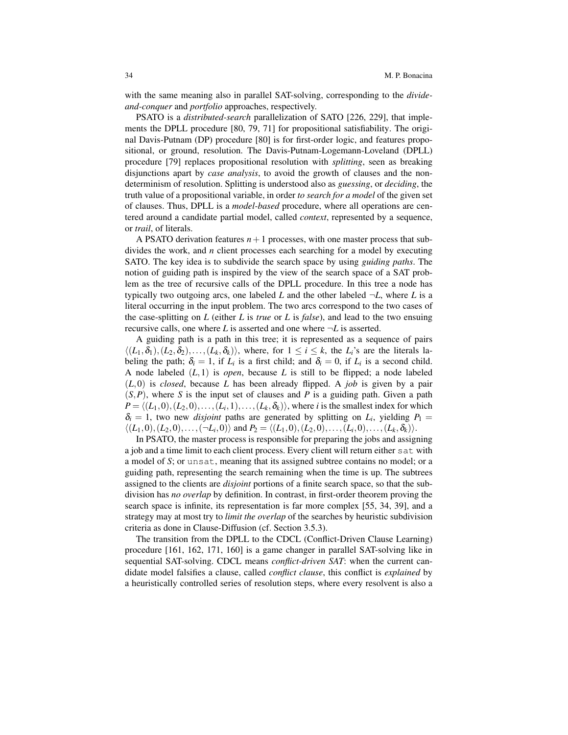with the same meaning also in parallel SAT-solving, corresponding to the *divide-and-conquer* and *portfolio* approaches, respectively.

PSATO is a *distributed-search* parallelization of SATO [226, 229], that implements the DPLL procedure [80, 79, 71] for propositional satisfiability. The original Davis-Putnam (DP) procedure [80] is for first-order logic, and features propositional, or ground, resolution. The Davis-Putnam-Logemann-Loveland (DPLL) procedure [79] replaces propositional resolution with *splitting*, seen as breaking disjunctions apart by *case analysis*, to avoid the growth of clauses and the nondeterminism of resolution. Splitting is understood also as *guessing*, or *deciding*, the truth value of a propositional variable, in order *to search for a model* of the given set of clauses. Thus, DPLL is a *model-based* procedure, where all operations are centered around a candidate partial model, called *context*, represented by a sequence, or *trail*, of literals.

A PSATO derivation features $n+1$ processes, with one master process that subdivides the work, and $n$ client processes each searching for a model by executing SATO. The key idea is to subdivide the search space by using *guiding paths*. The notion of guiding path is inspired by the view of the search space of a SAT problem as the tree of recursive calls of the DPLL procedure. In this tree a node has typically two outgoing arcs, one labeled $L$ and the other labeled $\neg L$, where $L$ is a literal occurring in the input problem. The two arcs correspond to the two cases of the case-splitting on $L$ (either $L$ is *true* or $L$ is *false*), and lead to the two ensuing recursive calls, one where $L$ is asserted and one where $\neg L$ is asserted.

A guiding path is a path in this tree; it is represented as a sequence of pairs $\langle (L_1, \delta_1), (L_2, \delta_2), \ldots, (L_k, \delta_k) \rangle$, where, for $1 \leq i \leq k$, the $L_i$'s are the literals labeling the path; $\delta_i = 1$, if $L_i$ is a first child; and $\delta_i = 0$, if $L_i$ is a second child. A node labeled $(L, 1)$ is *open*, because $L$ is still to be flipped; a node labeled $(L, 0)$ is *closed*, because $L$ has been already flipped. A *job* is given by a pair $(S, P)$, where $S$ is the input set of clauses and $P$ is a guiding path. Given a path $P = \langle (L_1, 0), (L_2, 0), \ldots, (L_i, 1), \ldots, (L_k, \delta_k) \rangle$, where $i$ is the smallest index for which $\delta_i = 1$, two new *disjoint* paths are generated by splitting on $L_i$, yielding $P_1 = \langle (L_1, 0), (L_2, 0), \ldots, (\neg L_i, 0) \rangle$ and $P_2 = \langle (L_1, 0), (L_2, 0), \ldots, (L_i, 0), \ldots, (L_k, \delta_k) \rangle$.

In PSATO, the master process is responsible for preparing the jobs and assigning a job and a time limit to each client process. Every client will return either `sat` with a model of $S$; or `unsat`, meaning that its assigned subtree contains no model; or a guiding path, representing the search remaining when the time is up. The subtrees assigned to the clients are *disjoint* portions of a finite search space, so that the subdivision has *no overlap* by definition. In contrast, in first-order theorem proving the search space is infinite, its representation is far more complex [55, 34, 39], and a strategy may at most try to *limit the overlap* of the searches by heuristic subdivision criteria as done in Clause-Diffusion (cf. Section 3.5.3).

The transition from the DPLL to the CDCL (Conflict-Driven Clause Learning) procedure [161, 162, 171, 160] is a game changer in parallel SAT-solving like in sequential SAT-solving. CDCL means *conflict-driven SAT*: when the current candidate model falsifies a clause, called *conflict clause*, this conflict is *explained* by a heuristically controlled series of resolution steps, where every resolvent is also a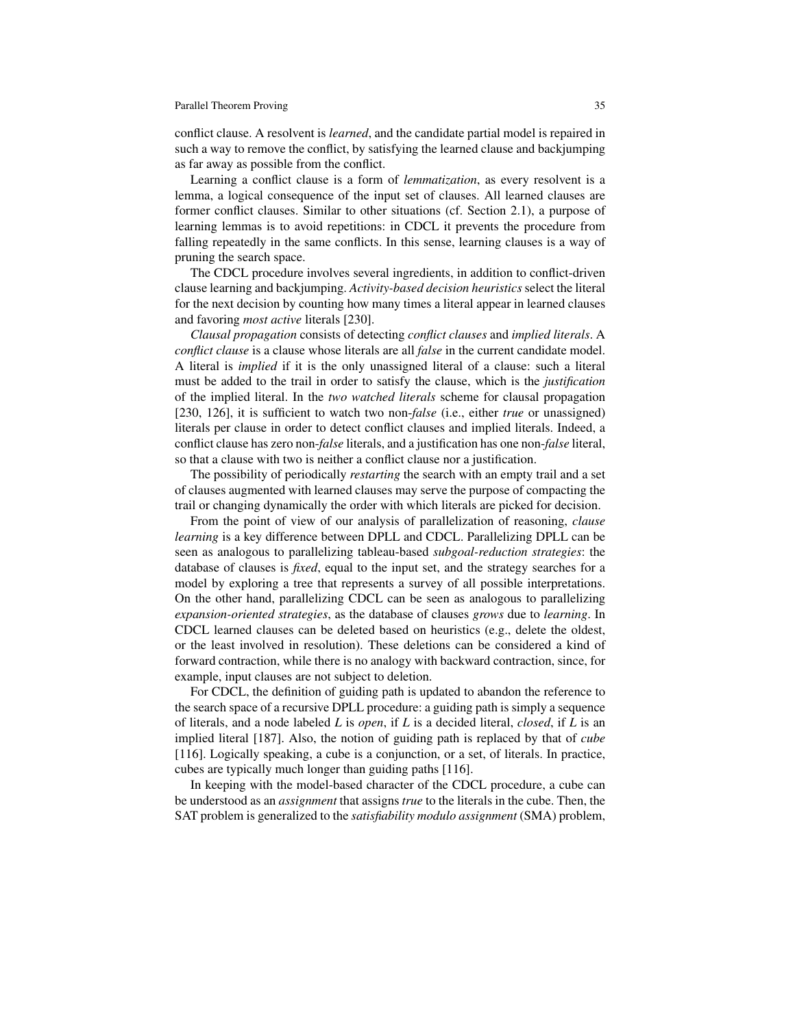conflict clause. A resolvent is *learned*, and the candidate partial model is repaired in such a way to remove the conflict, by satisfying the learned clause and backjumping as far away as possible from the conflict.

Learning a conflict clause is a form of *lemmatization*, as every resolvent is a lemma, a logical consequence of the input set of clauses. All learned clauses are former conflict clauses. Similar to other situations (cf. Section 2.1), a purpose of learning lemmas is to avoid repetitions: in CDCL it prevents the procedure from falling repeatedly in the same conflicts. In this sense, learning clauses is a way of pruning the search space.

The CDCL procedure involves several ingredients, in addition to conflict-driven clause learning and backjumping. *Activity-based decision heuristics* select the literal for the next decision by counting how many times a literal appear in learned clauses and favoring *most active* literals [230].

*Clausal propagation* consists of detecting *conflict clauses* and *implied literals*. A *conflict clause* is a clause whose literals are all *false* in the current candidate model. A literal is *implied* if it is the only unassigned literal of a clause: such a literal must be added to the trail in order to satisfy the clause, which is the *justification* of the implied literal. In the *two watched literals* scheme for clausal propagation [230, 126], it is sufficient to watch two non-*false* (i.e., either *true* or unassigned) literals per clause in order to detect conflict clauses and implied literals. Indeed, a conflict clause has zero non-*false* literals, and a justification has one non-*false* literal, so that a clause with two is neither a conflict clause nor a justification.

The possibility of periodically *restarting* the search with an empty trail and a set of clauses augmented with learned clauses may serve the purpose of compacting the trail or changing dynamically the order with which literals are picked for decision.

From the point of view of our analysis of parallelization of reasoning, *clause learning* is a key difference between DPLL and CDCL. Parallelizing DPLL can be seen as analogous to parallelizing tableau-based *subgoal-reduction strategies*: the database of clauses is *fixed*, equal to the input set, and the strategy searches for a model by exploring a tree that represents a survey of all possible interpretations. On the other hand, parallelizing CDCL can be seen as analogous to parallelizing *expansion-oriented strategies*, as the database of clauses *grows* due to *learning*. In CDCL learned clauses can be deleted based on heuristics (e.g., delete the oldest, or the least involved in resolution). These deletions can be considered a kind of forward contraction, while there is no analogy with backward contraction, since, for example, input clauses are not subject to deletion.

For CDCL, the definition of guiding path is updated to abandon the reference to the search space of a recursive DPLL procedure: a guiding path is simply a sequence of literals, and a node labeled *L* is *open*, if *L* is a decided literal, *closed*, if *L* is an implied literal [187]. Also, the notion of guiding path is replaced by that of *cube* [116]. Logically speaking, a cube is a conjunction, or a set, of literals. In practice, cubes are typically much longer than guiding paths [116].

In keeping with the model-based character of the CDCL procedure, a cube can be understood as an *assignment* that assigns *true* to the literals in the cube. Then, the SAT problem is generalized to the *satisfiability modulo assignment* (SMA) problem,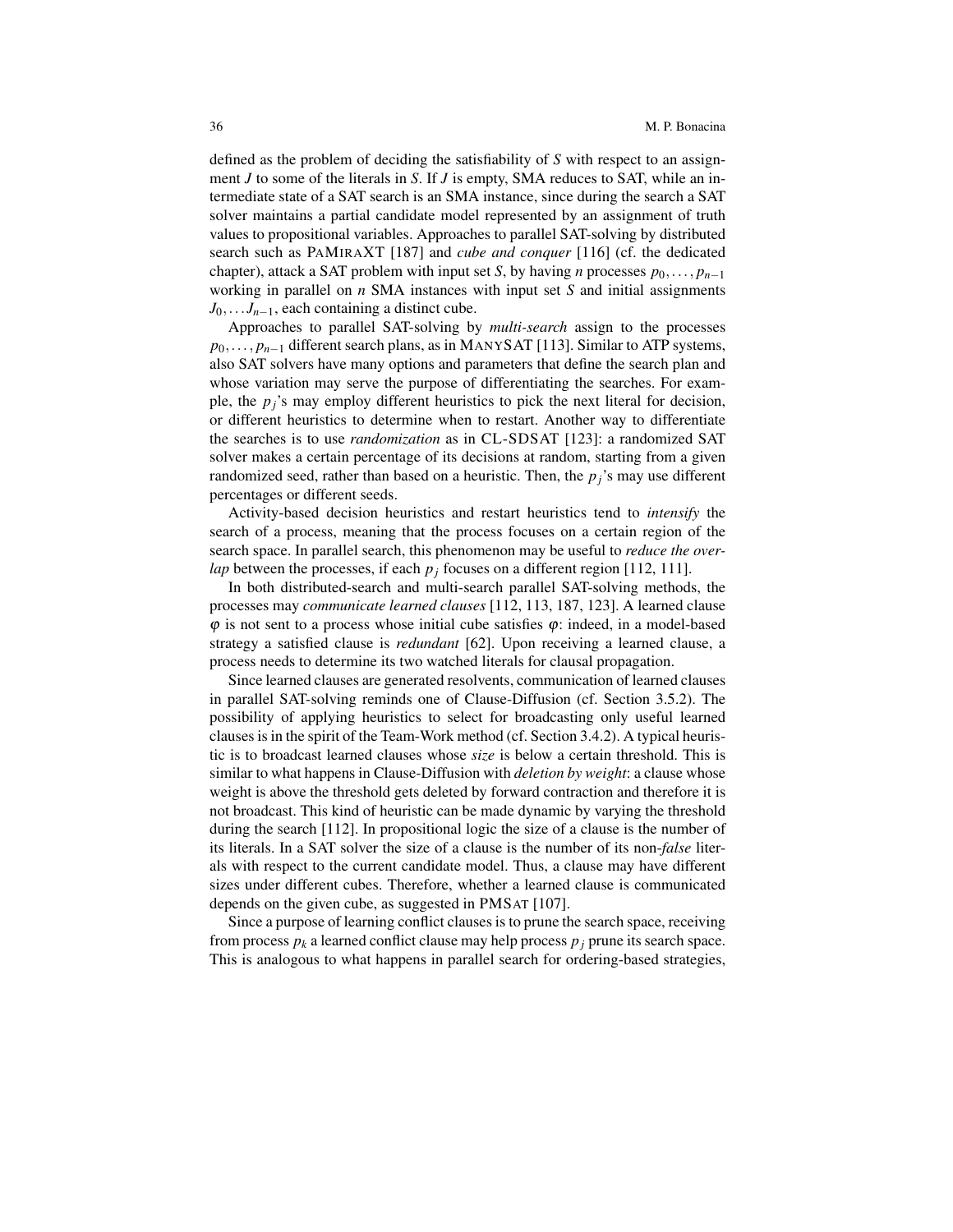defined as the problem of deciding the satisfiability of $S$ with respect to an assignment $J$ to some of the literals in $S$. If $J$ is empty, SMA reduces to SAT, while an intermediate state of a SAT search is an SMA instance, since during the search a SAT solver maintains a partial candidate model represented by an assignment of truth values to propositional variables. Approaches to parallel SAT-solving by distributed search such as PAMIRAXT [187] and *cube and conquer* [116] (cf. the dedicated chapter), attack a SAT problem with input set $S$, by having $n$ processes $p_0,\ldots,p_{n-1}$ working in parallel on $n$ SMA instances with input set $S$ and initial assignments $J_0,\ldots J_{n-1}$, each containing a distinct cube.

Approaches to parallel SAT-solving by *multi-search* assign to the processes $p_0,\ldots,p_{n-1}$ different search plans, as in MANYSAT [113]. Similar to ATP systems, also SAT solvers have many options and parameters that define the search plan and whose variation may serve the purpose of differentiating the searches. For example, the $p_j$'s may employ different heuristics to pick the next literal for decision, or different heuristics to determine when to restart. Another way to differentiate the searches is to use *randomization* as in CL-SDSAT [123]: a randomized SAT solver makes a certain percentage of its decisions at random, starting from a given randomized seed, rather than based on a heuristic. Then, the $p_j$'s may use different percentages or different seeds.

Activity-based decision heuristics and restart heuristics tend to *intensify* the search of a process, meaning that the process focuses on a certain region of the search space. In parallel search, this phenomenon may be useful to *reduce the overlap* between the processes, if each $p_j$ focuses on a different region [112, 111].

In both distributed-search and multi-search parallel SAT-solving methods, the processes may *communicate learned clauses* [112, 113, 187, 123]. A learned clause $\varphi$ is not sent to a process whose initial cube satisfies $\varphi$: indeed, in a model-based strategy a satisfied clause is *redundant* [62]. Upon receiving a learned clause, a process needs to determine its two watched literals for clausal propagation.

Since learned clauses are generated resolvents, communication of learned clauses in parallel SAT-solving reminds one of Clause-Diffusion (cf. Section 3.5.2). The possibility of applying heuristics to select for broadcasting only useful learned clauses is in the spirit of the Team-Work method (cf. Section 3.4.2). A typical heuristic is to broadcast learned clauses whose *size* is below a certain threshold. This is similar to what happens in Clause-Diffusion with *deletion by weight*: a clause whose weight is above the threshold gets deleted by forward contraction and therefore it is not broadcast. This kind of heuristic can be made dynamic by varying the threshold during the search [112]. In propositional logic the size of a clause is the number of its literals. In a SAT solver the size of a clause is the number of its non-*false* literals with respect to the current candidate model. Thus, a clause may have different sizes under different cubes. Therefore, whether a learned clause is communicated depends on the given cube, as suggested in PMSAT [107].

Since a purpose of learning conflict clauses is to prune the search space, receiving from process $p_k$ a learned conflict clause may help process $p_j$ prune its search space. This is analogous to what happens in parallel search for ordering-based strategies,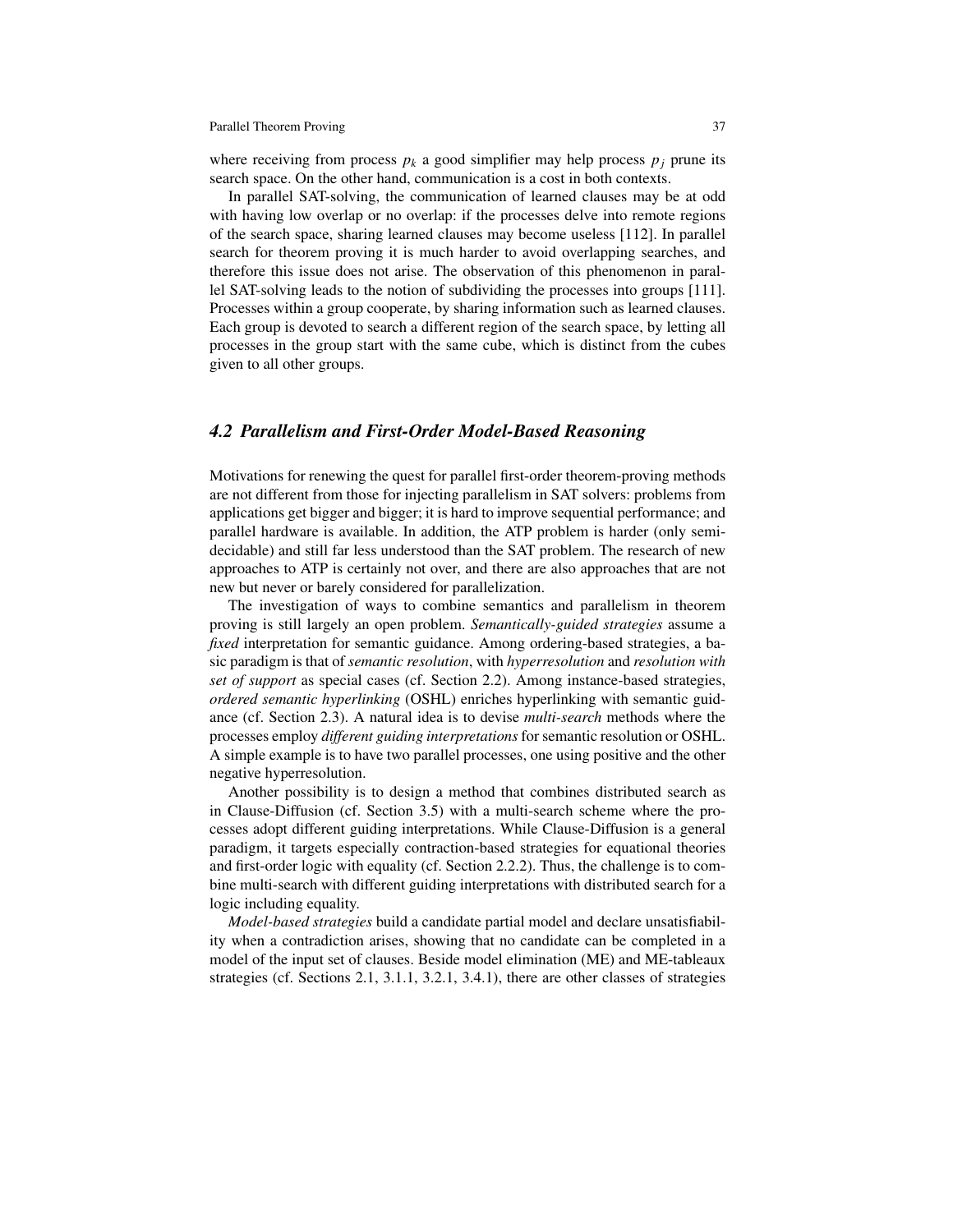where receiving from process $p_k$ a good simplifier may help process $p_j$ prune its search space. On the other hand, communication is a cost in both contexts.

In parallel SAT-solving, the communication of learned clauses may be at odd with having low overlap or no overlap: if the processes delve into remote regions of the search space, sharing learned clauses may become useless [112]. In parallel search for theorem proving it is much harder to avoid overlapping searches, and therefore this issue does not arise. The observation of this phenomenon in parallel SAT-solving leads to the notion of subdividing the processes into groups [111]. Processes within a group cooperate, by sharing information such as learned clauses. Each group is devoted to search a different region of the search space, by letting all processes in the group start with the same cube, which is distinct from the cubes given to all other groups.

## *4.2 Parallelism and First-Order Model-Based Reasoning*

Motivations for renewing the quest for parallel first-order theorem-proving methods are not different from those for injecting parallelism in SAT solvers: problems from applications get bigger and bigger; it is hard to improve sequential performance; and parallel hardware is available. In addition, the ATP problem is harder (only semi-decidable) and still far less understood than the SAT problem. The research of new approaches to ATP is certainly not over, and there are also approaches that are not new but never or barely considered for parallelization.

The investigation of ways to combine semantics and parallelism in theorem proving is still largely an open problem. *Semantically-guided strategies* assume a *fixed* interpretation for semantic guidance. Among ordering-based strategies, a basic paradigm is that of *semantic resolution*, with *hyperresolution* and *resolution with set of support* as special cases (cf. Section 2.2). Among instance-based strategies, *ordered semantic hyperlinking* (OSHL) enriches hyperlinking with semantic guidance (cf. Section 2.3). A natural idea is to devise *multi-search* methods where the processes employ *different guiding interpretations* for semantic resolution or OSHL. A simple example is to have two parallel processes, one using positive and the other negative hyperresolution.

Another possibility is to design a method that combines distributed search as in Clause-Diffusion (cf. Section 3.5) with a multi-search scheme where the processes adopt different guiding interpretations. While Clause-Diffusion is a general paradigm, it targets especially contraction-based strategies for equational theories and first-order logic with equality (cf. Section 2.2.2). Thus, the challenge is to combine multi-search with different guiding interpretations with distributed search for a logic including equality.

*Model-based strategies* build a candidate partial model and declare unsatisfiability when a contradiction arises, showing that no candidate can be completed in a model of the input set of clauses. Beside model elimination (ME) and ME-tableaux strategies (cf. Sections 2.1, 3.1.1, 3.2.1, 3.4.1), there are other classes of strategies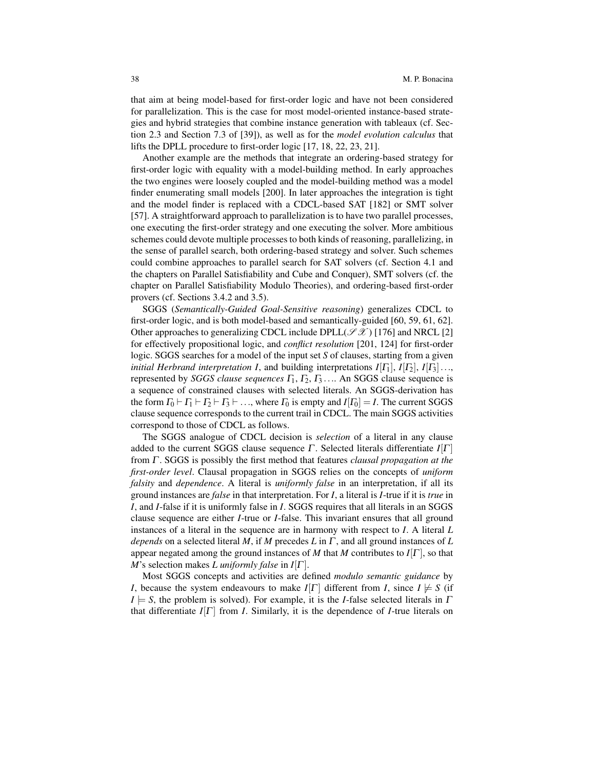that aim at being model-based for first-order logic and have not been considered for parallelization. This is the case for most model-oriented instance-based strategies and hybrid strategies that combine instance generation with tableaux (cf. Section 2.3 and Section 7.3 of [39]), as well as for the *model evolution calculus* that lifts the DPLL procedure to first-order logic [17, 18, 22, 23, 21].

Another example are the methods that integrate an ordering-based strategy for first-order logic with equality with a model-building method. In early approaches the two engines were loosely coupled and the model-building method was a model finder enumerating small models [200]. In later approaches the integration is tight and the model finder is replaced with a CDCL-based SAT [182] or SMT solver [57]. A straightforward approach to parallelization is to have two parallel processes, one executing the first-order strategy and one executing the solver. More ambitious schemes could devote multiple processes to both kinds of reasoning, parallelizing, in the sense of parallel search, both ordering-based strategy and solver. Such schemes could combine approaches to parallel search for SAT solvers (cf. Section 4.1 and the chapters on Parallel Satisfiability and Cube and Conquer), SMT solvers (cf. the chapter on Parallel Satisfiability Modulo Theories), and ordering-based first-order provers (cf. Sections 3.4.2 and 3.5).

SGGS (*Semantically-Guided Goal-Sensitive reasoning*) generalizes CDCL to first-order logic, and is both model-based and semantically-guided [60, 59, 61, 62]. Other approaches to generalizing CDCL include DPLL($\mathscr{SX}$) [176] and NRCL [2] for effectively propositional logic, and *conflict resolution* [201, 124] for first-order logic. SGGS searches for a model of the input set $S$ of clauses, starting from a given *initial Herbrand interpretation* $I$, and building interpretations $I[\Gamma_1]$, $I[\Gamma_2]$, $I[\Gamma_3]\ldots$, represented by *SGGS clause sequences* $\Gamma_1$, $\Gamma_2$, $\Gamma_3\ldots$. An SGGS clause sequence is a sequence of constrained clauses with selected literals. An SGGS-derivation has the form $\Gamma_0 \vdash \Gamma_1 \vdash \Gamma_2 \vdash \Gamma_3 \vdash \ldots$, where $\Gamma_0$ is empty and $I[\Gamma_0] = I$. The current SGGS clause sequence corresponds to the current trail in CDCL. The main SGGS activities correspond to those of CDCL as follows.

The SGGS analogue of CDCL decision is *selection* of a literal in any clause added to the current SGGS clause sequence $\Gamma$. Selected literals differentiate $I[\Gamma]$ from $\Gamma$. SGGS is possibly the first method that features *clausal propagation at the first-order level*. Clausal propagation in SGGS relies on the concepts of *uniform falsity* and *dependence*. A literal is *uniformly false* in an interpretation, if all its ground instances are *false* in that interpretation. For $I$, a literal is $I$-true if it is *true* in $I$, and $I$-false if it is uniformly false in $I$. SGGS requires that all literals in an SGGS clause sequence are either $I$-true or $I$-false. This invariant ensures that all ground instances of a literal in the sequence are in harmony with respect to $I$. A literal $L$ *depends* on a selected literal $M$, if $M$ precedes $L$ in $\Gamma$, and all ground instances of $L$ appear negated among the ground instances of $M$ that $M$ contributes to $I[\Gamma]$, so that $M$'s selection makes $L$ *uniformly false* in $I[\Gamma]$.

Most SGGS concepts and activities are defined *modulo semantic guidance* by $I$, because the system endeavours to make $I[\Gamma]$ different from $I$, since $I \not\models S$ (if $I \models S$, the problem is solved). For example, it is the $I$-false selected literals in $\Gamma$ that differentiate $I[\Gamma]$ from $I$. Similarly, it is the dependence of $I$-true literals on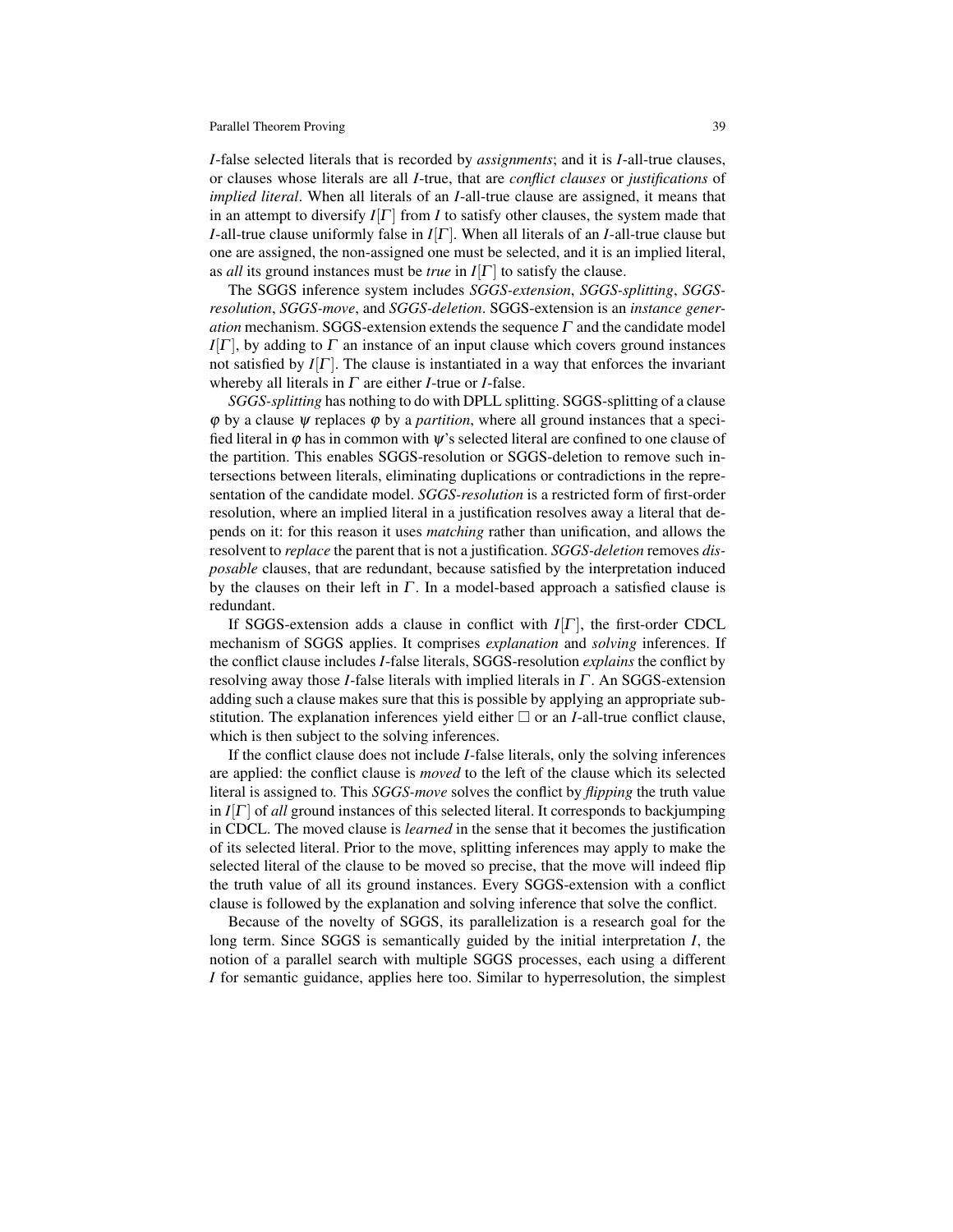*I*-false selected literals that is recorded by *assignments*; and it is *I*-all-true clauses, or clauses whose literals are all *I*-true, that are *conflict clauses* or *justifications* of *implied literal*. When all literals of an *I*-all-true clause are assigned, it means that in an attempt to diversify $I[\Gamma]$ from $I$ to satisfy other clauses, the system made that *I*-all-true clause uniformly false in $I[\Gamma]$. When all literals of an *I*-all-true clause but one are assigned, the non-assigned one must be selected, and it is an implied literal, as *all* its ground instances must be *true* in $I[\Gamma]$ to satisfy the clause.

The SGGS inference system includes *SGGS-extension*, *SGGS-splitting*, *SGGS-resolution*, *SGGS-move*, and *SGGS-deletion*. SGGS-extension is an *instance generation* mechanism. SGGS-extension extends the sequence $\Gamma$ and the candidate model $I[\Gamma]$, by adding to $\Gamma$ an instance of an input clause which covers ground instances not satisfied by $I[\Gamma]$. The clause is instantiated in a way that enforces the invariant whereby all literals in $\Gamma$ are either *I*-true or *I*-false.

*SGGS-splitting* has nothing to do with DPLL splitting. SGGS-splitting of a clause $\varphi$ by a clause $\psi$ replaces $\varphi$ by a *partition*, where all ground instances that a specified literal in $\varphi$ has in common with $\psi$'s selected literal are confined to one clause of the partition. This enables SGGS-resolution or SGGS-deletion to remove such intersections between literals, eliminating duplications or contradictions in the representation of the candidate model. *SGGS-resolution* is a restricted form of first-order resolution, where an implied literal in a justification resolves away a literal that depends on it: for this reason it uses *matching* rather than unification, and allows the resolvent to *replace* the parent that is not a justification. *SGGS-deletion* removes *disposable* clauses, that are redundant, because satisfied by the interpretation induced by the clauses on their left in $\Gamma$. In a model-based approach a satisfied clause is redundant.

If SGGS-extension adds a clause in conflict with $I[\Gamma]$, the first-order CDCL mechanism of SGGS applies. It comprises *explanation* and *solving* inferences. If the conflict clause includes *I*-false literals, SGGS-resolution *explains* the conflict by resolving away those *I*-false literals with implied literals in $\Gamma$. An SGGS-extension adding such a clause makes sure that this is possible by applying an appropriate substitution. The explanation inferences yield either $\square$ or an *I*-all-true conflict clause, which is then subject to the solving inferences.

If the conflict clause does not include *I*-false literals, only the solving inferences are applied: the conflict clause is *moved* to the left of the clause which its selected literal is assigned to. This *SGGS-move* solves the conflict by *flipping* the truth value in $I[\Gamma]$ of *all* ground instances of this selected literal. It corresponds to backjumping in CDCL. The moved clause is *learned* in the sense that it becomes the justification of its selected literal. Prior to the move, splitting inferences may apply to make the selected literal of the clause to be moved so precise, that the move will indeed flip the truth value of all its ground instances. Every SGGS-extension with a conflict clause is followed by the explanation and solving inference that solve the conflict.

Because of the novelty of SGGS, its parallelization is a research goal for the long term. Since SGGS is semantically guided by the initial interpretation $I$, the notion of a parallel search with multiple SGGS processes, each using a different $I$ for semantic guidance, applies here too. Similar to hyperresolution, the simplest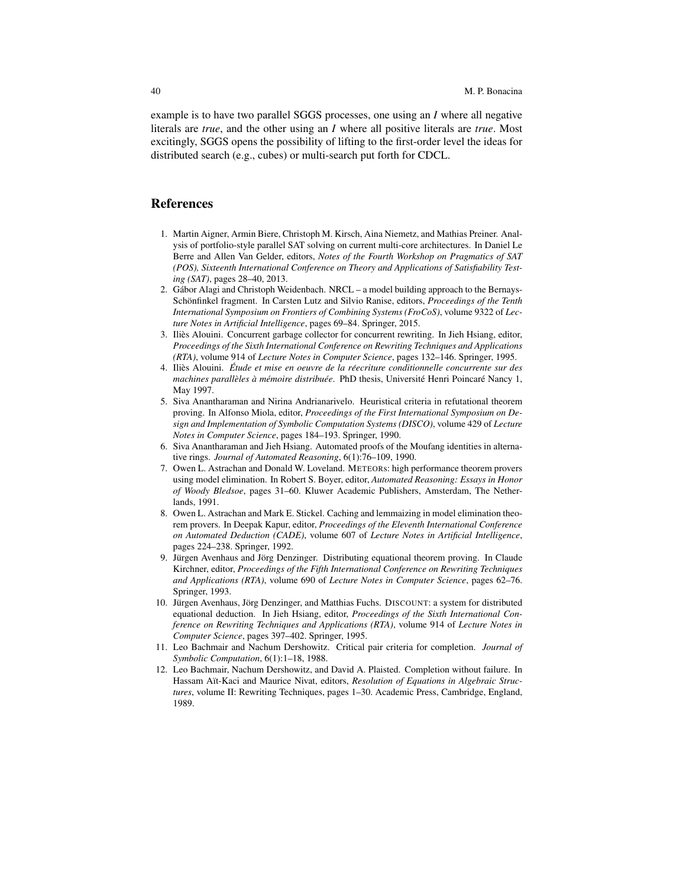example is to have two parallel SGGS processes, one using an *I* where all negative literals are *true*, and the other using an *I* where all positive literals are *true*. Most excitingly, SGGS opens the possibility of lifting to the first-order level the ideas for distributed search (e.g., cubes) or multi-search put forth for CDCL.

## References

1. Martin Aigner, Armin Biere, Christoph M. Kirsch, Aina Niemetz, and Mathias Preiner. Analysis of portfolio-style parallel SAT solving on current multi-core architectures. In Daniel Le Berre and Allen Van Gelder, editors, *Notes of the Fourth Workshop on Pragmatics of SAT (POS), Sixteenth International Conference on Theory and Applications of Satisfiability Testing (SAT)*, pages 28–40, 2013.
2. Gábor Alagi and Christoph Weidenbach. NRCL – a model building approach to the Bernays-Schönfinkel fragment. In Carsten Lutz and Silvio Ranise, editors, *Proceedings of the Tenth International Symposium on Frontiers of Combining Systems (FroCoS)*, volume 9322 of *Lecture Notes in Artificial Intelligence*, pages 69–84. Springer, 2015.
3. Iliès Alouini. Concurrent garbage collector for concurrent rewriting. In Jieh Hsiang, editor, *Proceedings of the Sixth International Conference on Rewriting Techniques and Applications (RTA)*, volume 914 of *Lecture Notes in Computer Science*, pages 132–146. Springer, 1995.
4. Iliès Alouini. *Étude et mise en oeuvre de la réecriture conditionnelle concurrente sur des machines parallèles à mémoire distribuée*. PhD thesis, Université Henri Poincaré Nancy 1, May 1997.
5. Siva Anantharaman and Nirina Andrianarivelo. Heuristical criteria in refutational theorem proving. In Alfonso Miola, editor, *Proceedings of the First International Symposium on Design and Implementation of Symbolic Computation Systems (DISCO)*, volume 429 of *Lecture Notes in Computer Science*, pages 184–193. Springer, 1990.
6. Siva Anantharaman and Jieh Hsiang. Automated proofs of the Moufang identities in alternative rings. *Journal of Automated Reasoning*, 6(1):76–109, 1990.
7. Owen L. Astrachan and Donald W. Loveland. METEORs: high performance theorem provers using model elimination. In Robert S. Boyer, editor, *Automated Reasoning: Essays in Honor of Woody Bledsoe*, pages 31–60. Kluwer Academic Publishers, Amsterdam, The Netherlands, 1991.
8. Owen L. Astrachan and Mark E. Stickel. Caching and lemmaizing in model elimination theorem provers. In Deepak Kapur, editor, *Proceedings of the Eleventh International Conference on Automated Deduction (CADE)*, volume 607 of *Lecture Notes in Artificial Intelligence*, pages 224–238. Springer, 1992.
9. Jürgen Avenhaus and Jörg Denzinger. Distributing equational theorem proving. In Claude Kirchner, editor, *Proceedings of the Fifth International Conference on Rewriting Techniques and Applications (RTA)*, volume 690 of *Lecture Notes in Computer Science*, pages 62–76. Springer, 1993.
10. Jürgen Avenhaus, Jörg Denzinger, and Matthias Fuchs. DISCOUNT: a system for distributed equational deduction. In Jieh Hsiang, editor, *Proceedings of the Sixth International Conference on Rewriting Techniques and Applications (RTA)*, volume 914 of *Lecture Notes in Computer Science*, pages 397–402. Springer, 1995.
11. Leo Bachmair and Nachum Dershowitz. Critical pair criteria for completion. *Journal of Symbolic Computation*, 6(1):1–18, 1988.
12. Leo Bachmair, Nachum Dershowitz, and David A. Plaisted. Completion without failure. In Hassam Aït-Kaci and Maurice Nivat, editors, *Resolution of Equations in Algebraic Structures*, volume II: Rewriting Techniques, pages 1–30. Academic Press, Cambridge, England, 1989.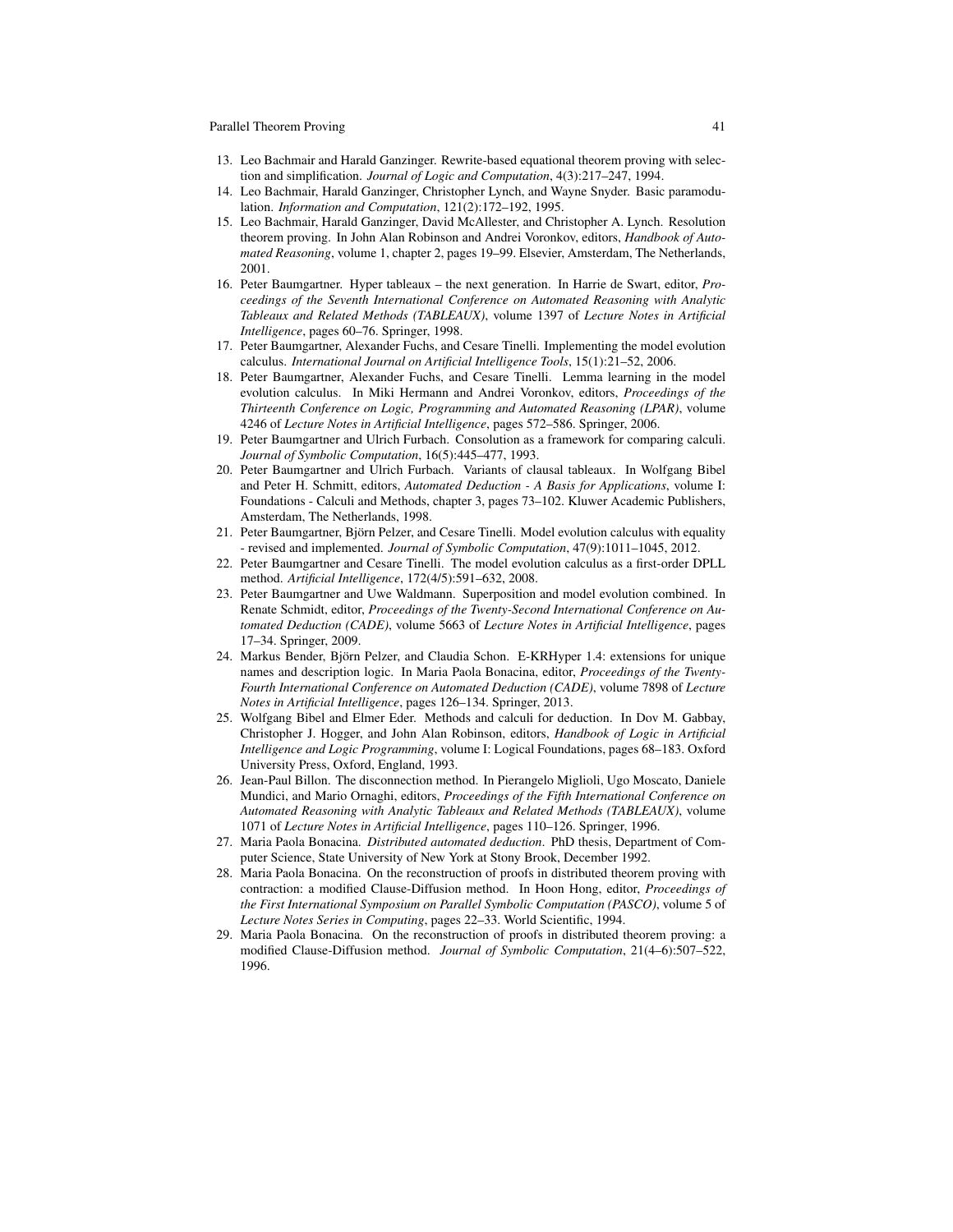13. Leo Bachmair and Harald Ganzinger. Rewrite-based equational theorem proving with selection and simplification. *Journal of Logic and Computation*, 4(3):217–247, 1994.
14. Leo Bachmair, Harald Ganzinger, Christopher Lynch, and Wayne Snyder. Basic paramodulation. *Information and Computation*, 121(2):172–192, 1995.
15. Leo Bachmair, Harald Ganzinger, David McAllester, and Christopher A. Lynch. Resolution theorem proving. In John Alan Robinson and Andrei Voronkov, editors, *Handbook of Automated Reasoning*, volume 1, chapter 2, pages 19–99. Elsevier, Amsterdam, The Netherlands, 2001.
16. Peter Baumgartner. Hyper tableaux – the next generation. In Harrie de Swart, editor, *Proceedings of the Seventh International Conference on Automated Reasoning with Analytic Tableaux and Related Methods (TABLEAUX)*, volume 1397 of *Lecture Notes in Artificial Intelligence*, pages 60–76. Springer, 1998.
17. Peter Baumgartner, Alexander Fuchs, and Cesare Tinelli. Implementing the model evolution calculus. *International Journal on Artificial Intelligence Tools*, 15(1):21–52, 2006.
18. Peter Baumgartner, Alexander Fuchs, and Cesare Tinelli. Lemma learning in the model evolution calculus. In Miki Hermann and Andrei Voronkov, editors, *Proceedings of the Thirteenth Conference on Logic, Programming and Automated Reasoning (LPAR)*, volume 4246 of *Lecture Notes in Artificial Intelligence*, pages 572–586. Springer, 2006.
19. Peter Baumgartner and Ulrich Furbach. Consolution as a framework for comparing calculi. *Journal of Symbolic Computation*, 16(5):445–477, 1993.
20. Peter Baumgartner and Ulrich Furbach. Variants of clausal tableaux. In Wolfgang Bibel and Peter H. Schmitt, editors, *Automated Deduction - A Basis for Applications*, volume I: Foundations - Calculi and Methods, chapter 3, pages 73–102. Kluwer Academic Publishers, Amsterdam, The Netherlands, 1998.
21. Peter Baumgartner, Björn Pelzer, and Cesare Tinelli. Model evolution calculus with equality - revised and implemented. *Journal of Symbolic Computation*, 47(9):1011–1045, 2012.
22. Peter Baumgartner and Cesare Tinelli. The model evolution calculus as a first-order DPLL method. *Artificial Intelligence*, 172(4/5):591–632, 2008.
23. Peter Baumgartner and Uwe Waldmann. Superposition and model evolution combined. In Renate Schmidt, editor, *Proceedings of the Twenty-Second International Conference on Automated Deduction (CADE)*, volume 5663 of *Lecture Notes in Artificial Intelligence*, pages 17–34. Springer, 2009.
24. Markus Bender, Björn Pelzer, and Claudia Schon. E-KRHyper 1.4: extensions for unique names and description logic. In Maria Paola Bonacina, editor, *Proceedings of the Twenty-Fourth International Conference on Automated Deduction (CADE)*, volume 7898 of *Lecture Notes in Artificial Intelligence*, pages 126–134. Springer, 2013.
25. Wolfgang Bibel and Elmer Eder. Methods and calculi for deduction. In Dov M. Gabbay, Christopher J. Hogger, and John Alan Robinson, editors, *Handbook of Logic in Artificial Intelligence and Logic Programming*, volume I: Logical Foundations, pages 68–183. Oxford University Press, Oxford, England, 1993.
26. Jean-Paul Billon. The disconnection method. In Pierangelo Miglioli, Ugo Moscato, Daniele Mundici, and Mario Ornaghi, editors, *Proceedings of the Fifth International Conference on Automated Reasoning with Analytic Tableaux and Related Methods (TABLEAUX)*, volume 1071 of *Lecture Notes in Artificial Intelligence*, pages 110–126. Springer, 1996.
27. Maria Paola Bonacina. *Distributed automated deduction*. PhD thesis, Department of Computer Science, State University of New York at Stony Brook, December 1992.
28. Maria Paola Bonacina. On the reconstruction of proofs in distributed theorem proving with contraction: a modified Clause-Diffusion method. In Hoon Hong, editor, *Proceedings of the First International Symposium on Parallel Symbolic Computation (PASCO)*, volume 5 of *Lecture Notes Series in Computing*, pages 22–33. World Scientific, 1994.
29. Maria Paola Bonacina. On the reconstruction of proofs in distributed theorem proving: a modified Clause-Diffusion method. *Journal of Symbolic Computation*, 21(4–6):507–522, 1996.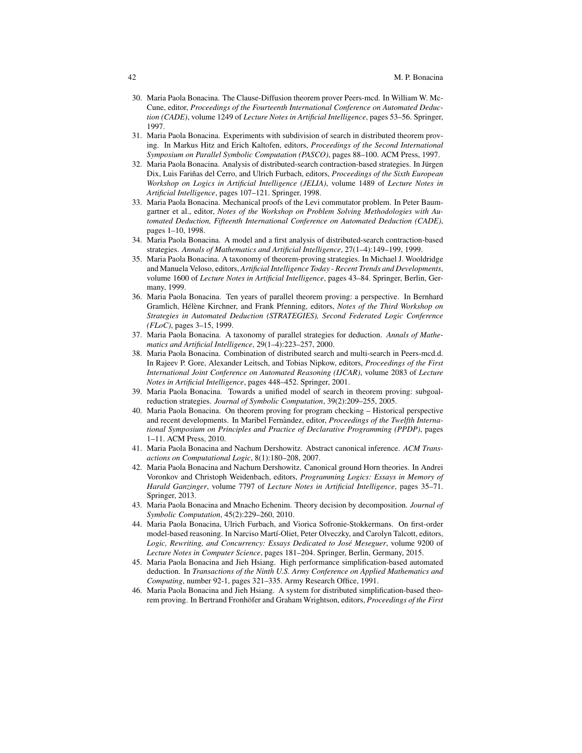30. Maria Paola Bonacina. The Clause-Diffusion theorem prover Peers-mcd. In William W. McCune, editor, *Proceedings of the Fourteenth International Conference on Automated Deduction (CADE)*, volume 1249 of *Lecture Notes in Artificial Intelligence*, pages 53–56. Springer, 1997.
31. Maria Paola Bonacina. Experiments with subdivision of search in distributed theorem proving. In Markus Hitz and Erich Kaltofen, editors, *Proceedings of the Second International Symposium on Parallel Symbolic Computation (PASCO)*, pages 88–100. ACM Press, 1997.
32. Maria Paola Bonacina. Analysis of distributed-search contraction-based strategies. In Jürgen Dix, Luis Fariñas del Cerro, and Ulrich Furbach, editors, *Proceedings of the Sixth European Workshop on Logics in Artificial Intelligence (JELIA)*, volume 1489 of *Lecture Notes in Artificial Intelligence*, pages 107–121. Springer, 1998.
33. Maria Paola Bonacina. Mechanical proofs of the Levi commutator problem. In Peter Baumgartner et al., editor, *Notes of the Workshop on Problem Solving Methodologies with Automated Deduction, Fifteenth International Conference on Automated Deduction (CADE)*, pages 1–10, 1998.
34. Maria Paola Bonacina. A model and a first analysis of distributed-search contraction-based strategies. *Annals of Mathematics and Artificial Intelligence*, 27(1–4):149–199, 1999.
35. Maria Paola Bonacina. A taxonomy of theorem-proving strategies. In Michael J. Wooldridge and Manuela Veloso, editors, *Artificial Intelligence Today - Recent Trends and Developments*, volume 1600 of *Lecture Notes in Artificial Intelligence*, pages 43–84. Springer, Berlin, Germany, 1999.
36. Maria Paola Bonacina. Ten years of parallel theorem proving: a perspective. In Bernhard Gramlich, Hélène Kirchner, and Frank Pfenning, editors, *Notes of the Third Workshop on Strategies in Automated Deduction (STRATEGIES), Second Federated Logic Conference (FLoC)*, pages 3–15, 1999.
37. Maria Paola Bonacina. A taxonomy of parallel strategies for deduction. *Annals of Mathematics and Artificial Intelligence*, 29(1–4):223–257, 2000.
38. Maria Paola Bonacina. Combination of distributed search and multi-search in Peers-mcd.d. In Rajeev P. Gore, Alexander Leitsch, and Tobias Nipkow, editors, *Proceedings of the First International Joint Conference on Automated Reasoning (IJCAR)*, volume 2083 of *Lecture Notes in Artificial Intelligence*, pages 448–452. Springer, 2001.
39. Maria Paola Bonacina. Towards a unified model of search in theorem proving: subgoal-reduction strategies. *Journal of Symbolic Computation*, 39(2):209–255, 2005.
40. Maria Paola Bonacina. On theorem proving for program checking – Historical perspective and recent developments. In Maribel Fernàndez, editor, *Proceedings of the Twelfth International Symposium on Principles and Practice of Declarative Programming (PPDP)*, pages 1–11. ACM Press, 2010.
41. Maria Paola Bonacina and Nachum Dershowitz. Abstract canonical inference. *ACM Transactions on Computational Logic*, 8(1):180–208, 2007.
42. Maria Paola Bonacina and Nachum Dershowitz. Canonical ground Horn theories. In Andrei Voronkov and Christoph Weidenbach, editors, *Programming Logics: Essays in Memory of Harald Ganzinger*, volume 7797 of *Lecture Notes in Artificial Intelligence*, pages 35–71. Springer, 2013.
43. Maria Paola Bonacina and Mnacho Echenim. Theory decision by decomposition. *Journal of Symbolic Computation*, 45(2):229–260, 2010.
44. Maria Paola Bonacina, Ulrich Furbach, and Viorica Sofronie-Stokkermans. On first-order model-based reasoning. In Narciso Martí-Oliet, Peter Olveczky, and Carolyn Talcott, editors, *Logic, Rewriting, and Concurrency: Essays Dedicated to José Meseguer*, volume 9200 of *Lecture Notes in Computer Science*, pages 181–204. Springer, Berlin, Germany, 2015.
45. Maria Paola Bonacina and Jieh Hsiang. High performance simplification-based automated deduction. In *Transactions of the Ninth U.S. Army Conference on Applied Mathematics and Computing*, number 92-1, pages 321–335. Army Research Office, 1991.
46. Maria Paola Bonacina and Jieh Hsiang. A system for distributed simplification-based theorem proving. In Bertrand Fronhöfer and Graham Wrightson, editors, *Proceedings of the First*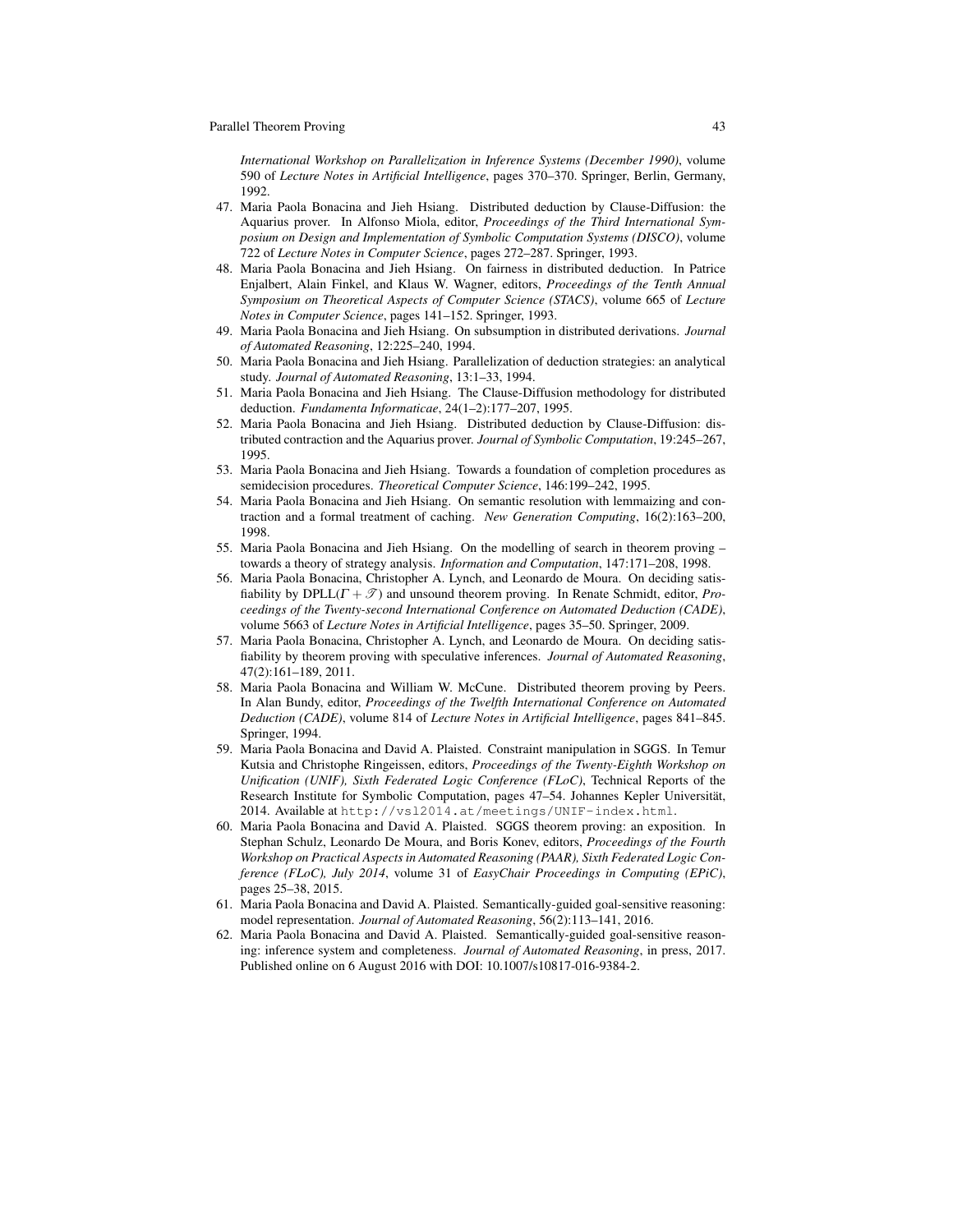*International Workshop on Parallelization in Inference Systems (December 1990)*, volume 590 of *Lecture Notes in Artificial Intelligence*, pages 370–370. Springer, Berlin, Germany, 1992.

47. Maria Paola Bonacina and Jieh Hsiang. Distributed deduction by Clause-Diffusion: the Aquarius prover. In Alfonso Miola, editor, *Proceedings of the Third International Symposium on Design and Implementation of Symbolic Computation Systems (DISCO)*, volume 722 of *Lecture Notes in Computer Science*, pages 272–287. Springer, 1993.
48. Maria Paola Bonacina and Jieh Hsiang. On fairness in distributed deduction. In Patrice Enjalbert, Alain Finkel, and Klaus W. Wagner, editors, *Proceedings of the Tenth Annual Symposium on Theoretical Aspects of Computer Science (STACS)*, volume 665 of *Lecture Notes in Computer Science*, pages 141–152. Springer, 1993.
49. Maria Paola Bonacina and Jieh Hsiang. On subsumption in distributed derivations. *Journal of Automated Reasoning*, 12:225–240, 1994.
50. Maria Paola Bonacina and Jieh Hsiang. Parallelization of deduction strategies: an analytical study. *Journal of Automated Reasoning*, 13:1–33, 1994.
51. Maria Paola Bonacina and Jieh Hsiang. The Clause-Diffusion methodology for distributed deduction. *Fundamenta Informaticae*, 24(1–2):177–207, 1995.
52. Maria Paola Bonacina and Jieh Hsiang. Distributed deduction by Clause-Diffusion: distributed contraction and the Aquarius prover. *Journal of Symbolic Computation*, 19:245–267, 1995.
53. Maria Paola Bonacina and Jieh Hsiang. Towards a foundation of completion procedures as semidecision procedures. *Theoretical Computer Science*, 146:199–242, 1995.
54. Maria Paola Bonacina and Jieh Hsiang. On semantic resolution with lemmaizing and contraction and a formal treatment of caching. *New Generation Computing*, 16(2):163–200, 1998.
55. Maria Paola Bonacina and Jieh Hsiang. On the modelling of search in theorem proving – towards a theory of strategy analysis. *Information and Computation*, 147:171–208, 1998.
56. Maria Paola Bonacina, Christopher A. Lynch, and Leonardo de Moura. On deciding satisfiability by DPLL($\Gamma + \mathscr{T}$) and unsound theorem proving. In Renate Schmidt, editor, *Proceedings of the Twenty-second International Conference on Automated Deduction (CADE)*, volume 5663 of *Lecture Notes in Artificial Intelligence*, pages 35–50. Springer, 2009.
57. Maria Paola Bonacina, Christopher A. Lynch, and Leonardo de Moura. On deciding satisfiability by theorem proving with speculative inferences. *Journal of Automated Reasoning*, 47(2):161–189, 2011.
58. Maria Paola Bonacina and William W. McCune. Distributed theorem proving by Peers. In Alan Bundy, editor, *Proceedings of the Twelfth International Conference on Automated Deduction (CADE)*, volume 814 of *Lecture Notes in Artificial Intelligence*, pages 841–845. Springer, 1994.
59. Maria Paola Bonacina and David A. Plaisted. Constraint manipulation in SGGS. In Temur Kutsia and Christophe Ringeissen, editors, *Proceedings of the Twenty-Eighth Workshop on Unification (UNIF), Sixth Federated Logic Conference (FLoC)*, Technical Reports of the Research Institute for Symbolic Computation, pages 47–54. Johannes Kepler Universität, 2014. Available at `http://vsl2014.at/meetings/UNIF-index.html`.
60. Maria Paola Bonacina and David A. Plaisted. SGGS theorem proving: an exposition. In Stephan Schulz, Leonardo De Moura, and Boris Konev, editors, *Proceedings of the Fourth Workshop on Practical Aspects in Automated Reasoning (PAAR), Sixth Federated Logic Conference (FLoC), July 2014*, volume 31 of *EasyChair Proceedings in Computing (EPiC)*, pages 25–38, 2015.
61. Maria Paola Bonacina and David A. Plaisted. Semantically-guided goal-sensitive reasoning: model representation. *Journal of Automated Reasoning*, 56(2):113–141, 2016.
62. Maria Paola Bonacina and David A. Plaisted. Semantically-guided goal-sensitive reasoning: inference system and completeness. *Journal of Automated Reasoning*, in press, 2017. Published online on 6 August 2016 with DOI: 10.1007/s10817-016-9384-2.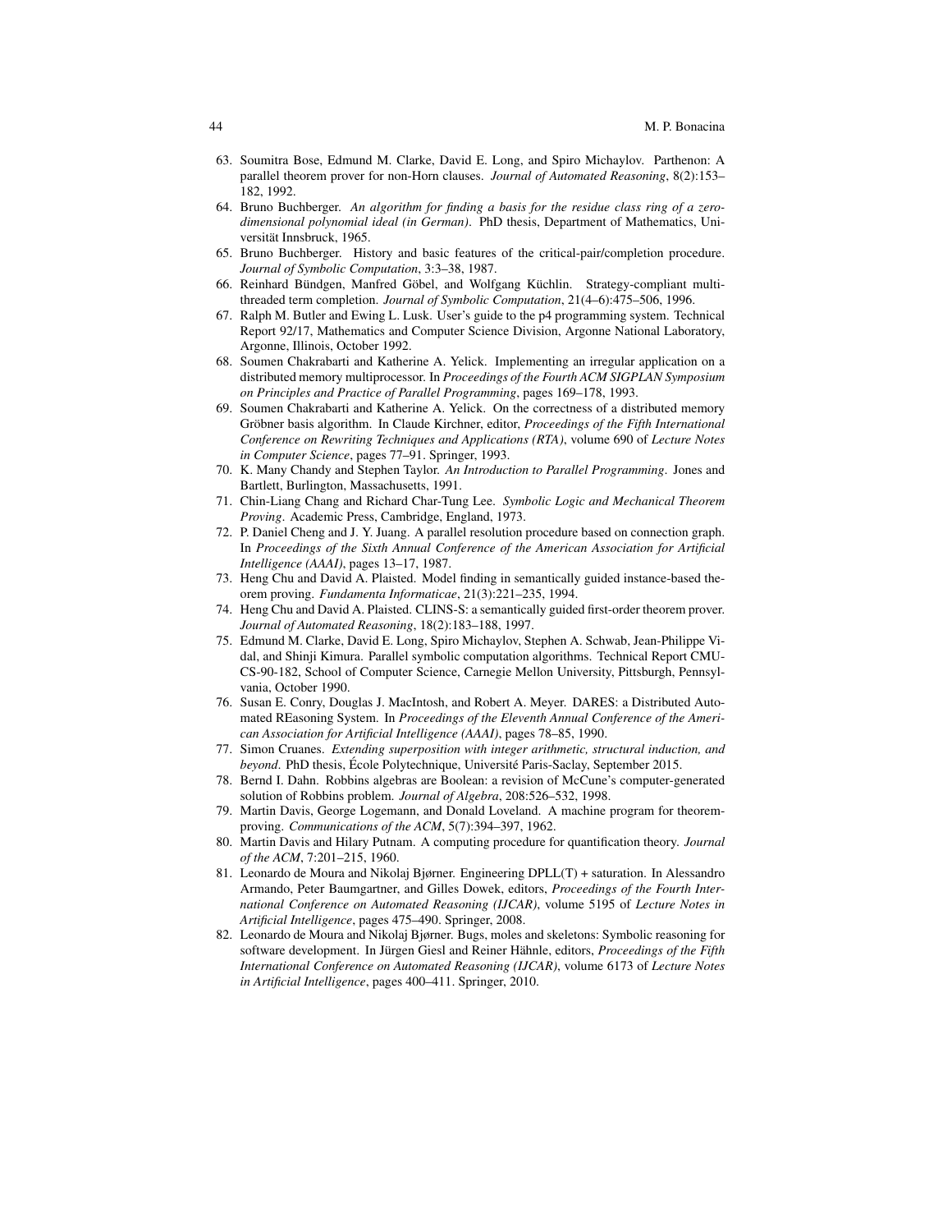63. Soumitra Bose, Edmund M. Clarke, David E. Long, and Spiro Michaylov. Parthenon: A parallel theorem prover for non-Horn clauses. *Journal of Automated Reasoning*, 8(2):153–182, 1992.
64. Bruno Buchberger. *An algorithm for finding a basis for the residue class ring of a zero-dimensional polynomial ideal (in German)*. PhD thesis, Department of Mathematics, Universität Innsbruck, 1965.
65. Bruno Buchberger. History and basic features of the critical-pair/completion procedure. *Journal of Symbolic Computation*, 3:3–38, 1987.
66. Reinhard Bündgen, Manfred Göbel, and Wolfgang Küchlin. Strategy-compliant multi-threaded term completion. *Journal of Symbolic Computation*, 21(4–6):475–506, 1996.
67. Ralph M. Butler and Ewing L. Lusk. User's guide to the p4 programming system. Technical Report 92/17, Mathematics and Computer Science Division, Argonne National Laboratory, Argonne, Illinois, October 1992.
68. Soumen Chakrabarti and Katherine A. Yelick. Implementing an irregular application on a distributed memory multiprocessor. In *Proceedings of the Fourth ACM SIGPLAN Symposium on Principles and Practice of Parallel Programming*, pages 169–178, 1993.
69. Soumen Chakrabarti and Katherine A. Yelick. On the correctness of a distributed memory Gröbner basis algorithm. In Claude Kirchner, editor, *Proceedings of the Fifth International Conference on Rewriting Techniques and Applications (RTA)*, volume 690 of *Lecture Notes in Computer Science*, pages 77–91. Springer, 1993.
70. K. Many Chandy and Stephen Taylor. *An Introduction to Parallel Programming*. Jones and Bartlett, Burlington, Massachusetts, 1991.
71. Chin-Liang Chang and Richard Char-Tung Lee. *Symbolic Logic and Mechanical Theorem Proving*. Academic Press, Cambridge, England, 1973.
72. P. Daniel Cheng and J. Y. Juang. A parallel resolution procedure based on connection graph. In *Proceedings of the Sixth Annual Conference of the American Association for Artificial Intelligence (AAAI)*, pages 13–17, 1987.
73. Heng Chu and David A. Plaisted. Model finding in semantically guided instance-based theorem proving. *Fundamenta Informaticae*, 21(3):221–235, 1994.
74. Heng Chu and David A. Plaisted. CLINS-S: a semantically guided first-order theorem prover. *Journal of Automated Reasoning*, 18(2):183–188, 1997.
75. Edmund M. Clarke, David E. Long, Spiro Michaylov, Stephen A. Schwab, Jean-Philippe Vidal, and Shinji Kimura. Parallel symbolic computation algorithms. Technical Report CMU-CS-90-182, School of Computer Science, Carnegie Mellon University, Pittsburgh, Pennsylvania, October 1990.
76. Susan E. Conry, Douglas J. MacIntosh, and Robert A. Meyer. DARES: a Distributed Automated REasoning System. In *Proceedings of the Eleventh Annual Conference of the American Association for Artificial Intelligence (AAAI)*, pages 78–85, 1990.
77. Simon Cruanes. *Extending superposition with integer arithmetic, structural induction, and beyond*. PhD thesis, École Polytechnique, Université Paris-Saclay, September 2015.
78. Bernd I. Dahn. Robbins algebras are Boolean: a revision of McCune's computer-generated solution of Robbins problem. *Journal of Algebra*, 208:526–532, 1998.
79. Martin Davis, George Logemann, and Donald Loveland. A machine program for theorem-proving. *Communications of the ACM*, 5(7):394–397, 1962.
80. Martin Davis and Hilary Putnam. A computing procedure for quantification theory. *Journal of the ACM*, 7:201–215, 1960.
81. Leonardo de Moura and Nikolaj Bjørner. Engineering DPLL(T) + saturation. In Alessandro Armando, Peter Baumgartner, and Gilles Dowek, editors, *Proceedings of the Fourth International Conference on Automated Reasoning (IJCAR)*, volume 5195 of *Lecture Notes in Artificial Intelligence*, pages 475–490. Springer, 2008.
82. Leonardo de Moura and Nikolaj Bjørner. Bugs, moles and skeletons: Symbolic reasoning for software development. In Jürgen Giesl and Reiner Hähnle, editors, *Proceedings of the Fifth International Conference on Automated Reasoning (IJCAR)*, volume 6173 of *Lecture Notes in Artificial Intelligence*, pages 400–411. Springer, 2010.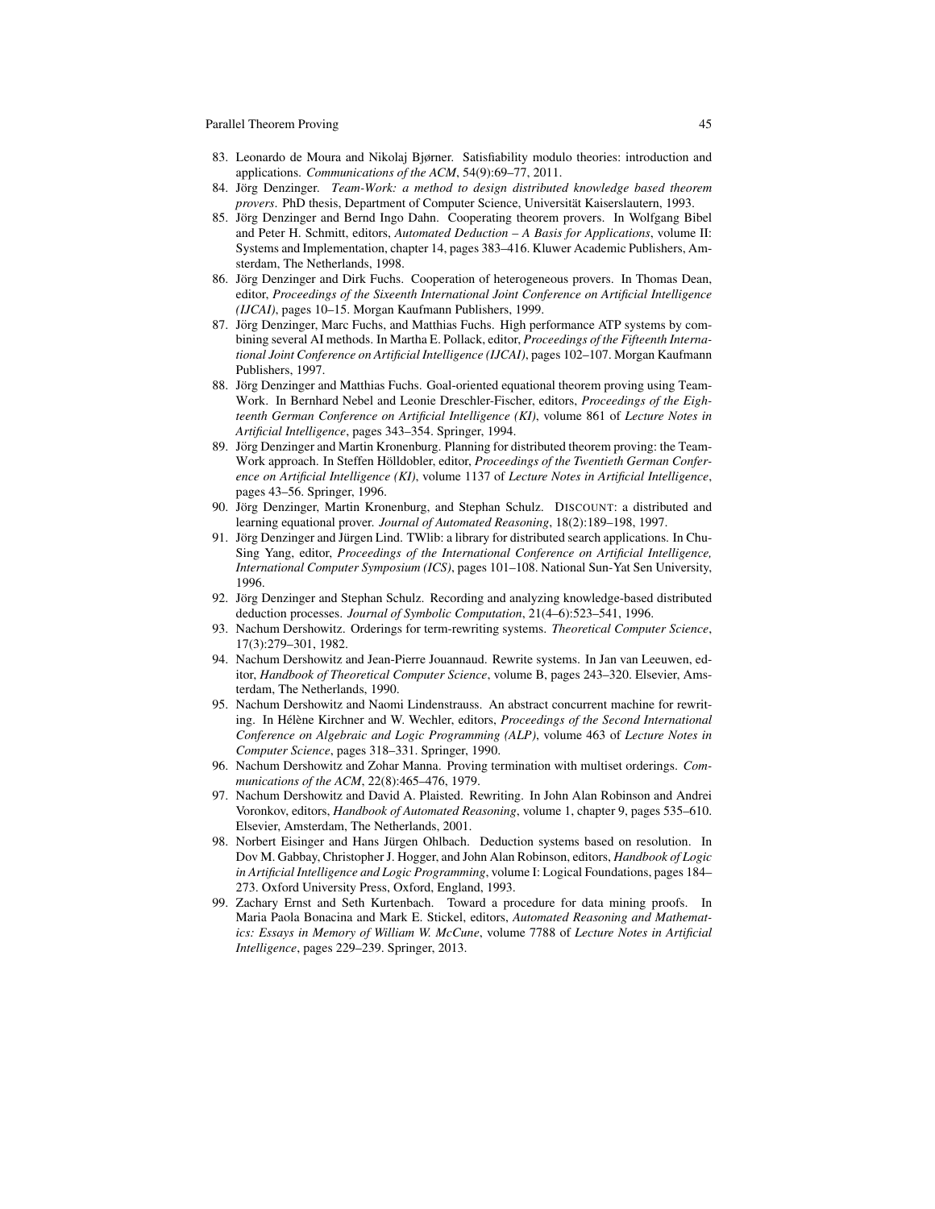83. Leonardo de Moura and Nikolaj Bjørner. Satisfiability modulo theories: introduction and applications. *Communications of the ACM*, 54(9):69–77, 2011.
84. Jörg Denzinger. *Team-Work: a method to design distributed knowledge based theorem provers*. PhD thesis, Department of Computer Science, Universität Kaiserslautern, 1993.
85. Jörg Denzinger and Bernd Ingo Dahn. Cooperating theorem provers. In Wolfgang Bibel and Peter H. Schmitt, editors, *Automated Deduction – A Basis for Applications*, volume II: Systems and Implementation, chapter 14, pages 383–416. Kluwer Academic Publishers, Amsterdam, The Netherlands, 1998.
86. Jörg Denzinger and Dirk Fuchs. Cooperation of heterogeneous provers. In Thomas Dean, editor, *Proceedings of the Sixeenth International Joint Conference on Artificial Intelligence (IJCAI)*, pages 10–15. Morgan Kaufmann Publishers, 1999.
87. Jörg Denzinger, Marc Fuchs, and Matthias Fuchs. High performance ATP systems by combining several AI methods. In Martha E. Pollack, editor, *Proceedings of the Fifteenth International Joint Conference on Artificial Intelligence (IJCAI)*, pages 102–107. Morgan Kaufmann Publishers, 1997.
88. Jörg Denzinger and Matthias Fuchs. Goal-oriented equational theorem proving using Team-Work. In Bernhard Nebel and Leonie Dreschler-Fischer, editors, *Proceedings of the Eighteenth German Conference on Artificial Intelligence (KI)*, volume 861 of *Lecture Notes in Artificial Intelligence*, pages 343–354. Springer, 1994.
89. Jörg Denzinger and Martin Kronenburg. Planning for distributed theorem proving: the Team-Work approach. In Steffen Hölldobler, editor, *Proceedings of the Twentieth German Conference on Artificial Intelligence (KI)*, volume 1137 of *Lecture Notes in Artificial Intelligence*, pages 43–56. Springer, 1996.
90. Jörg Denzinger, Martin Kronenburg, and Stephan Schulz. DISCOUNT: a distributed and learning equational prover. *Journal of Automated Reasoning*, 18(2):189–198, 1997.
91. Jörg Denzinger and Jürgen Lind. TWlib: a library for distributed search applications. In Chu-Sing Yang, editor, *Proceedings of the International Conference on Artificial Intelligence, International Computer Symposium (ICS)*, pages 101–108. National Sun-Yat Sen University, 1996.
92. Jörg Denzinger and Stephan Schulz. Recording and analyzing knowledge-based distributed deduction processes. *Journal of Symbolic Computation*, 21(4–6):523–541, 1996.
93. Nachum Dershowitz. Orderings for term-rewriting systems. *Theoretical Computer Science*, 17(3):279–301, 1982.
94. Nachum Dershowitz and Jean-Pierre Jouannaud. Rewrite systems. In Jan van Leeuwen, editor, *Handbook of Theoretical Computer Science*, volume B, pages 243–320. Elsevier, Amsterdam, The Netherlands, 1990.
95. Nachum Dershowitz and Naomi Lindenstrauss. An abstract concurrent machine for rewriting. In Hélène Kirchner and W. Wechler, editors, *Proceedings of the Second International Conference on Algebraic and Logic Programming (ALP)*, volume 463 of *Lecture Notes in Computer Science*, pages 318–331. Springer, 1990.
96. Nachum Dershowitz and Zohar Manna. Proving termination with multiset orderings. *Communications of the ACM*, 22(8):465–476, 1979.
97. Nachum Dershowitz and David A. Plaisted. Rewriting. In John Alan Robinson and Andrei Voronkov, editors, *Handbook of Automated Reasoning*, volume 1, chapter 9, pages 535–610. Elsevier, Amsterdam, The Netherlands, 2001.
98. Norbert Eisinger and Hans Jürgen Ohlbach. Deduction systems based on resolution. In Dov M. Gabbay, Christopher J. Hogger, and John Alan Robinson, editors, *Handbook of Logic in Artificial Intelligence and Logic Programming*, volume I: Logical Foundations, pages 184–273. Oxford University Press, Oxford, England, 1993.
99. Zachary Ernst and Seth Kurtenbach. Toward a procedure for data mining proofs. In Maria Paola Bonacina and Mark E. Stickel, editors, *Automated Reasoning and Mathematics: Essays in Memory of William W. McCune*, volume 7788 of *Lecture Notes in Artificial Intelligence*, pages 229–239. Springer, 2013.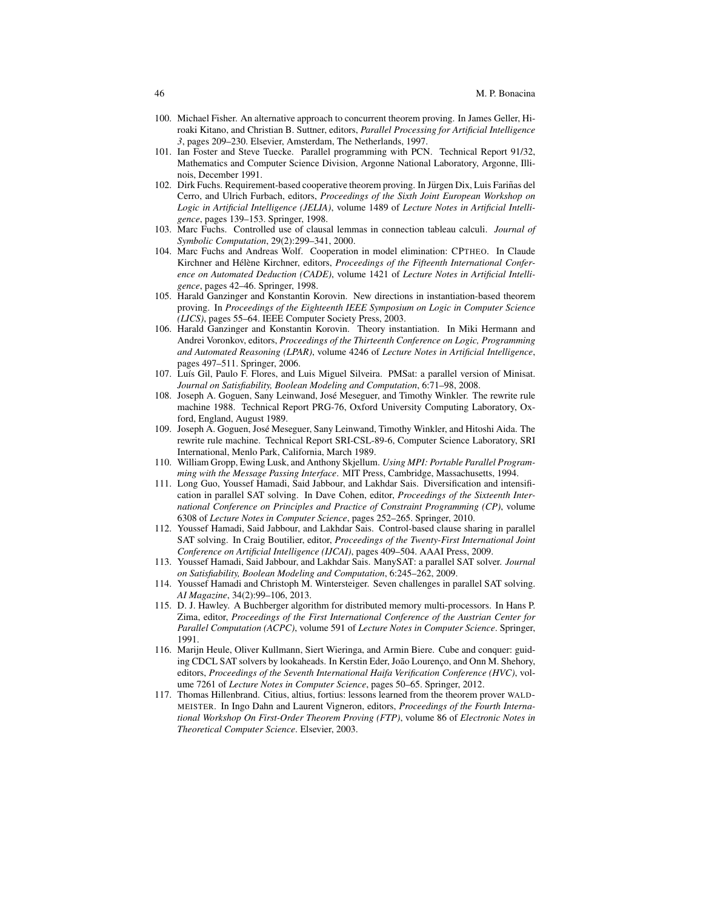100. Michael Fisher. An alternative approach to concurrent theorem proving. In James Geller, Hiroaki Kitano, and Christian B. Suttner, editors, *Parallel Processing for Artificial Intelligence 3*, pages 209–230. Elsevier, Amsterdam, The Netherlands, 1997.
101. Ian Foster and Steve Tuecke. Parallel programming with PCN. Technical Report 91/32, Mathematics and Computer Science Division, Argonne National Laboratory, Argonne, Illinois, December 1991.
102. Dirk Fuchs. Requirement-based cooperative theorem proving. In Jürgen Dix, Luis Fariñas del Cerro, and Ulrich Furbach, editors, *Proceedings of the Sixth Joint European Workshop on Logic in Artificial Intelligence (JELIA)*, volume 1489 of *Lecture Notes in Artificial Intelligence*, pages 139–153. Springer, 1998.
103. Marc Fuchs. Controlled use of clausal lemmas in connection tableau calculi. *Journal of Symbolic Computation*, 29(2):299–341, 2000.
104. Marc Fuchs and Andreas Wolf. Cooperation in model elimination: CPTHEO. In Claude Kirchner and Hélène Kirchner, editors, *Proceedings of the Fifteenth International Conference on Automated Deduction (CADE)*, volume 1421 of *Lecture Notes in Artificial Intelligence*, pages 42–46. Springer, 1998.
105. Harald Ganzinger and Konstantin Korovin. New directions in instantiation-based theorem proving. In *Proceedings of the Eighteenth IEEE Symposium on Logic in Computer Science (LICS)*, pages 55–64. IEEE Computer Society Press, 2003.
106. Harald Ganzinger and Konstantin Korovin. Theory instantiation. In Miki Hermann and Andrei Voronkov, editors, *Proceedings of the Thirteenth Conference on Logic, Programming and Automated Reasoning (LPAR)*, volume 4246 of *Lecture Notes in Artificial Intelligence*, pages 497–511. Springer, 2006.
107. Luís Gil, Paulo F. Flores, and Luis Miguel Silveira. PMSat: a parallel version of Minisat. *Journal on Satisfiability, Boolean Modeling and Computation*, 6:71–98, 2008.
108. Joseph A. Goguen, Sany Leinwand, José Meseguer, and Timothy Winkler. The rewrite rule machine 1988. Technical Report PRG-76, Oxford University Computing Laboratory, Oxford, England, August 1989.
109. Joseph A. Goguen, José Meseguer, Sany Leinwand, Timothy Winkler, and Hitoshi Aida. The rewrite rule machine. Technical Report SRI-CSL-89-6, Computer Science Laboratory, SRI International, Menlo Park, California, March 1989.
110. William Gropp, Ewing Lusk, and Anthony Skjellum. *Using MPI: Portable Parallel Programming with the Message Passing Interface*. MIT Press, Cambridge, Massachusetts, 1994.
111. Long Guo, Youssef Hamadi, Said Jabbour, and Lakhdar Sais. Diversification and intensification in parallel SAT solving. In Dave Cohen, editor, *Proceedings of the Sixteenth International Conference on Principles and Practice of Constraint Programming (CP)*, volume 6308 of *Lecture Notes in Computer Science*, pages 252–265. Springer, 2010.
112. Youssef Hamadi, Said Jabbour, and Lakhdar Sais. Control-based clause sharing in parallel SAT solving. In Craig Boutilier, editor, *Proceedings of the Twenty-First International Joint Conference on Artificial Intelligence (IJCAI)*, pages 409–504. AAAI Press, 2009.
113. Youssef Hamadi, Said Jabbour, and Lakhdar Sais. ManySAT: a parallel SAT solver. *Journal on Satisfiability, Boolean Modeling and Computation*, 6:245–262, 2009.
114. Youssef Hamadi and Christoph M. Wintersteiger. Seven challenges in parallel SAT solving. *AI Magazine*, 34(2):99–106, 2013.
115. D. J. Hawley. A Buchberger algorithm for distributed memory multi-processors. In Hans P. Zima, editor, *Proceedings of the First International Conference of the Austrian Center for Parallel Computation (ACPC)*, volume 591 of *Lecture Notes in Computer Science*. Springer, 1991.
116. Marijn Heule, Oliver Kullmann, Siert Wieringa, and Armin Biere. Cube and conquer: guiding CDCL SAT solvers by lookaheads. In Kerstin Eder, João Lourenço, and Onn M. Shehory, editors, *Proceedings of the Seventh International Haifa Verification Conference (HVC)*, volume 7261 of *Lecture Notes in Computer Science*, pages 50–65. Springer, 2012.
117. Thomas Hillenbrand. Citius, altius, fortius: lessons learned from the theorem prover WALDMEISTER. In Ingo Dahn and Laurent Vigneron, editors, *Proceedings of the Fourth International Workshop On First-Order Theorem Proving (FTP)*, volume 86 of *Electronic Notes in Theoretical Computer Science*. Elsevier, 2003.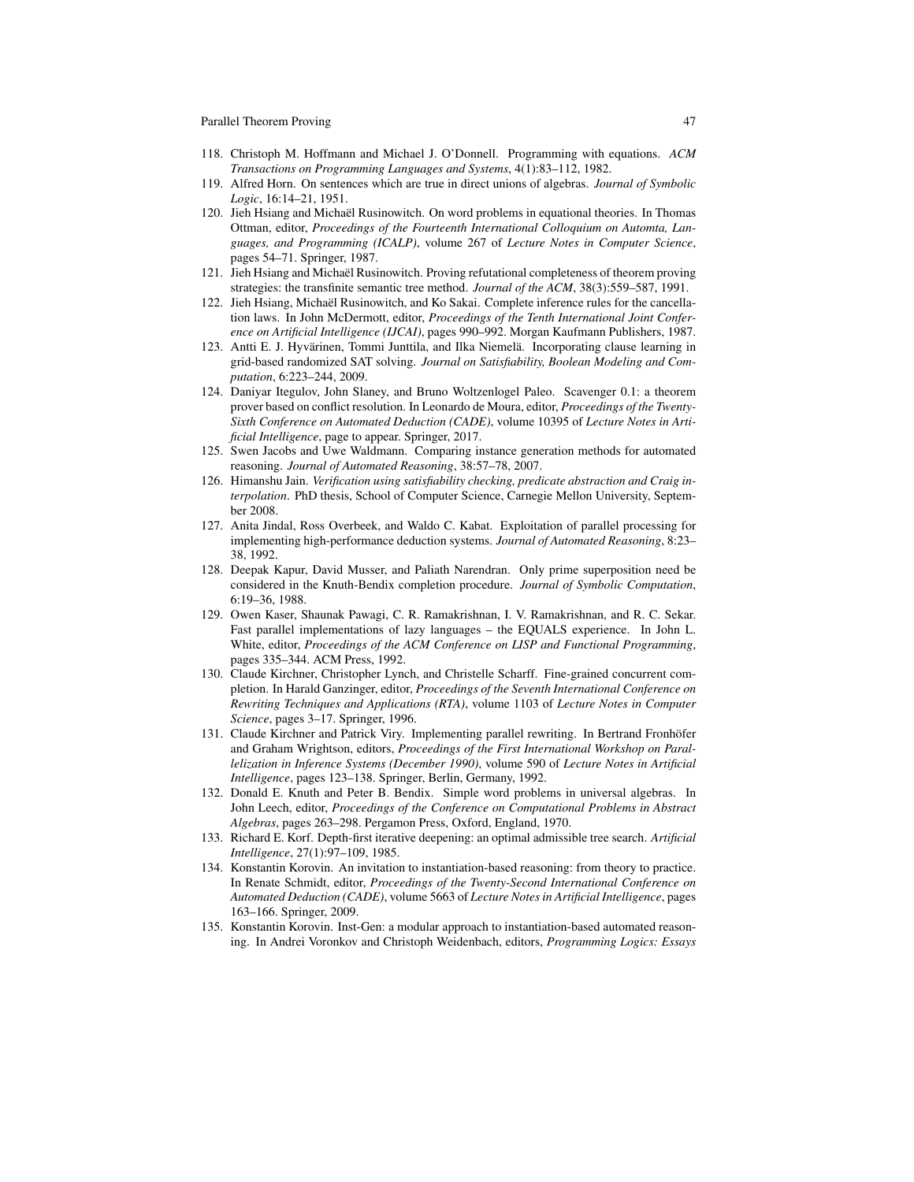118. Christoph M. Hoffmann and Michael J. O'Donnell. Programming with equations. *ACM Transactions on Programming Languages and Systems*, 4(1):83–112, 1982.
119. Alfred Horn. On sentences which are true in direct unions of algebras. *Journal of Symbolic Logic*, 16:14–21, 1951.
120. Jieh Hsiang and Michaël Rusinowitch. On word problems in equational theories. In Thomas Ottman, editor, *Proceedings of the Fourteenth International Colloquium on Automta, Languages, and Programming (ICALP)*, volume 267 of *Lecture Notes in Computer Science*, pages 54–71. Springer, 1987.
121. Jieh Hsiang and Michaël Rusinowitch. Proving refutational completeness of theorem proving strategies: the transfinite semantic tree method. *Journal of the ACM*, 38(3):559–587, 1991.
122. Jieh Hsiang, Michaël Rusinowitch, and Ko Sakai. Complete inference rules for the cancellation laws. In John McDermott, editor, *Proceedings of the Tenth International Joint Conference on Artificial Intelligence (IJCAI)*, pages 990–992. Morgan Kaufmann Publishers, 1987.
123. Antti E. J. Hyvärinen, Tommi Junttila, and Ilka Niemelä. Incorporating clause learning in grid-based randomized SAT solving. *Journal on Satisfiability, Boolean Modeling and Computation*, 6:223–244, 2009.
124. Daniyar Itegulov, John Slaney, and Bruno Woltzenlogel Paleo. Scavenger 0.1: a theorem prover based on conflict resolution. In Leonardo de Moura, editor, *Proceedings of the Twenty-Sixth Conference on Automated Deduction (CADE)*, volume 10395 of *Lecture Notes in Artificial Intelligence*, page to appear. Springer, 2017.
125. Swen Jacobs and Uwe Waldmann. Comparing instance generation methods for automated reasoning. *Journal of Automated Reasoning*, 38:57–78, 2007.
126. Himanshu Jain. *Verification using satisfiability checking, predicate abstraction and Craig interpolation*. PhD thesis, School of Computer Science, Carnegie Mellon University, September 2008.
127. Anita Jindal, Ross Overbeek, and Waldo C. Kabat. Exploitation of parallel processing for implementing high-performance deduction systems. *Journal of Automated Reasoning*, 8:23–38, 1992.
128. Deepak Kapur, David Musser, and Paliath Narendran. Only prime superposition need be considered in the Knuth-Bendix completion procedure. *Journal of Symbolic Computation*, 6:19–36, 1988.
129. Owen Kaser, Shaunak Pawagi, C. R. Ramakrishnan, I. V. Ramakrishnan, and R. C. Sekar. Fast parallel implementations of lazy languages – the EQUALS experience. In John L. White, editor, *Proceedings of the ACM Conference on LISP and Functional Programming*, pages 335–344. ACM Press, 1992.
130. Claude Kirchner, Christopher Lynch, and Christelle Scharff. Fine-grained concurrent completion. In Harald Ganzinger, editor, *Proceedings of the Seventh International Conference on Rewriting Techniques and Applications (RTA)*, volume 1103 of *Lecture Notes in Computer Science*, pages 3–17. Springer, 1996.
131. Claude Kirchner and Patrick Viry. Implementing parallel rewriting. In Bertrand Fronhöfer and Graham Wrightson, editors, *Proceedings of the First International Workshop on Parallelization in Inference Systems (December 1990)*, volume 590 of *Lecture Notes in Artificial Intelligence*, pages 123–138. Springer, Berlin, Germany, 1992.
132. Donald E. Knuth and Peter B. Bendix. Simple word problems in universal algebras. In John Leech, editor, *Proceedings of the Conference on Computational Problems in Abstract Algebras*, pages 263–298. Pergamon Press, Oxford, England, 1970.
133. Richard E. Korf. Depth-first iterative deepening: an optimal admissible tree search. *Artificial Intelligence*, 27(1):97–109, 1985.
134. Konstantin Korovin. An invitation to instantiation-based reasoning: from theory to practice. In Renate Schmidt, editor, *Proceedings of the Twenty-Second International Conference on Automated Deduction (CADE)*, volume 5663 of *Lecture Notes in Artificial Intelligence*, pages 163–166. Springer, 2009.
135. Konstantin Korovin. Inst-Gen: a modular approach to instantiation-based automated reasoning. In Andrei Voronkov and Christoph Weidenbach, editors, *Programming Logics: Essays*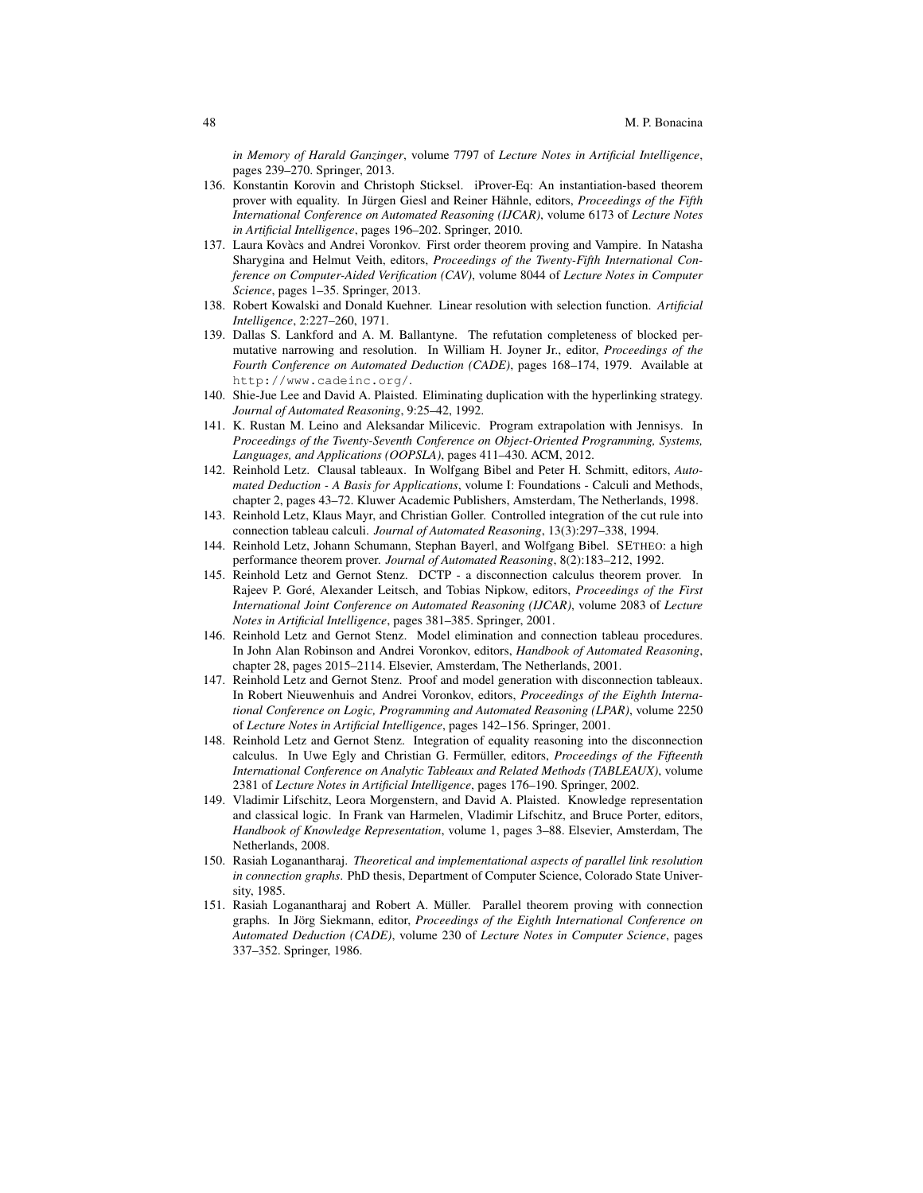*in Memory of Harald Ganzinger*, volume 7797 of *Lecture Notes in Artificial Intelligence*, pages 239–270. Springer, 2013.

136. Konstantin Korovin and Christoph Sticksel. iProver-Eq: An instantiation-based theorem prover with equality. In Jürgen Giesl and Reiner Hähnle, editors, *Proceedings of the Fifth International Conference on Automated Reasoning (IJCAR)*, volume 6173 of *Lecture Notes in Artificial Intelligence*, pages 196–202. Springer, 2010.
137. Laura Kovàcs and Andrei Voronkov. First order theorem proving and Vampire. In Natasha Sharygina and Helmut Veith, editors, *Proceedings of the Twenty-Fifth International Conference on Computer-Aided Verification (CAV)*, volume 8044 of *Lecture Notes in Computer Science*, pages 1–35. Springer, 2013.
138. Robert Kowalski and Donald Kuehner. Linear resolution with selection function. *Artificial Intelligence*, 2:227–260, 1971.
139. Dallas S. Lankford and A. M. Ballantyne. The refutation completeness of blocked permutative narrowing and resolution. In William H. Joyner Jr., editor, *Proceedings of the Fourth Conference on Automated Deduction (CADE)*, pages 168–174, 1979. Available at `http://www.cadeinc.org/`.
140. Shie-Jue Lee and David A. Plaisted. Eliminating duplication with the hyperlinking strategy. *Journal of Automated Reasoning*, 9:25–42, 1992.
141. K. Rustan M. Leino and Aleksandar Milicevic. Program extrapolation with Jennisys. In *Proceedings of the Twenty-Seventh Conference on Object-Oriented Programming, Systems, Languages, and Applications (OOPSLA)*, pages 411–430. ACM, 2012.
142. Reinhold Letz. Clausal tableaux. In Wolfgang Bibel and Peter H. Schmitt, editors, *Automated Deduction - A Basis for Applications*, volume I: Foundations - Calculi and Methods, chapter 2, pages 43–72. Kluwer Academic Publishers, Amsterdam, The Netherlands, 1998.
143. Reinhold Letz, Klaus Mayr, and Christian Goller. Controlled integration of the cut rule into connection tableau calculi. *Journal of Automated Reasoning*, 13(3):297–338, 1994.
144. Reinhold Letz, Johann Schumann, Stephan Bayerl, and Wolfgang Bibel. SETHEO: a high performance theorem prover. *Journal of Automated Reasoning*, 8(2):183–212, 1992.
145. Reinhold Letz and Gernot Stenz. DCTP - a disconnection calculus theorem prover. In Rajeev P. Goré, Alexander Leitsch, and Tobias Nipkow, editors, *Proceedings of the First International Joint Conference on Automated Reasoning (IJCAR)*, volume 2083 of *Lecture Notes in Artificial Intelligence*, pages 381–385. Springer, 2001.
146. Reinhold Letz and Gernot Stenz. Model elimination and connection tableau procedures. In John Alan Robinson and Andrei Voronkov, editors, *Handbook of Automated Reasoning*, chapter 28, pages 2015–2114. Elsevier, Amsterdam, The Netherlands, 2001.
147. Reinhold Letz and Gernot Stenz. Proof and model generation with disconnection tableaux. In Robert Nieuwenhuis and Andrei Voronkov, editors, *Proceedings of the Eighth International Conference on Logic, Programming and Automated Reasoning (LPAR)*, volume 2250 of *Lecture Notes in Artificial Intelligence*, pages 142–156. Springer, 2001.
148. Reinhold Letz and Gernot Stenz. Integration of equality reasoning into the disconnection calculus. In Uwe Egly and Christian G. Fermüller, editors, *Proceedings of the Fifteenth International Conference on Analytic Tableaux and Related Methods (TABLEAUX)*, volume 2381 of *Lecture Notes in Artificial Intelligence*, pages 176–190. Springer, 2002.
149. Vladimir Lifschitz, Leora Morgenstern, and David A. Plaisted. Knowledge representation and classical logic. In Frank van Harmelen, Vladimir Lifschitz, and Bruce Porter, editors, *Handbook of Knowledge Representation*, volume 1, pages 3–88. Elsevier, Amsterdam, The Netherlands, 2008.
150. Rasiah Loganantharaj. *Theoretical and implementational aspects of parallel link resolution in connection graphs*. PhD thesis, Department of Computer Science, Colorado State University, 1985.
151. Rasiah Loganantharaj and Robert A. Müller. Parallel theorem proving with connection graphs. In Jörg Siekmann, editor, *Proceedings of the Eighth International Conference on Automated Deduction (CADE)*, volume 230 of *Lecture Notes in Computer Science*, pages 337–352. Springer, 1986.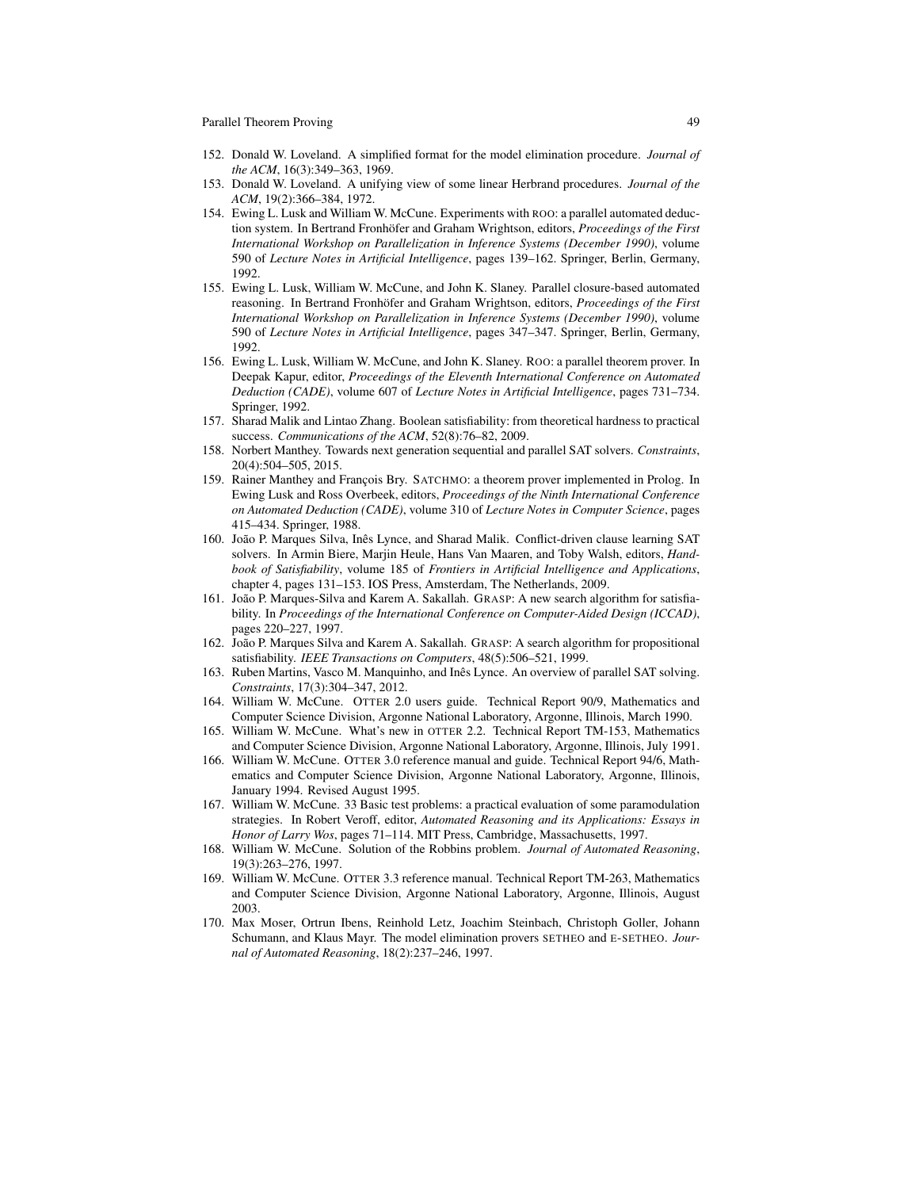152. Donald W. Loveland. A simplified format for the model elimination procedure. *Journal of the ACM*, 16(3):349–363, 1969.
153. Donald W. Loveland. A unifying view of some linear Herbrand procedures. *Journal of the ACM*, 19(2):366–384, 1972.
154. Ewing L. Lusk and William W. McCune. Experiments with ROO: a parallel automated deduction system. In Bertrand Fronhöfer and Graham Wrightson, editors, *Proceedings of the First International Workshop on Parallelization in Inference Systems (December 1990)*, volume 590 of *Lecture Notes in Artificial Intelligence*, pages 139–162. Springer, Berlin, Germany, 1992.
155. Ewing L. Lusk, William W. McCune, and John K. Slaney. Parallel closure-based automated reasoning. In Bertrand Fronhöfer and Graham Wrightson, editors, *Proceedings of the First International Workshop on Parallelization in Inference Systems (December 1990)*, volume 590 of *Lecture Notes in Artificial Intelligence*, pages 347–347. Springer, Berlin, Germany, 1992.
156. Ewing L. Lusk, William W. McCune, and John K. Slaney. ROO: a parallel theorem prover. In Deepak Kapur, editor, *Proceedings of the Eleventh International Conference on Automated Deduction (CADE)*, volume 607 of *Lecture Notes in Artificial Intelligence*, pages 731–734. Springer, 1992.
157. Sharad Malik and Lintao Zhang. Boolean satisfiability: from theoretical hardness to practical success. *Communications of the ACM*, 52(8):76–82, 2009.
158. Norbert Manthey. Towards next generation sequential and parallel SAT solvers. *Constraints*, 20(4):504–505, 2015.
159. Rainer Manthey and François Bry. SATCHMO: a theorem prover implemented in Prolog. In Ewing Lusk and Ross Overbeek, editors, *Proceedings of the Ninth International Conference on Automated Deduction (CADE)*, volume 310 of *Lecture Notes in Computer Science*, pages 415–434. Springer, 1988.
160. João P. Marques Silva, Inês Lynce, and Sharad Malik. Conflict-driven clause learning SAT solvers. In Armin Biere, Marjin Heule, Hans Van Maaren, and Toby Walsh, editors, *Handbook of Satisfiability*, volume 185 of *Frontiers in Artificial Intelligence and Applications*, chapter 4, pages 131–153. IOS Press, Amsterdam, The Netherlands, 2009.
161. João P. Marques-Silva and Karem A. Sakallah. GRASP: A new search algorithm for satisfiability. In *Proceedings of the International Conference on Computer-Aided Design (ICCAD)*, pages 220–227, 1997.
162. João P. Marques Silva and Karem A. Sakallah. GRASP: A search algorithm for propositional satisfiability. *IEEE Transactions on Computers*, 48(5):506–521, 1999.
163. Ruben Martins, Vasco M. Manquinho, and Inês Lynce. An overview of parallel SAT solving. *Constraints*, 17(3):304–347, 2012.
164. William W. McCune. OTTER 2.0 users guide. Technical Report 90/9, Mathematics and Computer Science Division, Argonne National Laboratory, Argonne, Illinois, March 1990.
165. William W. McCune. What's new in OTTER 2.2. Technical Report TM-153, Mathematics and Computer Science Division, Argonne National Laboratory, Argonne, Illinois, July 1991.
166. William W. McCune. OTTER 3.0 reference manual and guide. Technical Report 94/6, Mathematics and Computer Science Division, Argonne National Laboratory, Argonne, Illinois, January 1994. Revised August 1995.
167. William W. McCune. 33 Basic test problems: a practical evaluation of some paramodulation strategies. In Robert Veroff, editor, *Automated Reasoning and its Applications: Essays in Honor of Larry Wos*, pages 71–114. MIT Press, Cambridge, Massachusetts, 1997.
168. William W. McCune. Solution of the Robbins problem. *Journal of Automated Reasoning*, 19(3):263–276, 1997.
169. William W. McCune. OTTER 3.3 reference manual. Technical Report TM-263, Mathematics and Computer Science Division, Argonne National Laboratory, Argonne, Illinois, August 2003.
170. Max Moser, Ortrun Ibens, Reinhold Letz, Joachim Steinbach, Christoph Goller, Johann Schumann, and Klaus Mayr. The model elimination provers SETHEO and E-SETHEO. *Journal of Automated Reasoning*, 18(2):237–246, 1997.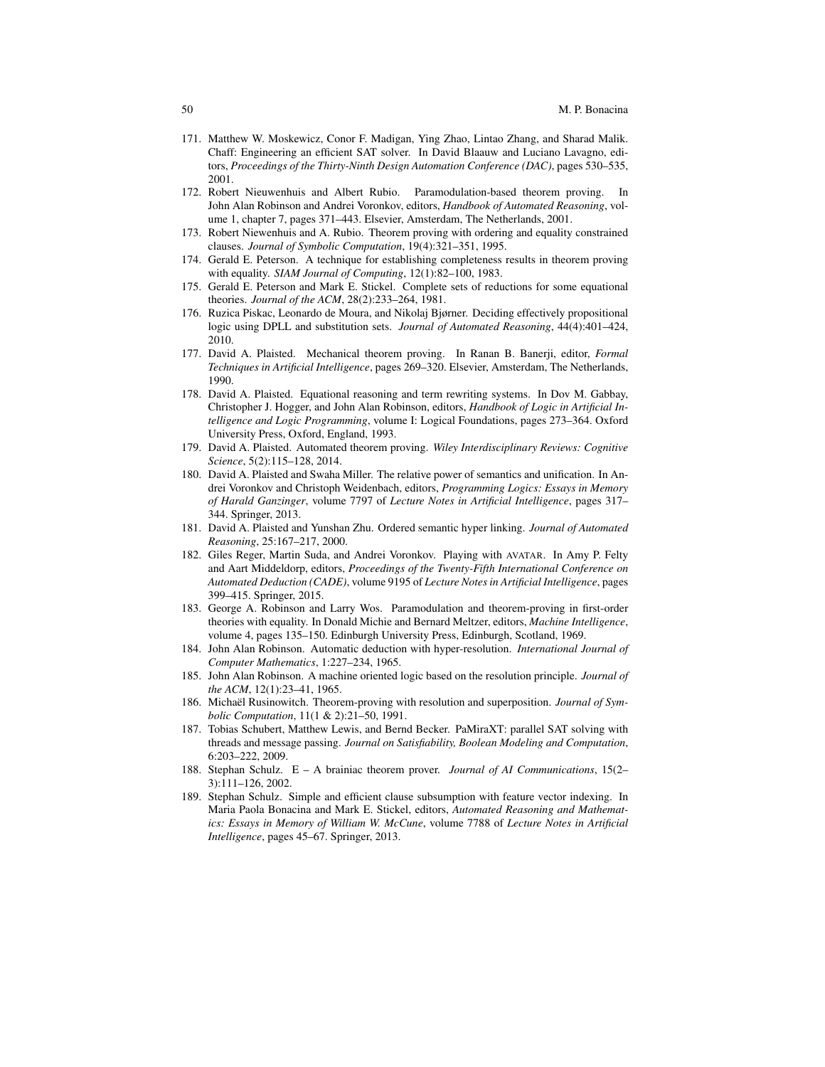171. Matthew W. Moskewicz, Conor F. Madigan, Ying Zhao, Lintao Zhang, and Sharad Malik. Chaff: Engineering an efficient SAT solver. In David Blaauw and Luciano Lavagno, editors, *Proceedings of the Thirty-Ninth Design Automation Conference (DAC)*, pages 530–535, 2001.
172. Robert Nieuwenhuis and Albert Rubio. Paramodulation-based theorem proving. In John Alan Robinson and Andrei Voronkov, editors, *Handbook of Automated Reasoning*, volume 1, chapter 7, pages 371–443. Elsevier, Amsterdam, The Netherlands, 2001.
173. Robert Niewenhuis and A. Rubio. Theorem proving with ordering and equality constrained clauses. *Journal of Symbolic Computation*, 19(4):321–351, 1995.
174. Gerald E. Peterson. A technique for establishing completeness results in theorem proving with equality. *SIAM Journal of Computing*, 12(1):82–100, 1983.
175. Gerald E. Peterson and Mark E. Stickel. Complete sets of reductions for some equational theories. *Journal of the ACM*, 28(2):233–264, 1981.
176. Ruzica Piskac, Leonardo de Moura, and Nikolaj Bjørner. Deciding effectively propositional logic using DPLL and substitution sets. *Journal of Automated Reasoning*, 44(4):401–424, 2010.
177. David A. Plaisted. Mechanical theorem proving. In Ranan B. Banerji, editor, *Formal Techniques in Artificial Intelligence*, pages 269–320. Elsevier, Amsterdam, The Netherlands, 1990.
178. David A. Plaisted. Equational reasoning and term rewriting systems. In Dov M. Gabbay, Christopher J. Hogger, and John Alan Robinson, editors, *Handbook of Logic in Artificial Intelligence and Logic Programming*, volume I: Logical Foundations, pages 273–364. Oxford University Press, Oxford, England, 1993.
179. David A. Plaisted. Automated theorem proving. *Wiley Interdisciplinary Reviews: Cognitive Science*, 5(2):115–128, 2014.
180. David A. Plaisted and Swaha Miller. The relative power of semantics and unification. In Andrei Voronkov and Christoph Weidenbach, editors, *Programming Logics: Essays in Memory of Harald Ganzinger*, volume 7797 of *Lecture Notes in Artificial Intelligence*, pages 317–344. Springer, 2013.
181. David A. Plaisted and Yunshan Zhu. Ordered semantic hyper linking. *Journal of Automated Reasoning*, 25:167–217, 2000.
182. Giles Reger, Martin Suda, and Andrei Voronkov. Playing with AVATAR. In Amy P. Felty and Aart Middeldorp, editors, *Proceedings of the Twenty-Fifth International Conference on Automated Deduction (CADE)*, volume 9195 of *Lecture Notes in Artificial Intelligence*, pages 399–415. Springer, 2015.
183. George A. Robinson and Larry Wos. Paramodulation and theorem-proving in first-order theories with equality. In Donald Michie and Bernard Meltzer, editors, *Machine Intelligence*, volume 4, pages 135–150. Edinburgh University Press, Edinburgh, Scotland, 1969.
184. John Alan Robinson. Automatic deduction with hyper-resolution. *International Journal of Computer Mathematics*, 1:227–234, 1965.
185. John Alan Robinson. A machine oriented logic based on the resolution principle. *Journal of the ACM*, 12(1):23–41, 1965.
186. Michaël Rusinowitch. Theorem-proving with resolution and superposition. *Journal of Symbolic Computation*, 11(1 & 2):21–50, 1991.
187. Tobias Schubert, Matthew Lewis, and Bernd Becker. PaMiraXT: parallel SAT solving with threads and message passing. *Journal on Satisfiability, Boolean Modeling and Computation*, 6:203–222, 2009.
188. Stephan Schulz. E – A brainiac theorem prover. *Journal of AI Communications*, 15(2–3):111–126, 2002.
189. Stephan Schulz. Simple and efficient clause subsumption with feature vector indexing. In Maria Paola Bonacina and Mark E. Stickel, editors, *Automated Reasoning and Mathematics: Essays in Memory of William W. McCune*, volume 7788 of *Lecture Notes in Artificial Intelligence*, pages 45–67. Springer, 2013.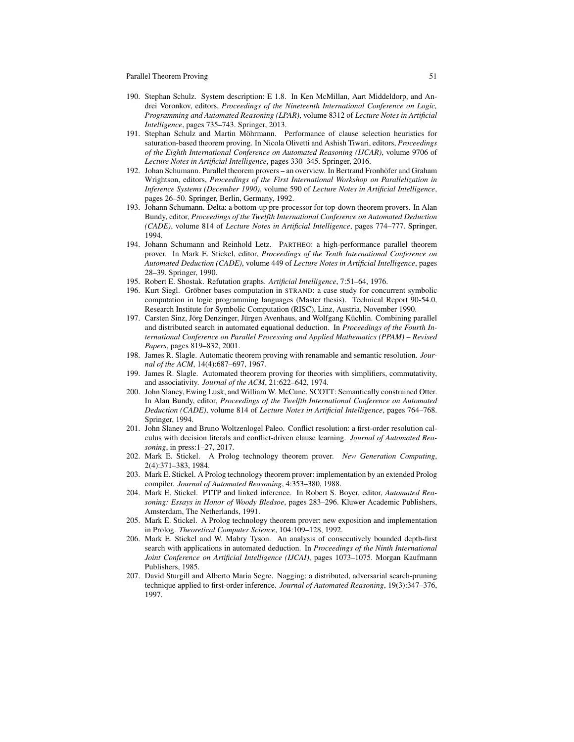190. Stephan Schulz. System description: E 1.8. In Ken McMillan, Aart Middeldorp, and Andrei Voronkov, editors, *Proceedings of the Nineteenth International Conference on Logic, Programming and Automated Reasoning (LPAR)*, volume 8312 of *Lecture Notes in Artificial Intelligence*, pages 735–743. Springer, 2013.
191. Stephan Schulz and Martin Möhrmann. Performance of clause selection heuristics for saturation-based theorem proving. In Nicola Olivetti and Ashish Tiwari, editors, *Proceedings of the Eighth International Conference on Automated Reasoning (IJCAR)*, volume 9706 of *Lecture Notes in Artificial Intelligence*, pages 330–345. Springer, 2016.
192. Johan Schumann. Parallel theorem provers – an overview. In Bertrand Fronhöfer and Graham Wrightson, editors, *Proceedings of the First International Workshop on Parallelization in Inference Systems (December 1990)*, volume 590 of *Lecture Notes in Artificial Intelligence*, pages 26–50. Springer, Berlin, Germany, 1992.
193. Johann Schumann. Delta: a bottom-up pre-processor for top-down theorem provers. In Alan Bundy, editor, *Proceedings of the Twelfth International Conference on Automated Deduction (CADE)*, volume 814 of *Lecture Notes in Artificial Intelligence*, pages 774–777. Springer, 1994.
194. Johann Schumann and Reinhold Letz. PARTHEO: a high-performance parallel theorem prover. In Mark E. Stickel, editor, *Proceedings of the Tenth International Conference on Automated Deduction (CADE)*, volume 449 of *Lecture Notes in Artificial Intelligence*, pages 28–39. Springer, 1990.
195. Robert E. Shostak. Refutation graphs. *Artificial Intelligence*, 7:51–64, 1976.
196. Kurt Siegl. Gröbner bases computation in STRAND: a case study for concurrent symbolic computation in logic programming languages (Master thesis). Technical Report 90-54.0, Research Institute for Symbolic Computation (RISC), Linz, Austria, November 1990.
197. Carsten Sinz, Jörg Denzinger, Jürgen Avenhaus, and Wolfgang Küchlin. Combining parallel and distributed search in automated equational deduction. In *Proceedings of the Fourth International Conference on Parallel Processing and Applied Mathematics (PPAM) – Revised Papers*, pages 819–832, 2001.
198. James R. Slagle. Automatic theorem proving with renamable and semantic resolution. *Journal of the ACM*, 14(4):687–697, 1967.
199. James R. Slagle. Automated theorem proving for theories with simplifiers, commutativity, and associativity. *Journal of the ACM*, 21:622–642, 1974.
200. John Slaney, Ewing Lusk, and William W. McCune. SCOTT: Semantically constrained Otter. In Alan Bundy, editor, *Proceedings of the Twelfth International Conference on Automated Deduction (CADE)*, volume 814 of *Lecture Notes in Artificial Intelligence*, pages 764–768. Springer, 1994.
201. John Slaney and Bruno Woltzenlogel Paleo. Conflict resolution: a first-order resolution calculus with decision literals and conflict-driven clause learning. *Journal of Automated Reasoning*, in press:1–27, 2017.
202. Mark E. Stickel. A Prolog technology theorem prover. *New Generation Computing*, 2(4):371–383, 1984.
203. Mark E. Stickel. A Prolog technology theorem prover: implementation by an extended Prolog compiler. *Journal of Automated Reasoning*, 4:353–380, 1988.
204. Mark E. Stickel. PTTP and linked inference. In Robert S. Boyer, editor, *Automated Reasoning: Essays in Honor of Woody Bledsoe*, pages 283–296. Kluwer Academic Publishers, Amsterdam, The Netherlands, 1991.
205. Mark E. Stickel. A Prolog technology theorem prover: new exposition and implementation in Prolog. *Theoretical Computer Science*, 104:109–128, 1992.
206. Mark E. Stickel and W. Mabry Tyson. An analysis of consecutively bounded depth-first search with applications in automated deduction. In *Proceedings of the Ninth International Joint Conference on Artificial Intelligence (IJCAI)*, pages 1073–1075. Morgan Kaufmann Publishers, 1985.
207. David Sturgill and Alberto Maria Segre. Nagging: a distributed, adversarial search-pruning technique applied to first-order inference. *Journal of Automated Reasoning*, 19(3):347–376, 1997.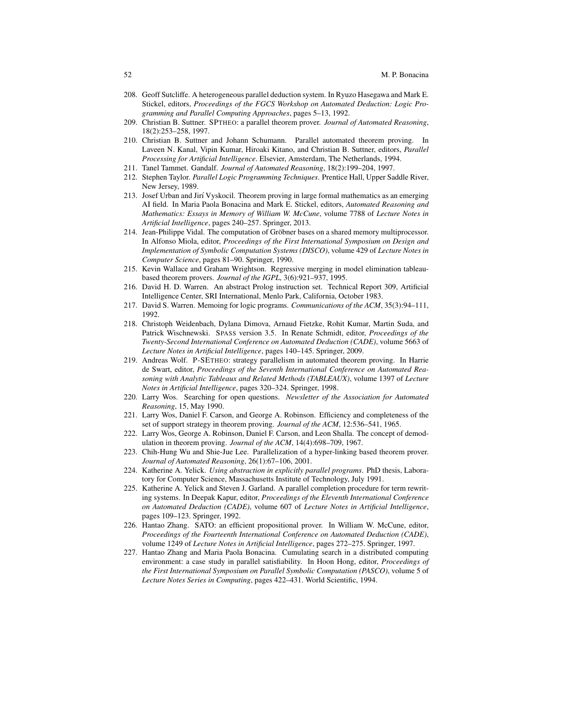208. Geoff Sutcliffe. A heterogeneous parallel deduction system. In Ryuzo Hasegawa and Mark E. Stickel, editors, *Proceedings of the FGCS Workshop on Automated Deduction: Logic Programming and Parallel Computing Approaches*, pages 5–13, 1992.
209. Christian B. Suttner. SPTHEO: a parallel theorem prover. *Journal of Automated Reasoning*, 18(2):253–258, 1997.
210. Christian B. Suttner and Johann Schumann. Parallel automated theorem proving. In Laveen N. Kanal, Vipin Kumar, Hiroaki Kitano, and Christian B. Suttner, editors, *Parallel Processing for Artificial Intelligence*. Elsevier, Amsterdam, The Netherlands, 1994.
211. Tanel Tammet. Gandalf. *Journal of Automated Reasoning*, 18(2):199–204, 1997.
212. Stephen Taylor. *Parallel Logic Programming Techniques*. Prentice Hall, Upper Saddle River, New Jersey, 1989.
213. Josef Urban and Jirí Vyskocil. Theorem proving in large formal mathematics as an emerging AI field. In Maria Paola Bonacina and Mark E. Stickel, editors, *Automated Reasoning and Mathematics: Essays in Memory of William W. McCune*, volume 7788 of *Lecture Notes in Artificial Intelligence*, pages 240–257. Springer, 2013.
214. Jean-Philippe Vidal. The computation of Gröbner bases on a shared memory multiprocessor. In Alfonso Miola, editor, *Proceedings of the First International Symposium on Design and Implementation of Symbolic Computation Systems (DISCO)*, volume 429 of *Lecture Notes in Computer Science*, pages 81–90. Springer, 1990.
215. Kevin Wallace and Graham Wrightson. Regressive merging in model elimination tableau-based theorem provers. *Journal of the IGPL*, 3(6):921–937, 1995.
216. David H. D. Warren. An abstract Prolog instruction set. Technical Report 309, Artificial Intelligence Center, SRI International, Menlo Park, California, October 1983.
217. David S. Warren. Memoing for logic programs. *Communications of the ACM*, 35(3):94–111, 1992.
218. Christoph Weidenbach, Dylana Dimova, Arnaud Fietzke, Rohit Kumar, Martin Suda, and Patrick Wischnewski. SPASS version 3.5. In Renate Schmidt, editor, *Proceedings of the Twenty-Second International Conference on Automated Deduction (CADE)*, volume 5663 of *Lecture Notes in Artificial Intelligence*, pages 140–145. Springer, 2009.
219. Andreas Wolf. P-SETHEO: strategy parallelism in automated theorem proving. In Harrie de Swart, editor, *Proceedings of the Seventh International Conference on Automated Reasoning with Analytic Tableaux and Related Methods (TABLEAUX)*, volume 1397 of *Lecture Notes in Artificial Intelligence*, pages 320–324. Springer, 1998.
220. Larry Wos. Searching for open questions. *Newsletter of the Association for Automated Reasoning*, 15, May 1990.
221. Larry Wos, Daniel F. Carson, and George A. Robinson. Efficiency and completeness of the set of support strategy in theorem proving. *Journal of the ACM*, 12:536–541, 1965.
222. Larry Wos, George A. Robinson, Daniel F. Carson, and Leon Shalla. The concept of demodulation in theorem proving. *Journal of the ACM*, 14(4):698–709, 1967.
223. Chih-Hung Wu and Shie-Jue Lee. Parallelization of a hyper-linking based theorem prover. *Journal of Automated Reasoning*, 26(1):67–106, 2001.
224. Katherine A. Yelick. *Using abstraction in explicitly parallel programs*. PhD thesis, Laboratory for Computer Science, Massachusetts Institute of Technology, July 1991.
225. Katherine A. Yelick and Steven J. Garland. A parallel completion procedure for term rewriting systems. In Deepak Kapur, editor, *Proceedings of the Eleventh International Conference on Automated Deduction (CADE)*, volume 607 of *Lecture Notes in Artificial Intelligence*, pages 109–123. Springer, 1992.
226. Hantao Zhang. SATO: an efficient propositional prover. In William W. McCune, editor, *Proceedings of the Fourteenth International Conference on Automated Deduction (CADE)*, volume 1249 of *Lecture Notes in Artificial Intelligence*, pages 272–275. Springer, 1997.
227. Hantao Zhang and Maria Paola Bonacina. Cumulating search in a distributed computing environment: a case study in parallel satisfiability. In Hoon Hong, editor, *Proceedings of the First International Symposium on Parallel Symbolic Computation (PASCO)*, volume 5 of *Lecture Notes Series in Computing*, pages 422–431. World Scientific, 1994.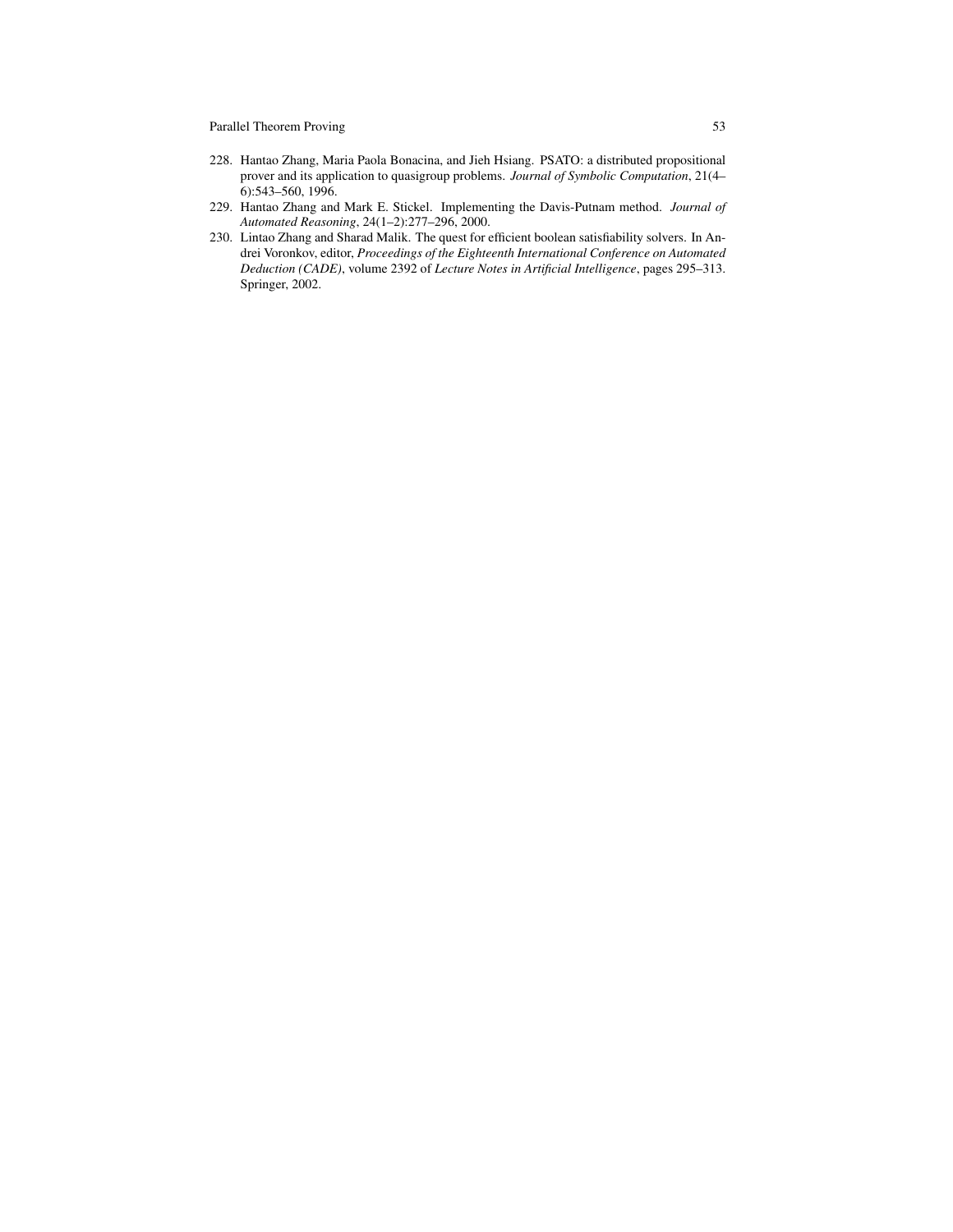228. Hantao Zhang, Maria Paola Bonacina, and Jieh Hsiang. PSATO: a distributed propositional prover and its application to quasigroup problems. *Journal of Symbolic Computation*, 21(4–6):543–560, 1996.
229. Hantao Zhang and Mark E. Stickel. Implementing the Davis-Putnam method. *Journal of Automated Reasoning*, 24(1–2):277–296, 2000.
230. Lintao Zhang and Sharad Malik. The quest for efficient boolean satisfiability solvers. In Andrei Voronkov, editor, *Proceedings of the Eighteenth International Conference on Automated Deduction (CADE)*, volume 2392 of *Lecture Notes in Artificial Intelligence*, pages 295–313. Springer, 2002.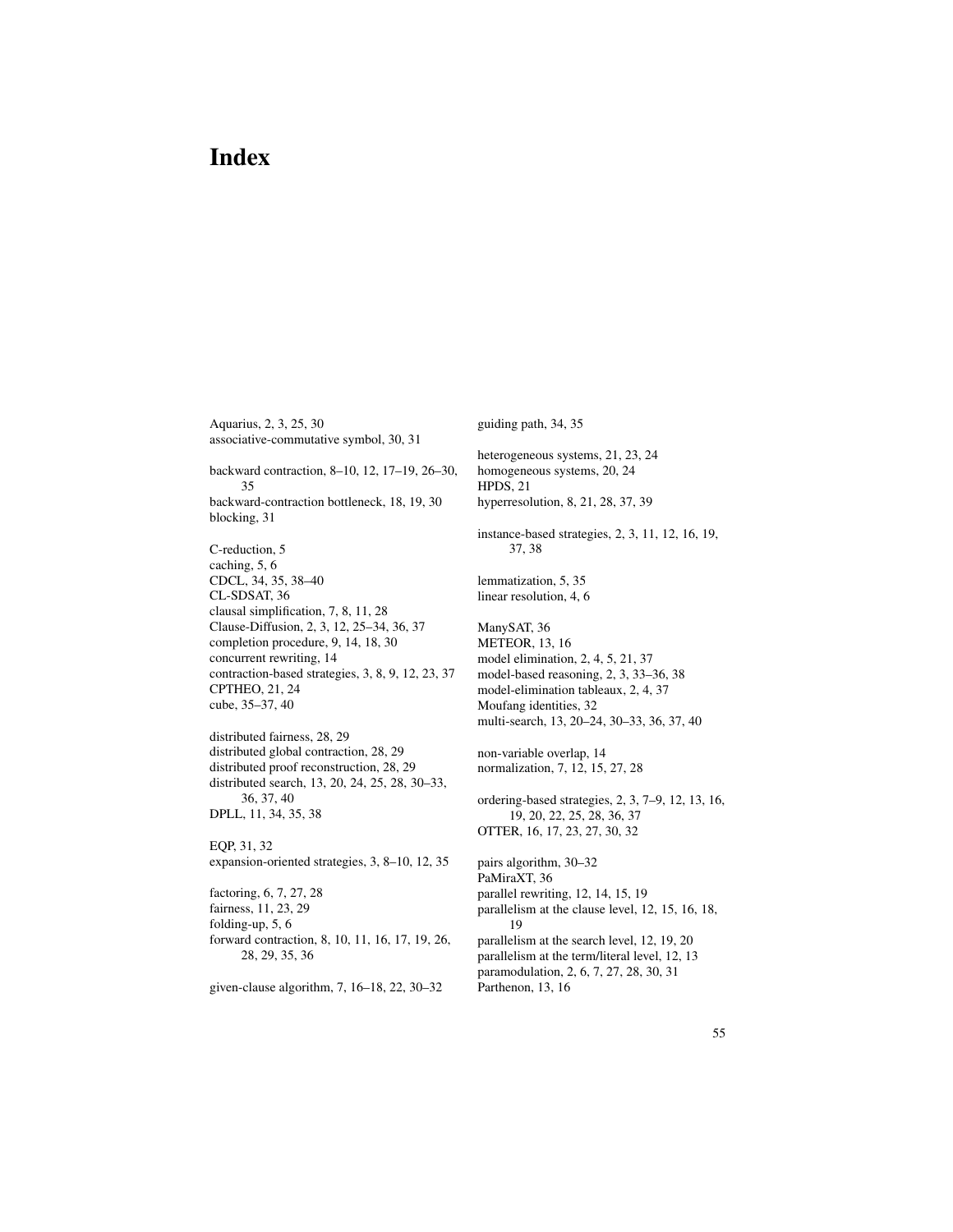# Index

Aquarius, 2, 3, 25, 30
associative-commutative symbol, 30, 31

backward contraction, 8–10, 12, 17–19, 26–30, 35
backward-contraction bottleneck, 18, 19, 30
blocking, 31

C-reduction, 5
caching, 5, 6
CDCL, 34, 35, 38–40
CL-SDSAT, 36
clausal simplification, 7, 8, 11, 28
Clause-Diffusion, 2, 3, 12, 25–34, 36, 37
completion procedure, 9, 14, 18, 30
concurrent rewriting, 14
contraction-based strategies, 3, 8, 9, 12, 23, 37
CPTHEO, 21, 24
cube, 35–37, 40

distributed fairness, 28, 29
distributed global contraction, 28, 29
distributed proof reconstruction, 28, 29
distributed search, 13, 20, 24, 25, 28, 30–33, 36, 37, 40
DPLL, 11, 34, 35, 38

EQP, 31, 32
expansion-oriented strategies, 3, 8–10, 12, 35

factoring, 6, 7, 27, 28
fairness, 11, 23, 29
folding-up, 5, 6
forward contraction, 8, 10, 11, 16, 17, 19, 26, 28, 29, 35, 36

given-clause algorithm, 7, 16–18, 22, 30–32

guiding path, 34, 35

heterogeneous systems, 21, 23, 24
homogeneous systems, 20, 24
HPDS, 21
hyperresolution, 8, 21, 28, 37, 39

instance-based strategies, 2, 3, 11, 12, 16, 19, 37, 38

lemmatization, 5, 35
linear resolution, 4, 6

ManySAT, 36
METEOR, 13, 16
model elimination, 2, 4, 5, 21, 37
model-based reasoning, 2, 3, 33–36, 38
model-elimination tableaux, 2, 4, 37
Moufang identities, 32
multi-search, 13, 20–24, 30–33, 36, 37, 40

non-variable overlap, 14
normalization, 7, 12, 15, 27, 28

ordering-based strategies, 2, 3, 7–9, 12, 13, 16, 19, 20, 22, 25, 28, 36, 37
OTTER, 16, 17, 23, 27, 30, 32

pairs algorithm, 30–32
PaMiraXT, 36
parallel rewriting, 12, 14, 15, 19
parallelism at the clause level, 12, 15, 16, 18, 19
parallelism at the search level, 12, 19, 20
parallelism at the term/literal level, 12, 13
paramodulation, 2, 6, 7, 27, 28, 30, 31
Parthenon, 13, 16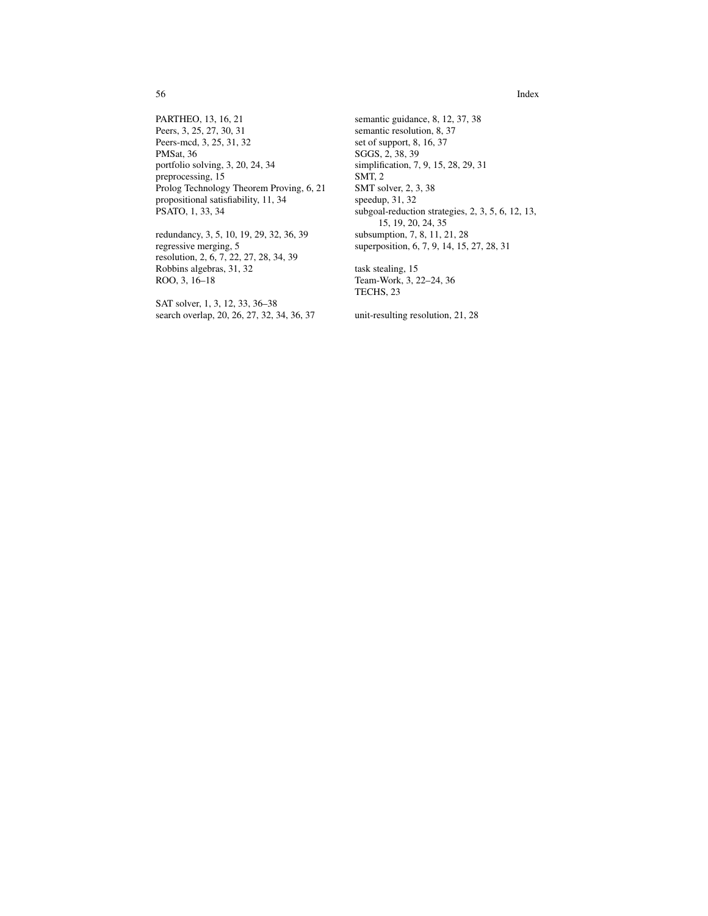PARTHEO, 13, 16, 21
Peers, 3, 25, 27, 30, 31
Peers-mcd, 3, 25, 31, 32
PMSat, 36
portfolio solving, 3, 20, 24, 34
preprocessing, 15
Prolog Technology Theorem Proving, 6, 21
propositional satisfiability, 11, 34
PSATO, 1, 33, 34

redundancy, 3, 5, 10, 19, 29, 32, 36, 39
regressive merging, 5
resolution, 2, 6, 7, 22, 27, 28, 34, 39
Robbins algebras, 31, 32
ROO, 3, 16–18

SAT solver, 1, 3, 12, 33, 36–38
search overlap, 20, 26, 27, 32, 34, 36, 37
semantic guidance, 8, 12, 37, 38
semantic resolution, 8, 37
set of support, 8, 16, 37
SGGS, 2, 38, 39
simplification, 7, 9, 15, 28, 29, 31
SMT, 2
SMT solver, 2, 3, 38
speedup, 31, 32
subgoal-reduction strategies, 2, 3, 5, 6, 12, 13, 15, 19, 20, 24, 35
subsumption, 7, 8, 11, 21, 28
superposition, 6, 7, 9, 14, 15, 27, 28, 31

task stealing, 15
Team-Work, 3, 22–24, 36
TECHS, 23

unit-resulting resolution, 21, 28